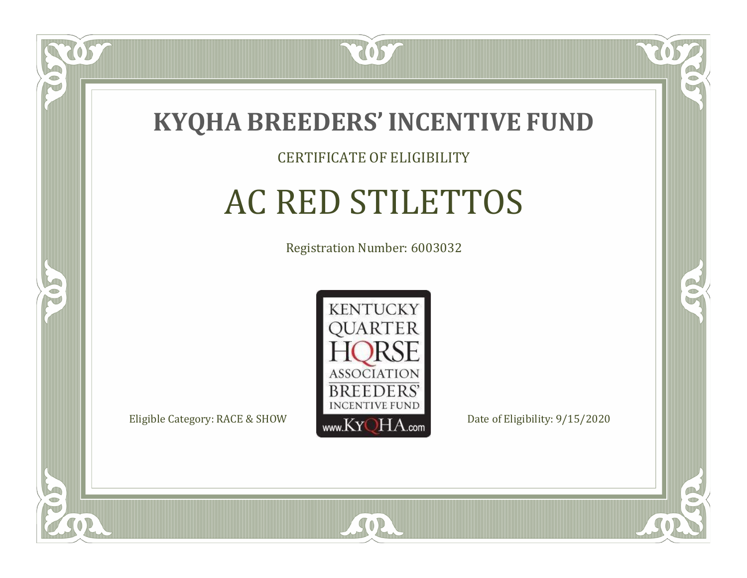# KYQHA BREEDERS' INCENTIVE FUND

CERTIFICATE OF ELIGIBILITY

## AC RED STILETTOS

Registration Number: 6003032

KENTUCKY QUARTER HORSE ASSOCIATION BREEDERS' INCENTIVE FUND

www.KyQHA.com

Eligible Category: RACE & SHOW

Date of Eligibility: 9/15/2020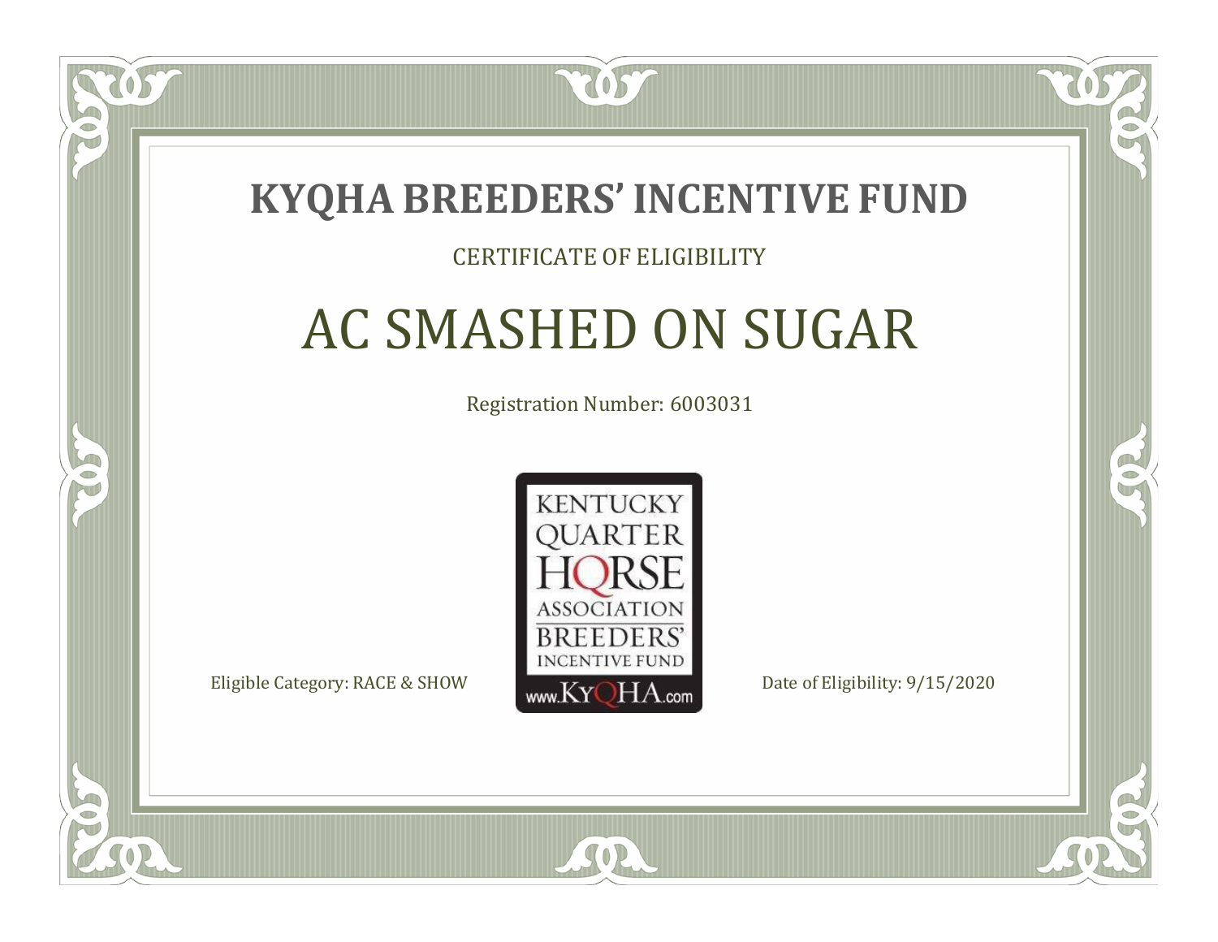# KYQHA BREEDERS' INCENTIVE FUND

CERTIFICATE OF ELIGIBILITY

## AC SMASHED ON SUGAR

Registration Number: 6003031

KENTUCKY QUARTER HORSE ASSOCIATION BREEDERS' INCENTIVE FUND www.KyQHA.com

Eligible Category: RACE & SHOW

Date of Eligibility: 9/15/2020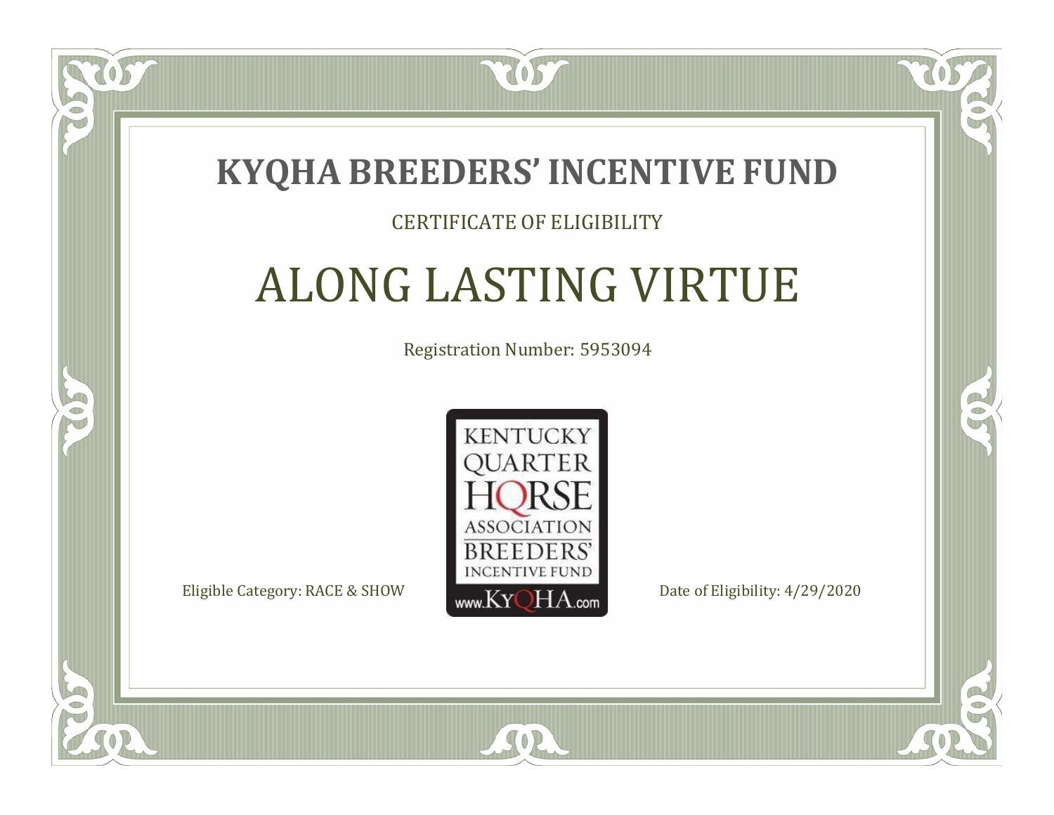# KYQHA BREEDERS' INCENTIVE FUND

CERTIFICATE OF ELIGIBILITY

## ALONG LASTING VIRTUE

Registration Number: 5953094

KENTUCKY QUARTER HORSE ASSOCIATION BREEDERS' INCENTIVE FUND www.KyQHA.com

Eligible Category: RACE & SHOW

Date of Eligibility: 4/29/2020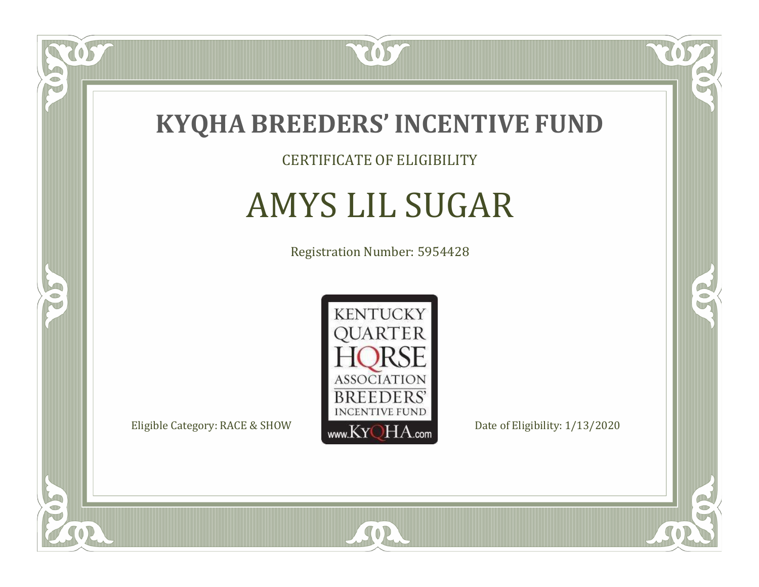# KYQHA BREEDERS' INCENTIVE FUND

CERTIFICATE OF ELIGIBILITY

## AMYS LIL SUGAR

Registration Number: 5954428

KENTUCKY QUARTER HORSE ASSOCIATION BREEDERS' INCENTIVE FUND www.KyQHA.com

Eligible Category: RACE & SHOW

Date of Eligibility: 1/13/2020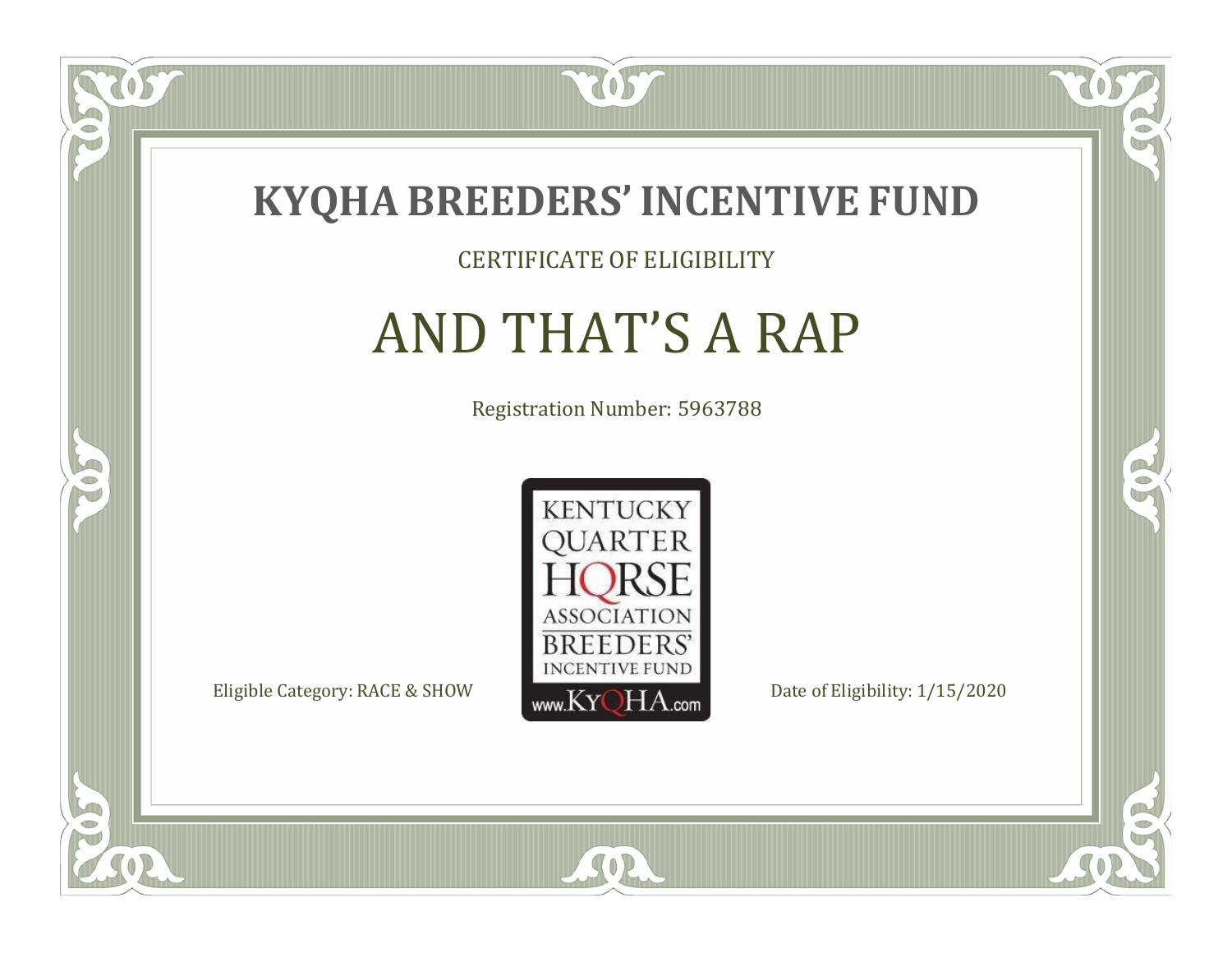# KYQHA BREEDERS' INCENTIVE FUND

CERTIFICATE OF ELIGIBILITY

## AND THAT'S A RAP

Registration Number: 5963788

KENTUCKY QUARTER HORSE ASSOCIATION BREEDERS' INCENTIVE FUND www.KyQHA.com

Eligible Category: RACE & SHOW

Date of Eligibility: 1/15/2020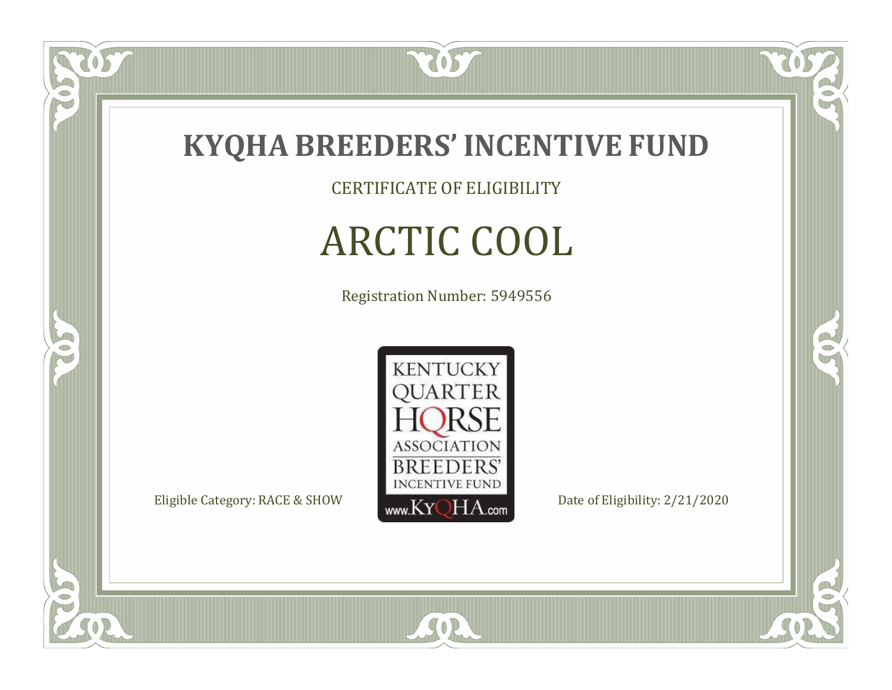# KYQHA BREEDERS' INCENTIVE FUND

CERTIFICATE OF ELIGIBILITY

## ARCTIC COOL

Registration Number: 5949556

KENTUCKY QUARTER HORSE ASSOCIATION BREEDERS' INCENTIVE FUND
www.KyQHA.com

Eligible Category: RACE & SHOW

Date of Eligibility: 2/21/2020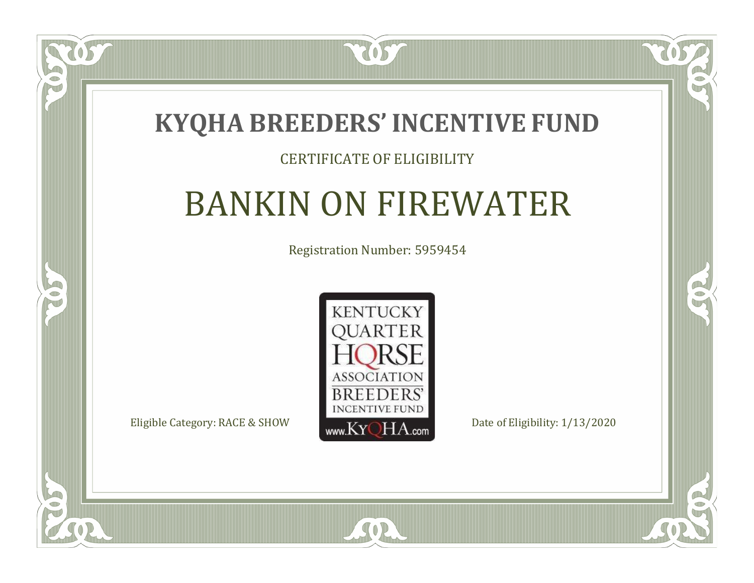# KYQHA BREEDERS' INCENTIVE FUND

CERTIFICATE OF ELIGIBILITY

## BANKIN ON FIREWATER

Registration Number: 5959454

KENTUCKY QUARTER HORSE ASSOCIATION BREEDERS' INCENTIVE FUND www.KyQHA.com

Eligible Category: RACE & SHOW

Date of Eligibility: 1/13/2020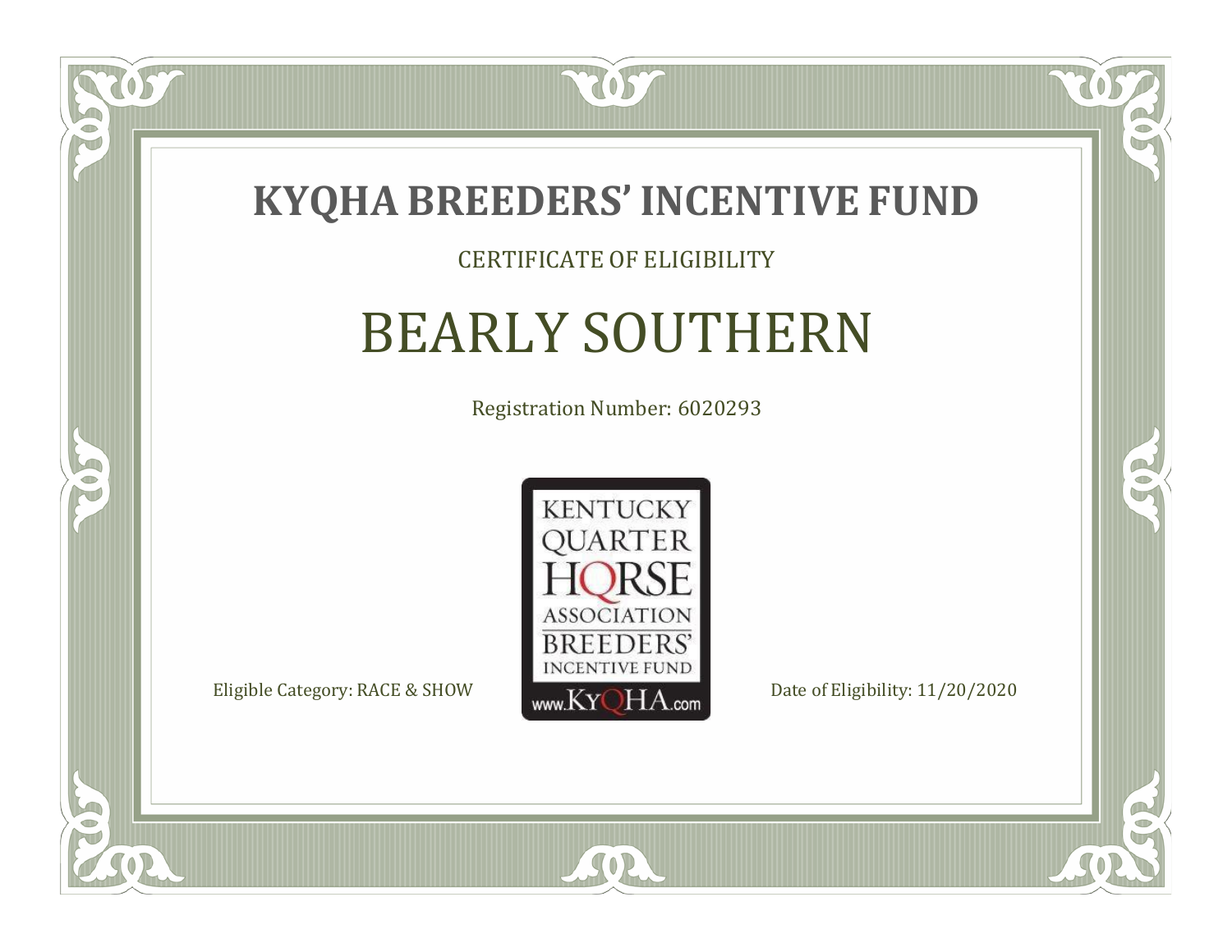# KYQHA BREEDERS' INCENTIVE FUND

CERTIFICATE OF ELIGIBILITY

## BEARLY SOUTHERN

Registration Number: 6020293

KENTUCKY QUARTER HORSE ASSOCIATION BREEDERS' INCENTIVE FUND www.KyQHA.com

Eligible Category: RACE & SHOW

Date of Eligibility: 11/20/2020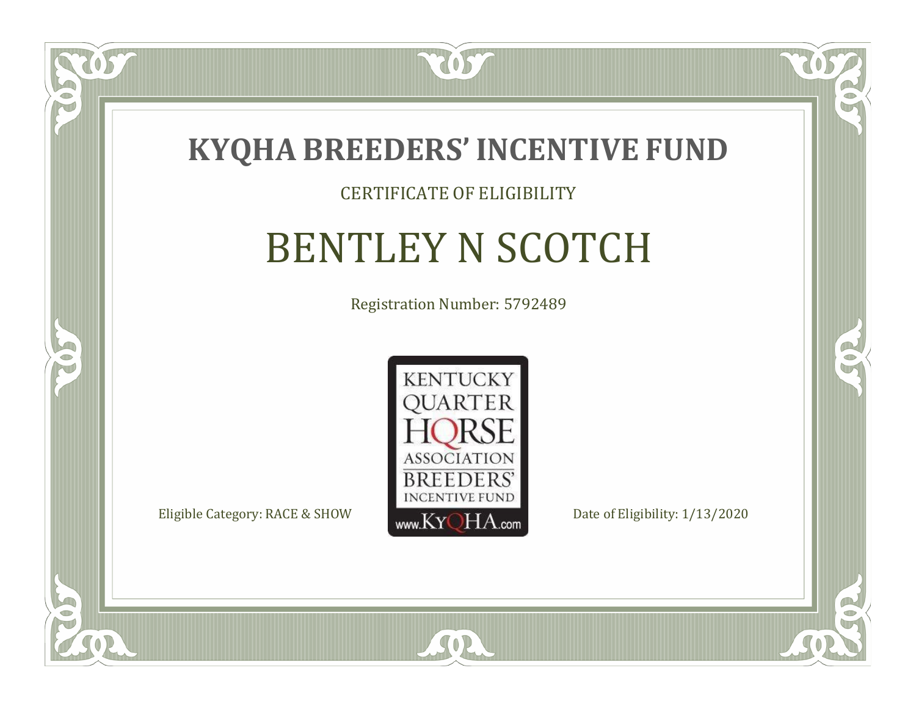# KYQHA BREEDERS' INCENTIVE FUND

CERTIFICATE OF ELIGIBILITY

## BENTLEY N SCOTCH

Registration Number: 5792489

KENTUCKY QUARTER HORSE ASSOCIATION BREEDERS' INCENTIVE FUND

www.KyQHA.com

Eligible Category: RACE & SHOW

Date of Eligibility: 1/13/2020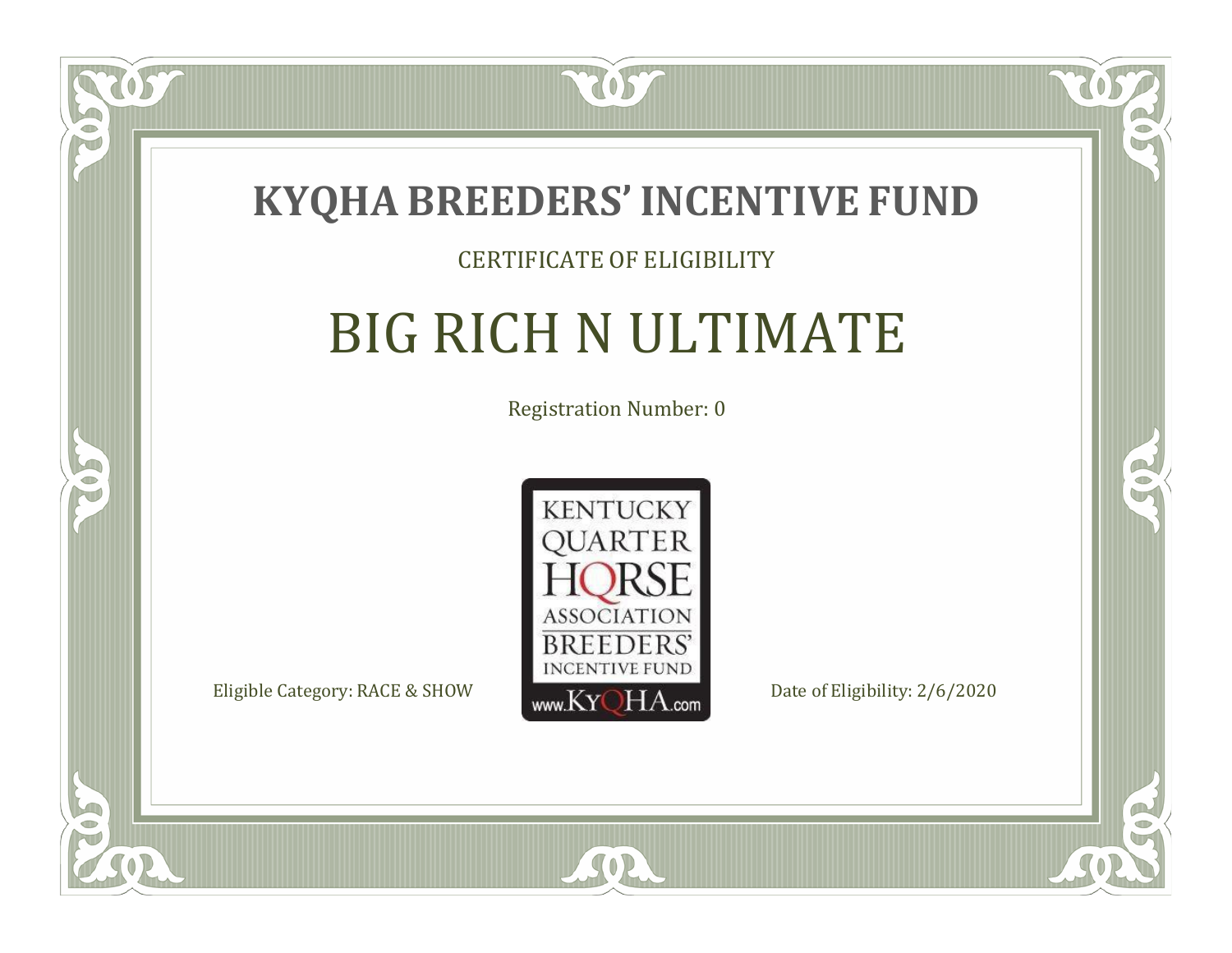# KYQHA BREEDERS' INCENTIVE FUND

CERTIFICATE OF ELIGIBILITY

## BIG RICH N ULTIMATE

Registration Number: 0

KENTUCKY QUARTER HORSE ASSOCIATION BREEDERS' INCENTIVE FUND www.KyQHA.com

Eligible Category: RACE & SHOW

Date of Eligibility: 2/6/2020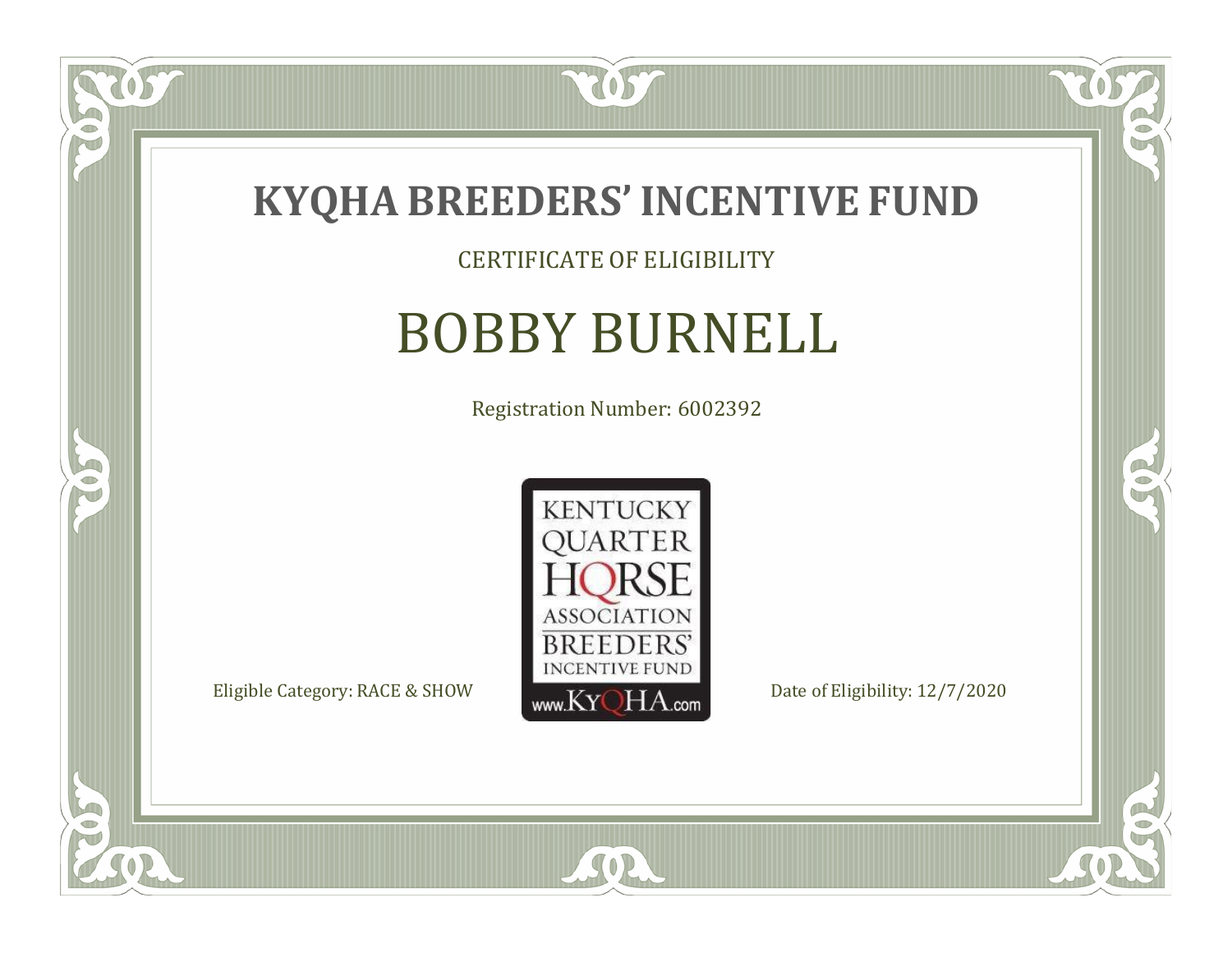# KYQHA BREEDERS' INCENTIVE FUND

CERTIFICATE OF ELIGIBILITY

## BOBBY BURNELL

Registration Number: 6002392

KENTUCKY QUARTER HORSE ASSOCIATION BREEDERS' INCENTIVE FUND www.KyQHA.com

Eligible Category: RACE & SHOW

Date of Eligibility: 12/7/2020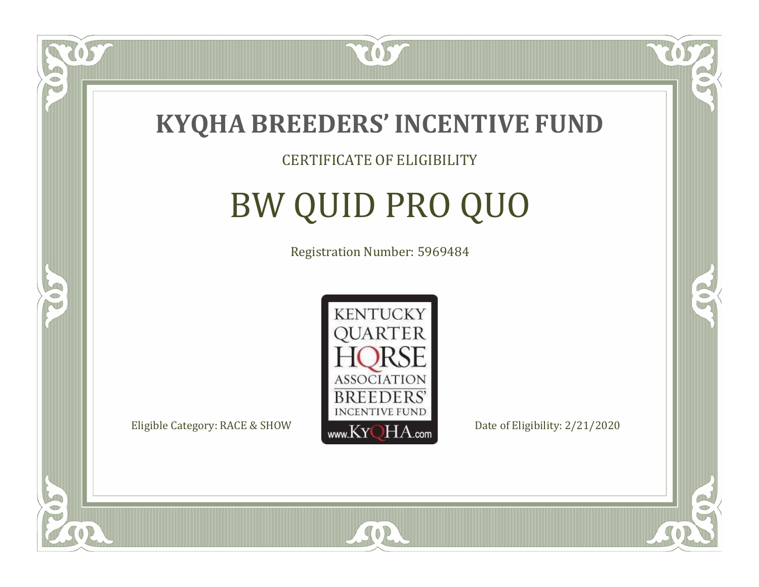# KYQHA BREEDERS' INCENTIVE FUND

CERTIFICATE OF ELIGIBILITY

## BW QUID PRO QUO

Registration Number: 5969484

KENTUCKY QUARTER HORSE ASSOCIATION BREEDERS' INCENTIVE FUND www.KyQHA.com

Eligible Category: RACE & SHOW

Date of Eligibility: 2/21/2020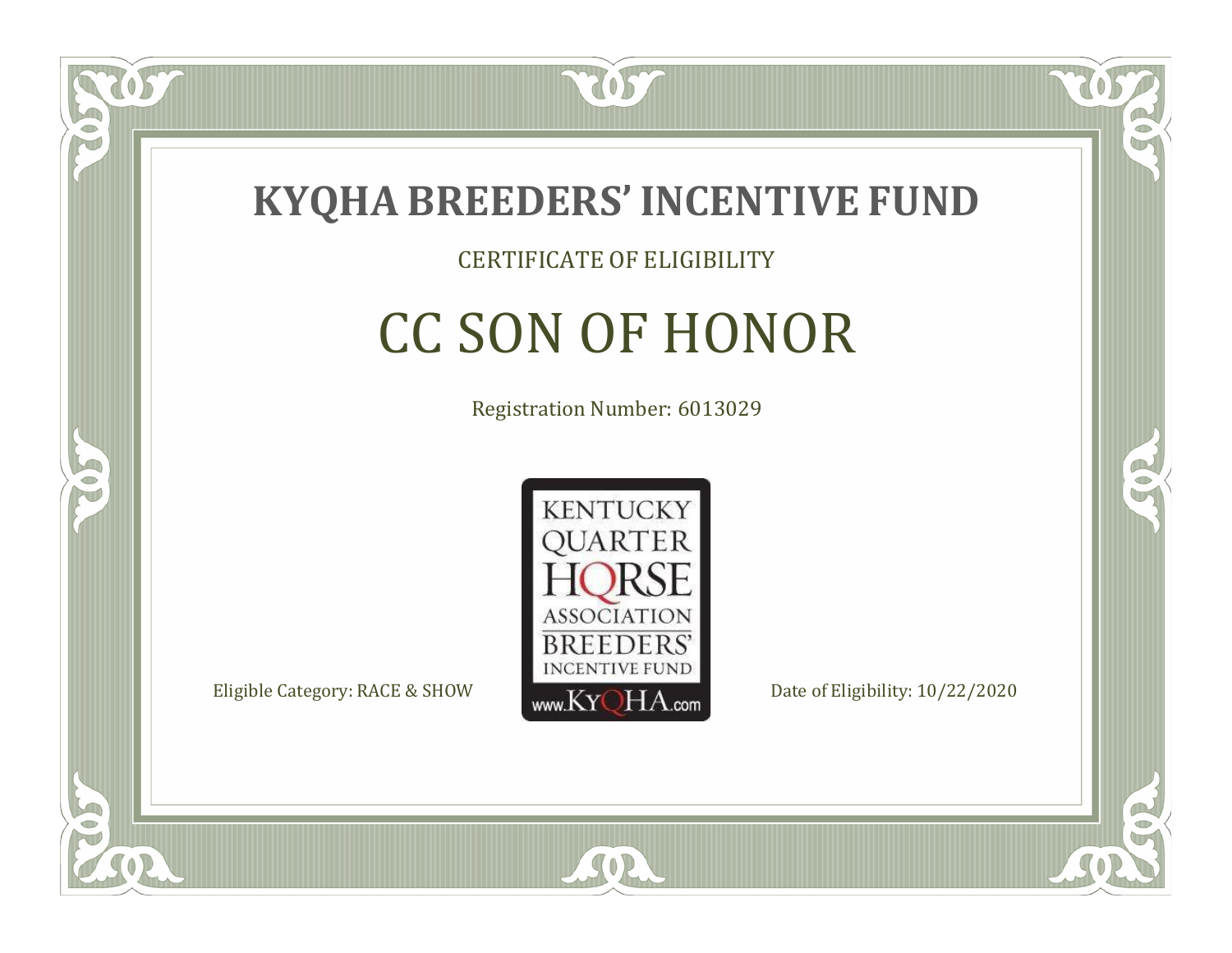# KYQHA BREEDERS' INCENTIVE FUND

CERTIFICATE OF ELIGIBILITY

## CC SON OF HONOR

Registration Number: 6013029

KENTUCKY QUARTER HORSE ASSOCIATION BREEDERS' INCENTIVE FUND
www.KyQHA.com

Eligible Category: RACE & SHOW

Date of Eligibility: 10/22/2020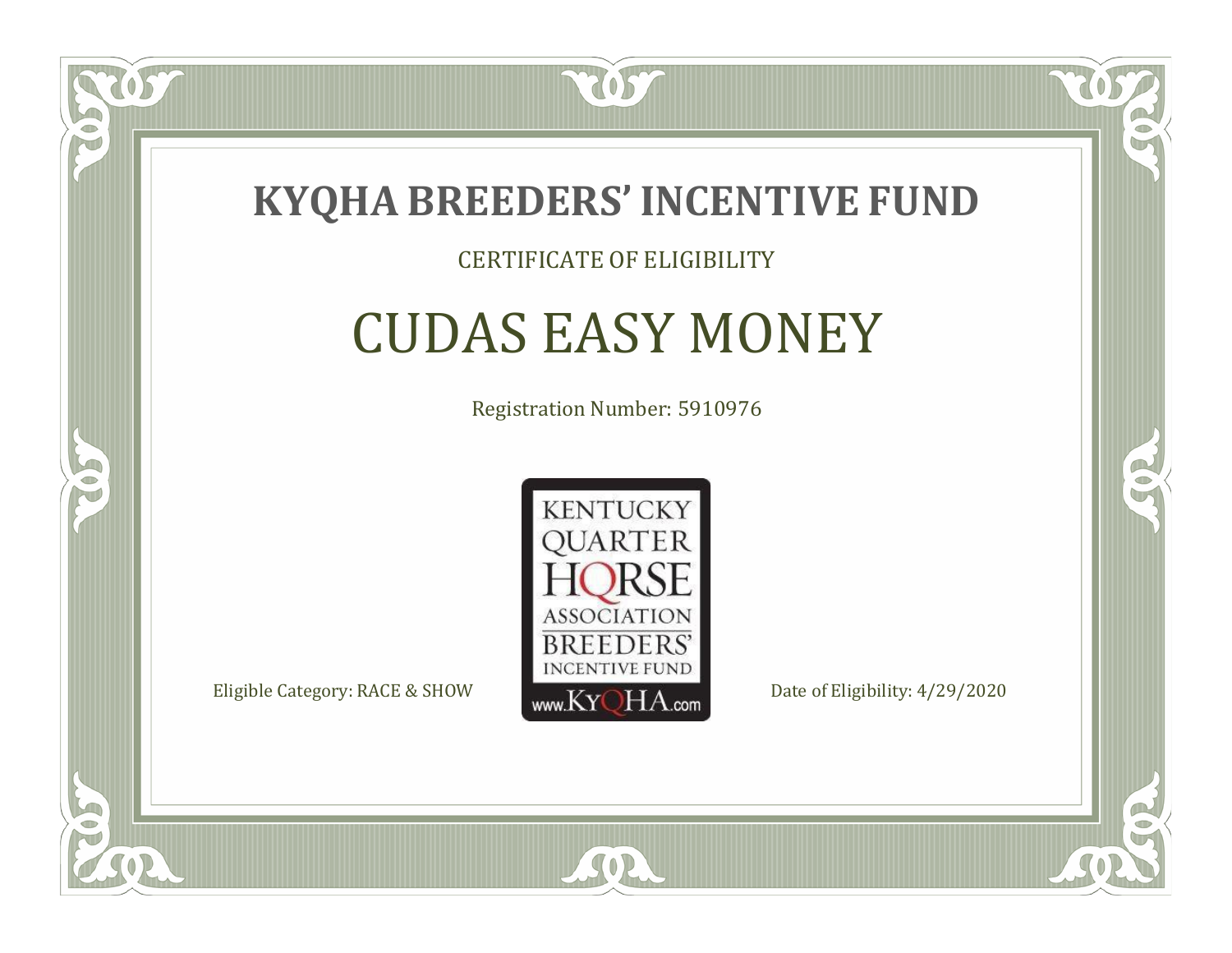# KYQHA BREEDERS' INCENTIVE FUND

CERTIFICATE OF ELIGIBILITY

## CUDAS EASY MONEY

Registration Number: 5910976

KENTUCKY QUARTER HORSE ASSOCIATION BREEDERS' INCENTIVE FUND www.KyQHA.com

Eligible Category: RACE & SHOW

Date of Eligibility: 4/29/2020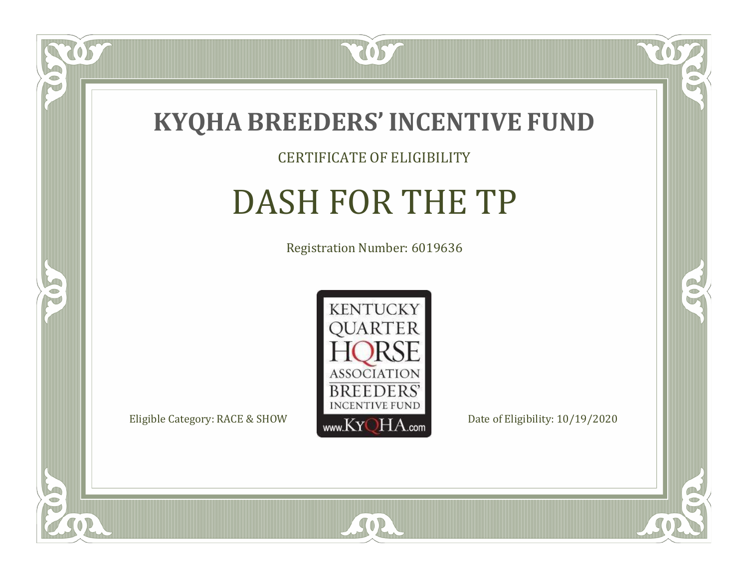# KYQHA BREEDERS' INCENTIVE FUND

CERTIFICATE OF ELIGIBILITY

## DASH FOR THE TP

Registration Number: 6019636

KENTUCKY QUARTER HORSE ASSOCIATION BREEDERS' INCENTIVE FUND www.KyQHA.com

Eligible Category: RACE & SHOW

Date of Eligibility: 10/19/2020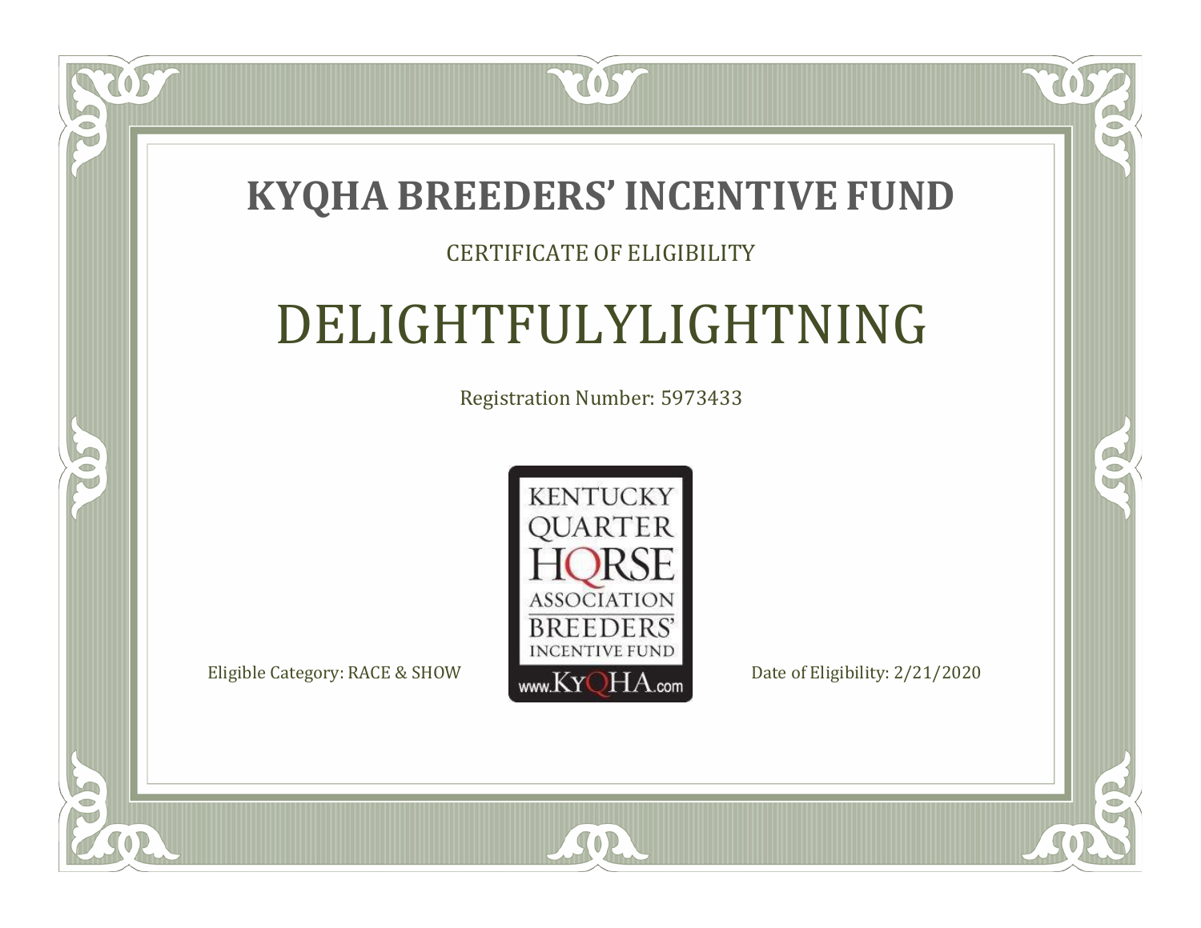# KYQHA BREEDERS' INCENTIVE FUND

CERTIFICATE OF ELIGIBILITY

## DELIGHTFULYLIGHTNING

Registration Number: 5973433

KENTUCKY QUARTER HORSE ASSOCIATION BREEDERS' INCENTIVE FUND www.KyQHA.com

Eligible Category: RACE & SHOW

Date of Eligibility: 2/21/2020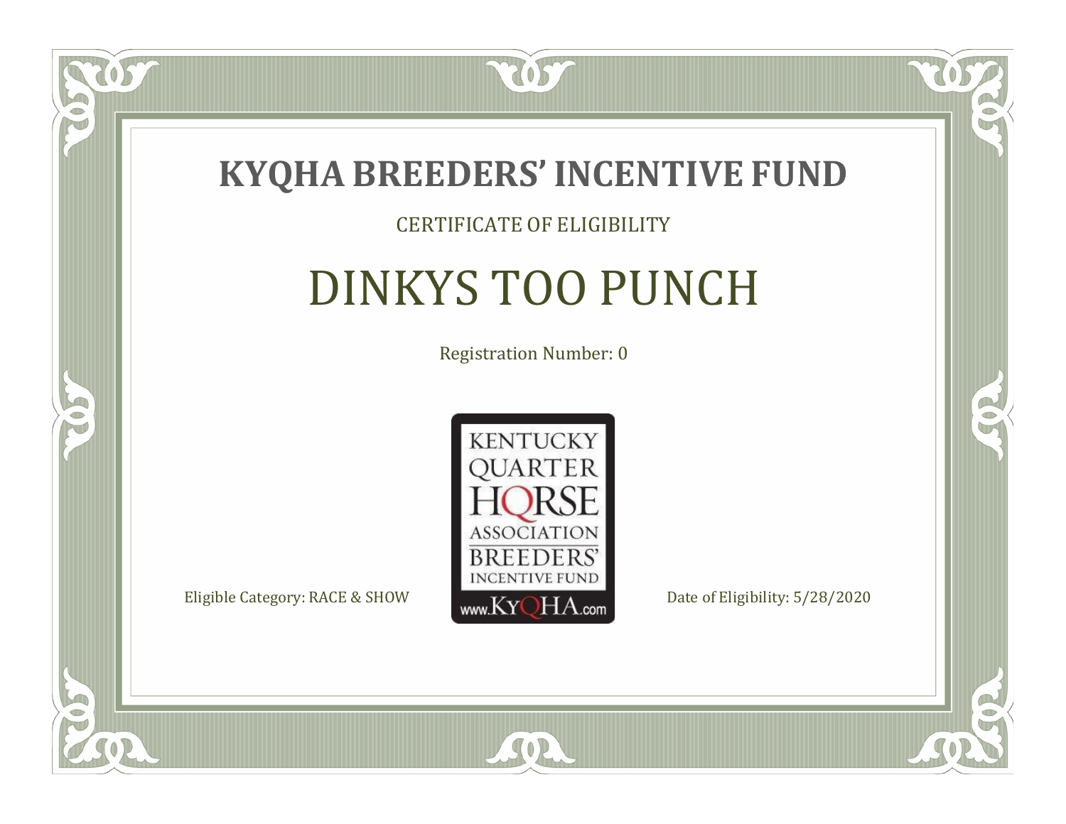# KYQHA BREEDERS' INCENTIVE FUND

CERTIFICATE OF ELIGIBILITY

## DINKYS TOO PUNCH

Registration Number: 0

KENTUCKY QUARTER HORSE ASSOCIATION BREEDERS' INCENTIVE FUND www.KyQHA.com

Eligible Category: RACE & SHOW

Date of Eligibility: 5/28/2020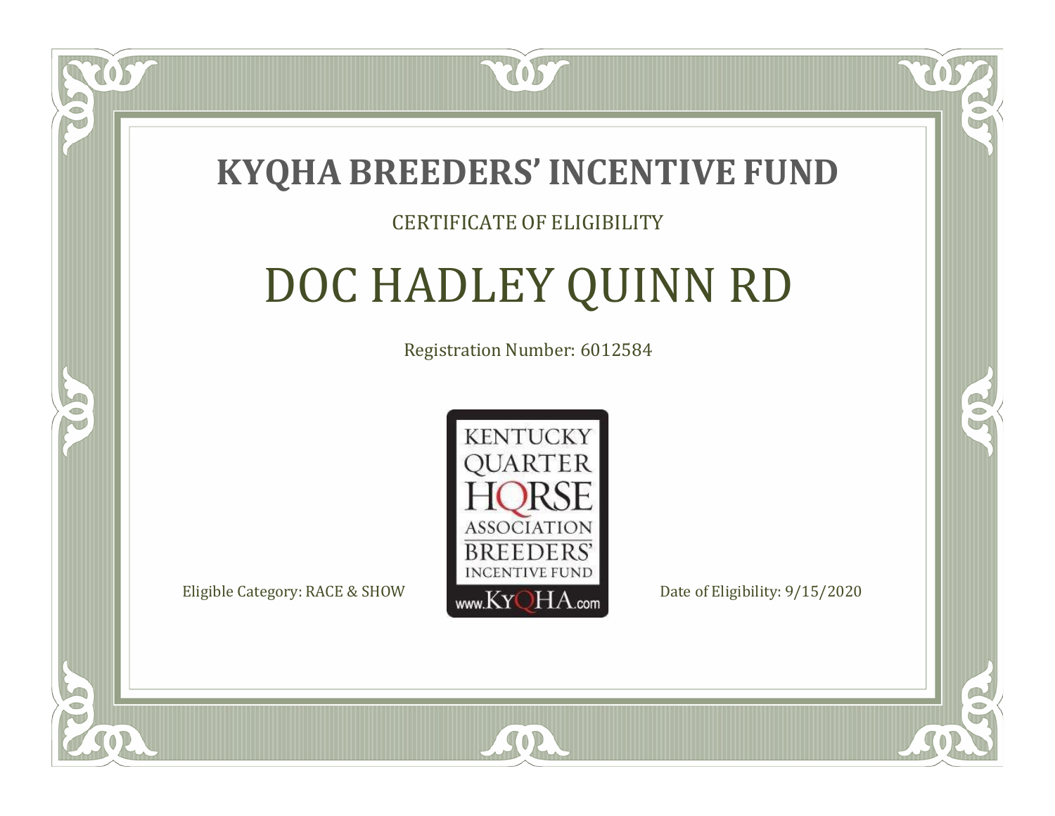# KYQHA BREEDERS' INCENTIVE FUND

CERTIFICATE OF ELIGIBILITY

## DOC HADLEY QUINN RD

Registration Number: 6012584

KENTUCKY QUARTER HORSE ASSOCIATION BREEDERS' INCENTIVE FUND www.KyQHA.com

Eligible Category: RACE & SHOW

Date of Eligibility: 9/15/2020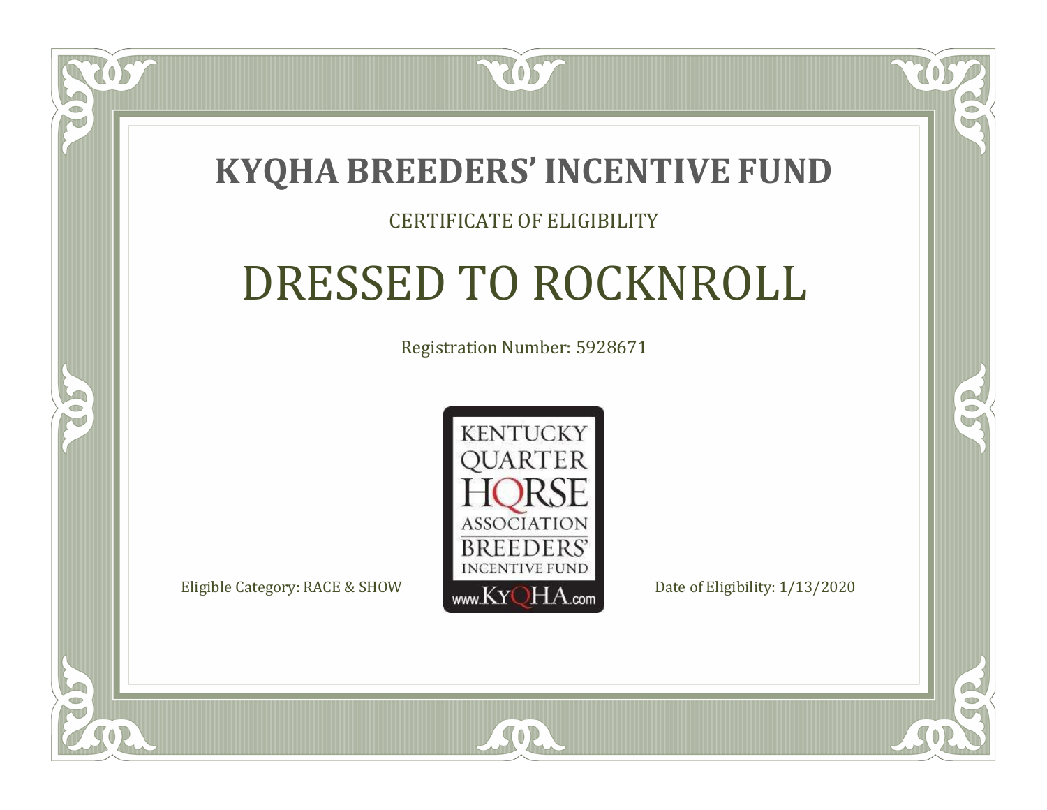# KYQHA BREEDERS' INCENTIVE FUND

CERTIFICATE OF ELIGIBILITY

## DRESSED TO ROCKNROLL

Registration Number: 5928671

KENTUCKY QUARTER HORSE ASSOCIATION BREEDERS' INCENTIVE FUND

www.KyQHA.com

Eligible Category: RACE & SHOW

Date of Eligibility: 1/13/2020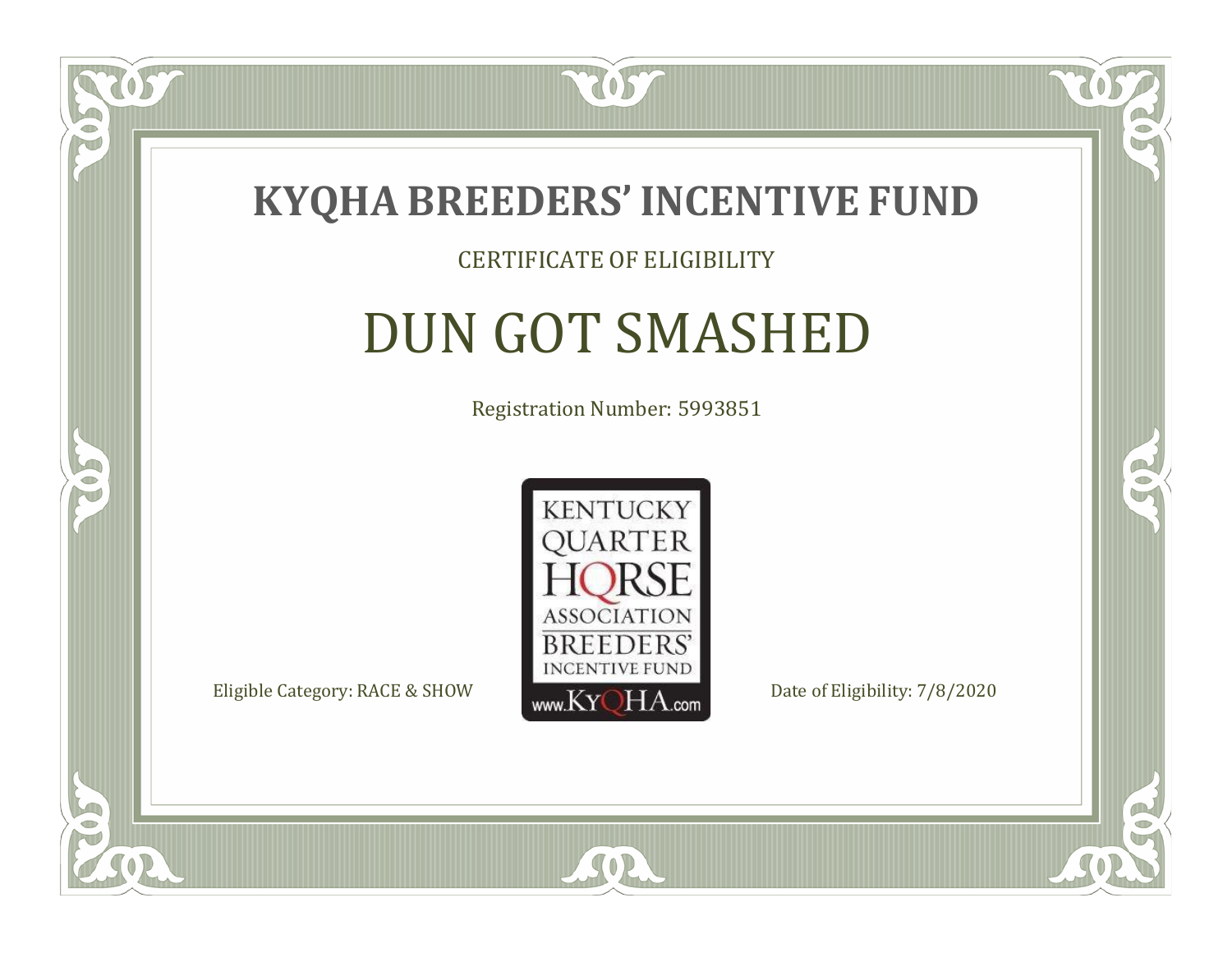# KYQHA BREEDERS' INCENTIVE FUND

CERTIFICATE OF ELIGIBILITY

## DUN GOT SMASHED

Registration Number: 5993851

KENTUCKY QUARTER HORSE ASSOCIATION BREEDERS' INCENTIVE FUND www.KyQHA.com

Eligible Category: RACE & SHOW

Date of Eligibility: 7/8/2020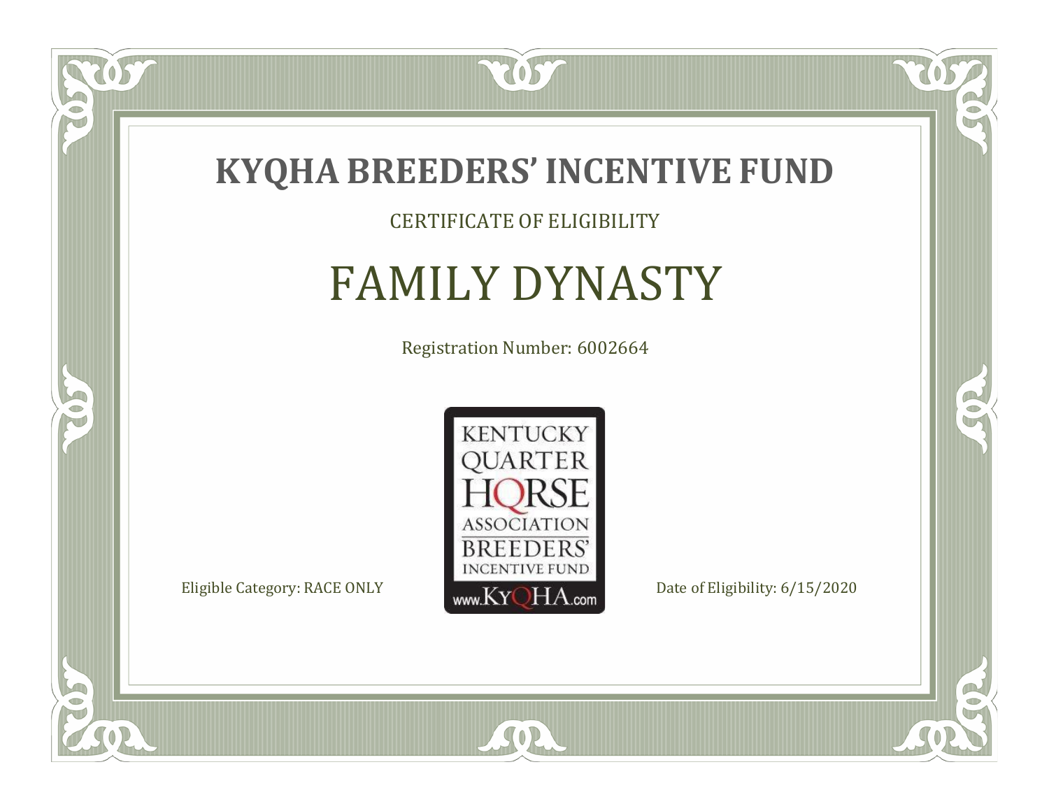# KYQHA BREEDERS' INCENTIVE FUND

CERTIFICATE OF ELIGIBILITY

## FAMILY DYNASTY

Registration Number: 6002664

KENTUCKY QUARTER HORSE ASSOCIATION BREEDERS' INCENTIVE FUND www.KyQHA.com

Eligible Category: RACE ONLY

Date of Eligibility: 6/15/2020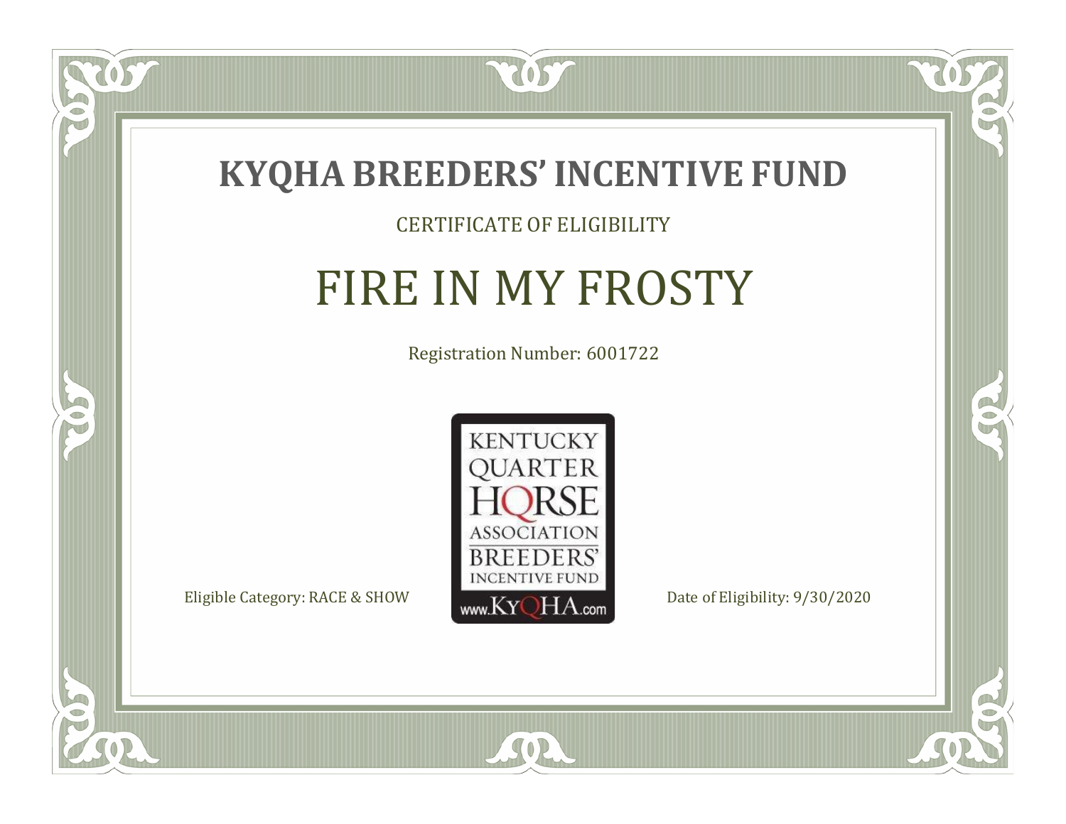# KYQHA BREEDERS' INCENTIVE FUND

CERTIFICATE OF ELIGIBILITY

## FIRE IN MY FROSTY

Registration Number: 6001722

KENTUCKY QUARTER HORSE ASSOCIATION BREEDERS' INCENTIVE FUND www.KyQHA.com

Eligible Category: RACE & SHOW

Date of Eligibility: 9/30/2020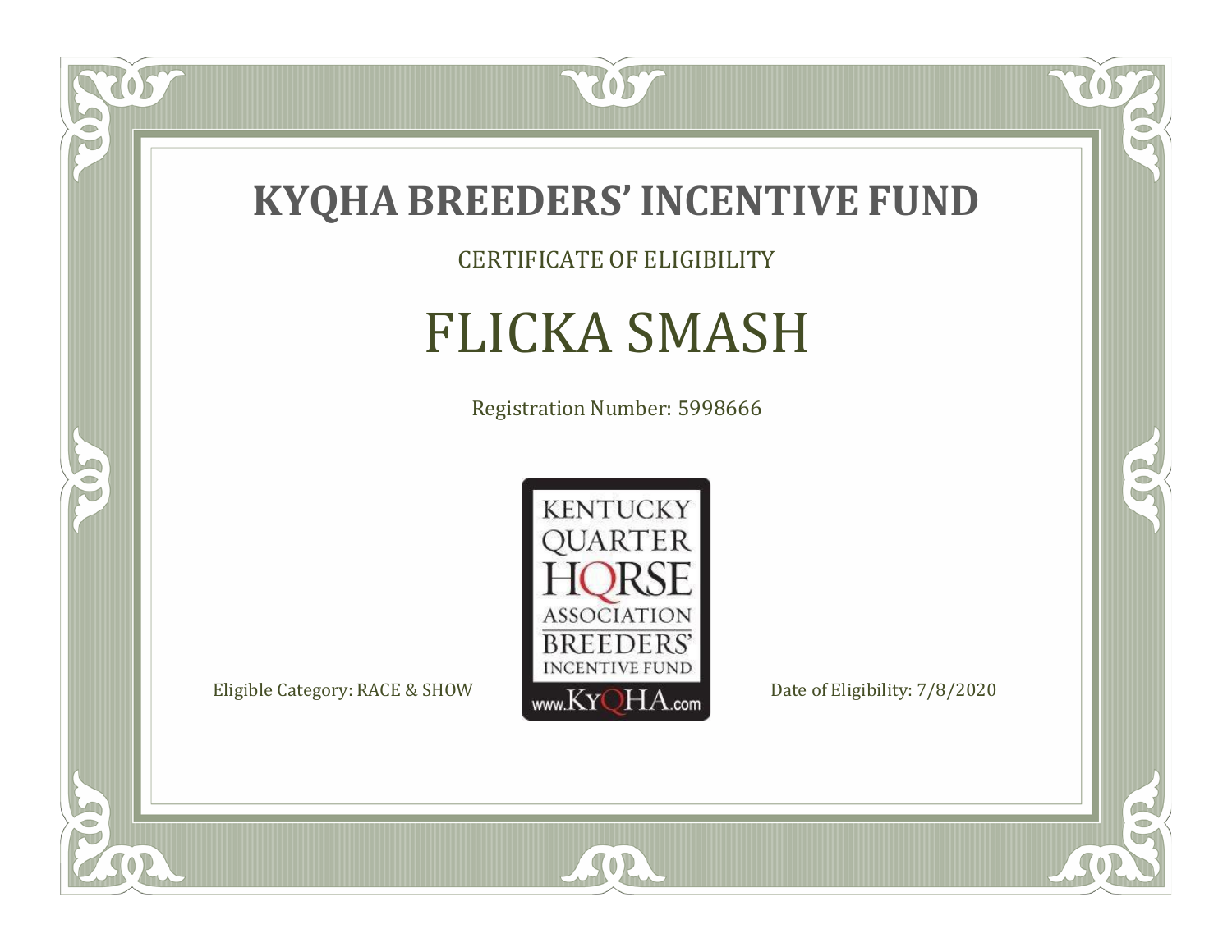# KYQHA BREEDERS' INCENTIVE FUND

CERTIFICATE OF ELIGIBILITY

## FLICKA SMASH

Registration Number: 5998666

KENTUCKY QUARTER HORSE ASSOCIATION BREEDERS' INCENTIVE FUND www.KyQHA.com

Eligible Category: RACE & SHOW

Date of Eligibility: 7/8/2020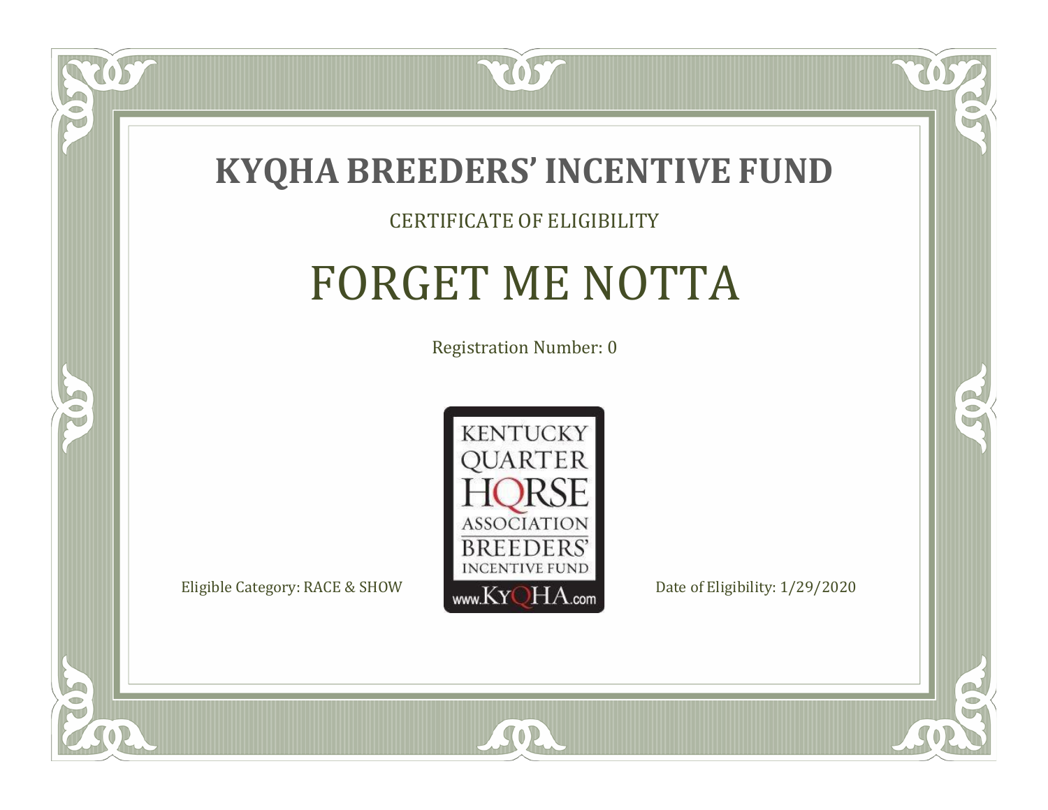# KYQHA BREEDERS' INCENTIVE FUND

CERTIFICATE OF ELIGIBILITY

## FORGET ME NOTTA

Registration Number: 0

KENTUCKY QUARTER HORSE ASSOCIATION BREEDERS' INCENTIVE FUND www.KyQHA.com

Eligible Category: RACE & SHOW

Date of Eligibility: 1/29/2020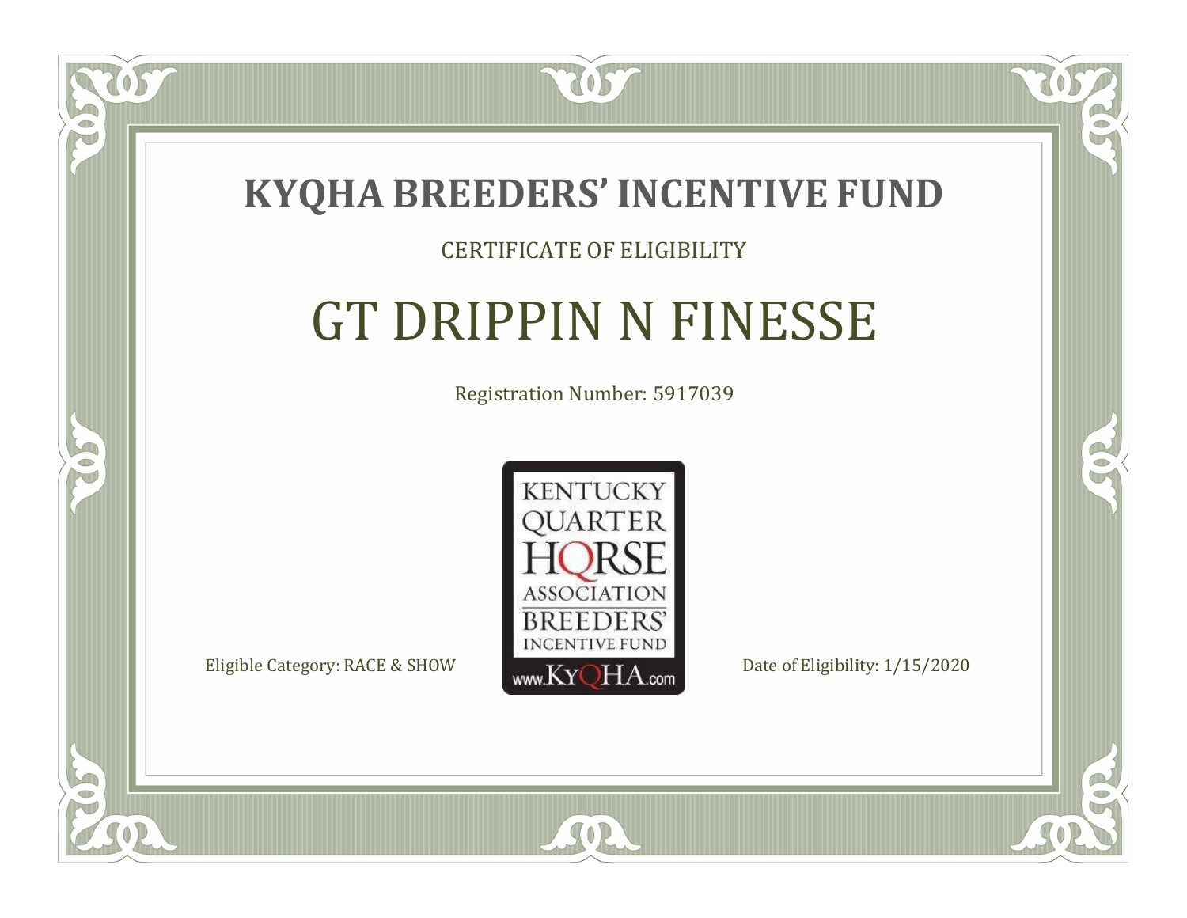# KYQHA BREEDERS' INCENTIVE FUND

CERTIFICATE OF ELIGIBILITY

## GT DRIPPIN N FINESSE

Registration Number: 5917039

KENTUCKY QUARTER HORSE ASSOCIATION BREEDERS' INCENTIVE FUND www.KyQHA.com

Eligible Category: RACE & SHOW

Date of Eligibility: 1/15/2020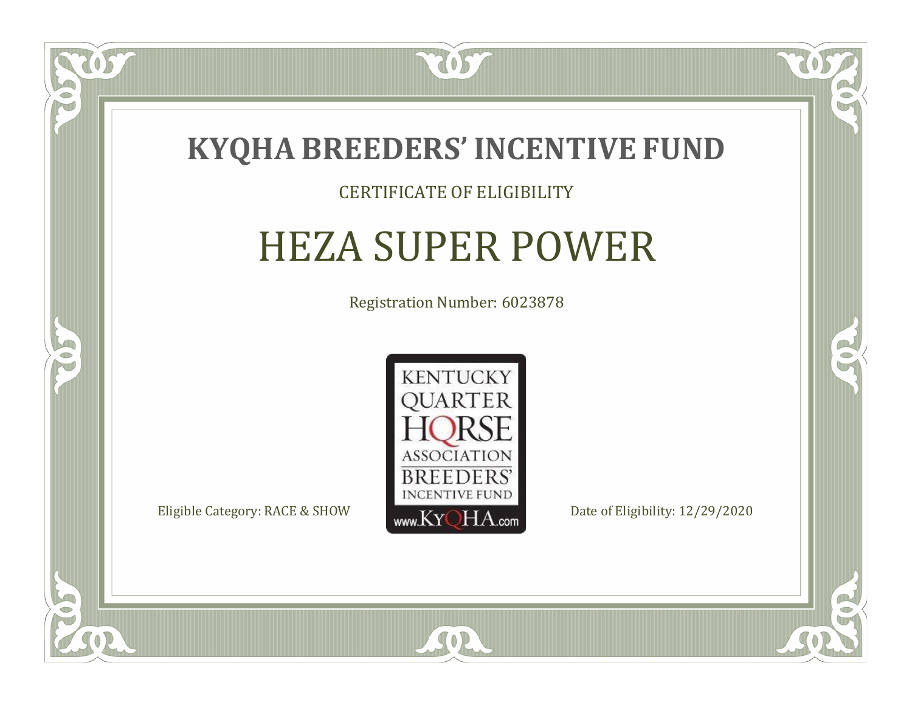# KYQHA BREEDERS' INCENTIVE FUND

CERTIFICATE OF ELIGIBILITY

## HEZA SUPER POWER

Registration Number: 6023878

KENTUCKY QUARTER HORSE ASSOCIATION BREEDERS' INCENTIVE FUND www.KyQHA.com

Eligible Category: RACE & SHOW

Date of Eligibility: 12/29/2020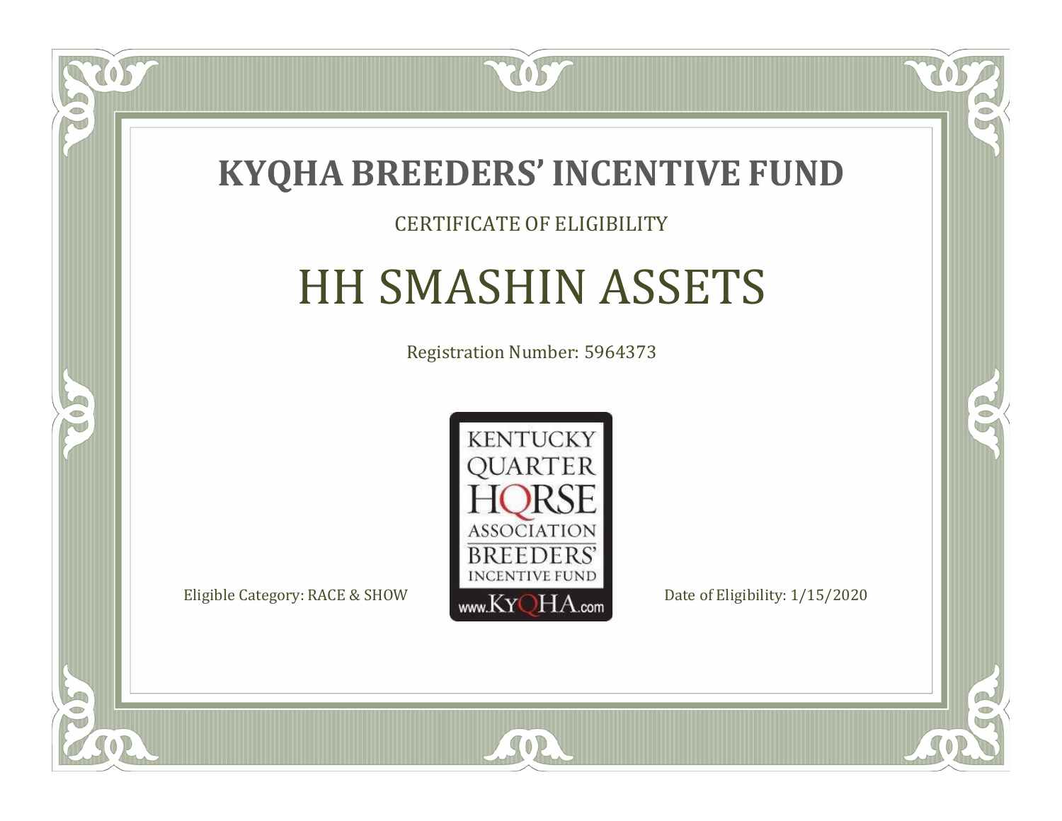# KYQHA BREEDERS' INCENTIVE FUND

CERTIFICATE OF ELIGIBILITY

## HH SMASHIN ASSETS

Registration Number: 5964373

KENTUCKY QUARTER HORSE ASSOCIATION BREEDERS' INCENTIVE FUND
www.KyQHA.com

Eligible Category: RACE & SHOW

Date of Eligibility: 1/15/2020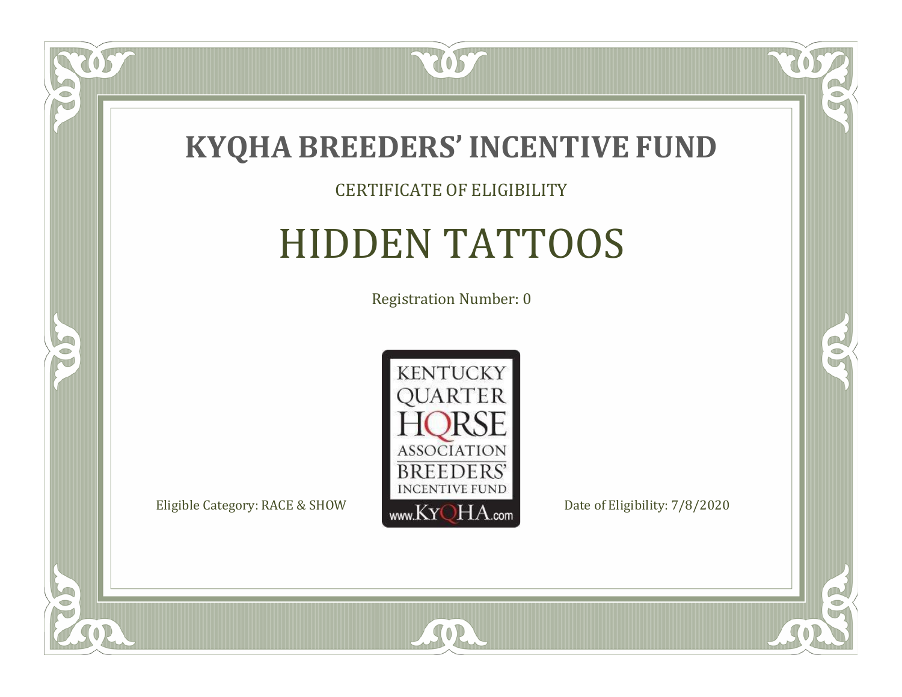# KYQHA BREEDERS' INCENTIVE FUND

CERTIFICATE OF ELIGIBILITY

## HIDDEN TATTOOS

Registration Number: 0

KENTUCKY QUARTER HORSE ASSOCIATION BREEDERS' INCENTIVE FUND
www.KyQHA.com

Eligible Category: RACE & SHOW

Date of Eligibility: 7/8/2020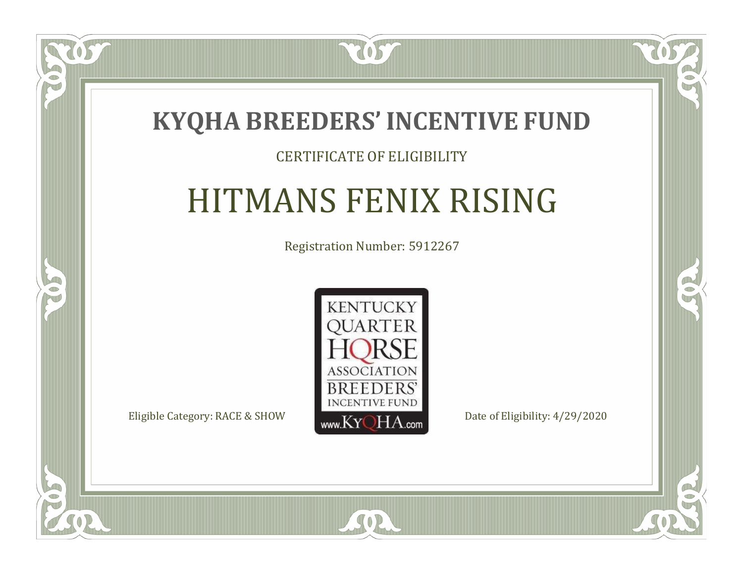# KYQHA BREEDERS' INCENTIVE FUND

CERTIFICATE OF ELIGIBILITY

## HITMANS FENIX RISING

Registration Number: 5912267

KENTUCKY QUARTER HORSE ASSOCIATION BREEDERS' INCENTIVE FUND www.KYQHA.com

Eligible Category: RACE & SHOW

Date of Eligibility: 4/29/2020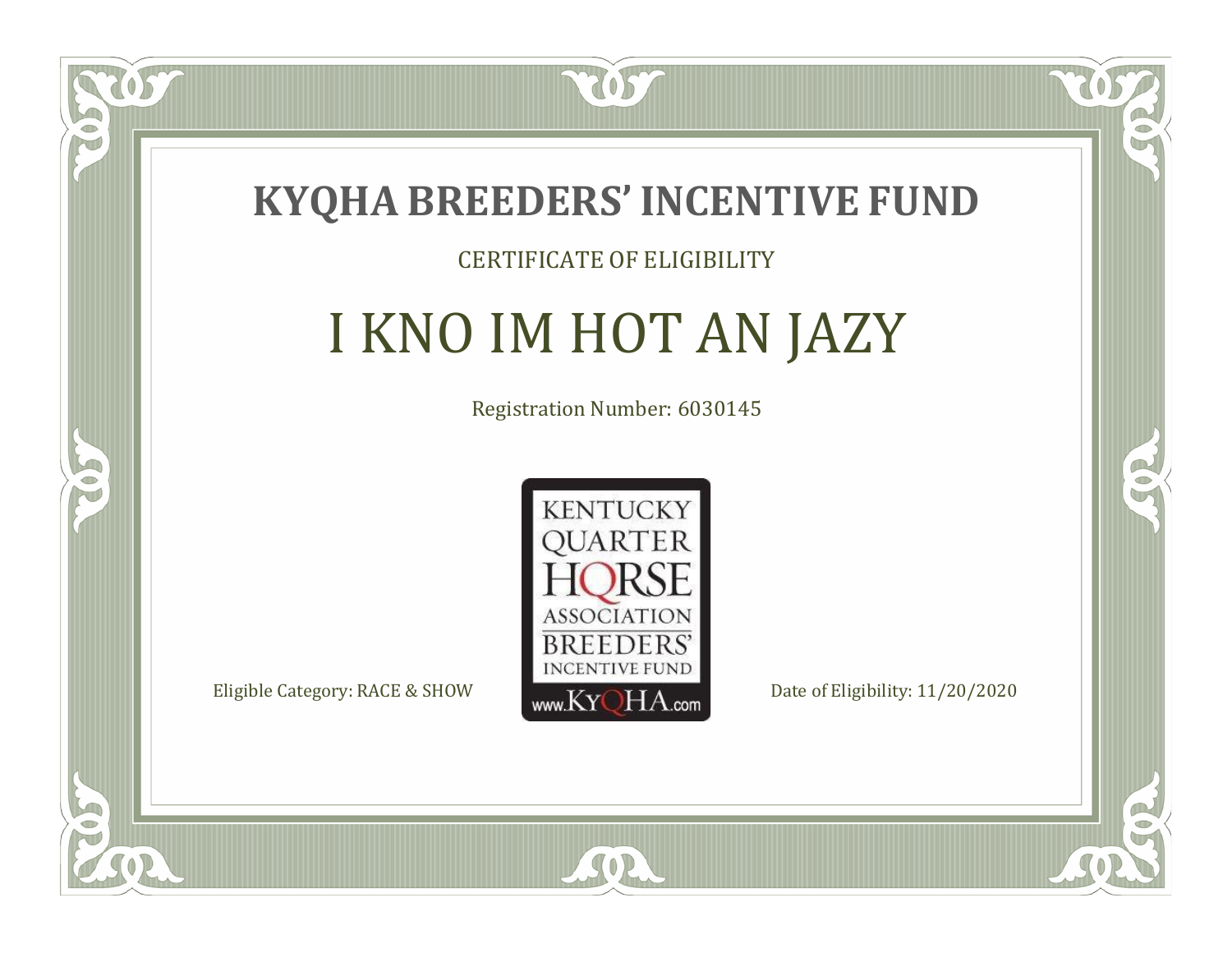# KYQHA BREEDERS' INCENTIVE FUND

CERTIFICATE OF ELIGIBILITY

## I KNO IM HOT AN JAZY

Registration Number: 6030145

KENTUCKY QUARTER HORSE ASSOCIATION BREEDERS' INCENTIVE FUND www.KyQHA.com

Eligible Category: RACE & SHOW

Date of Eligibility: 11/20/2020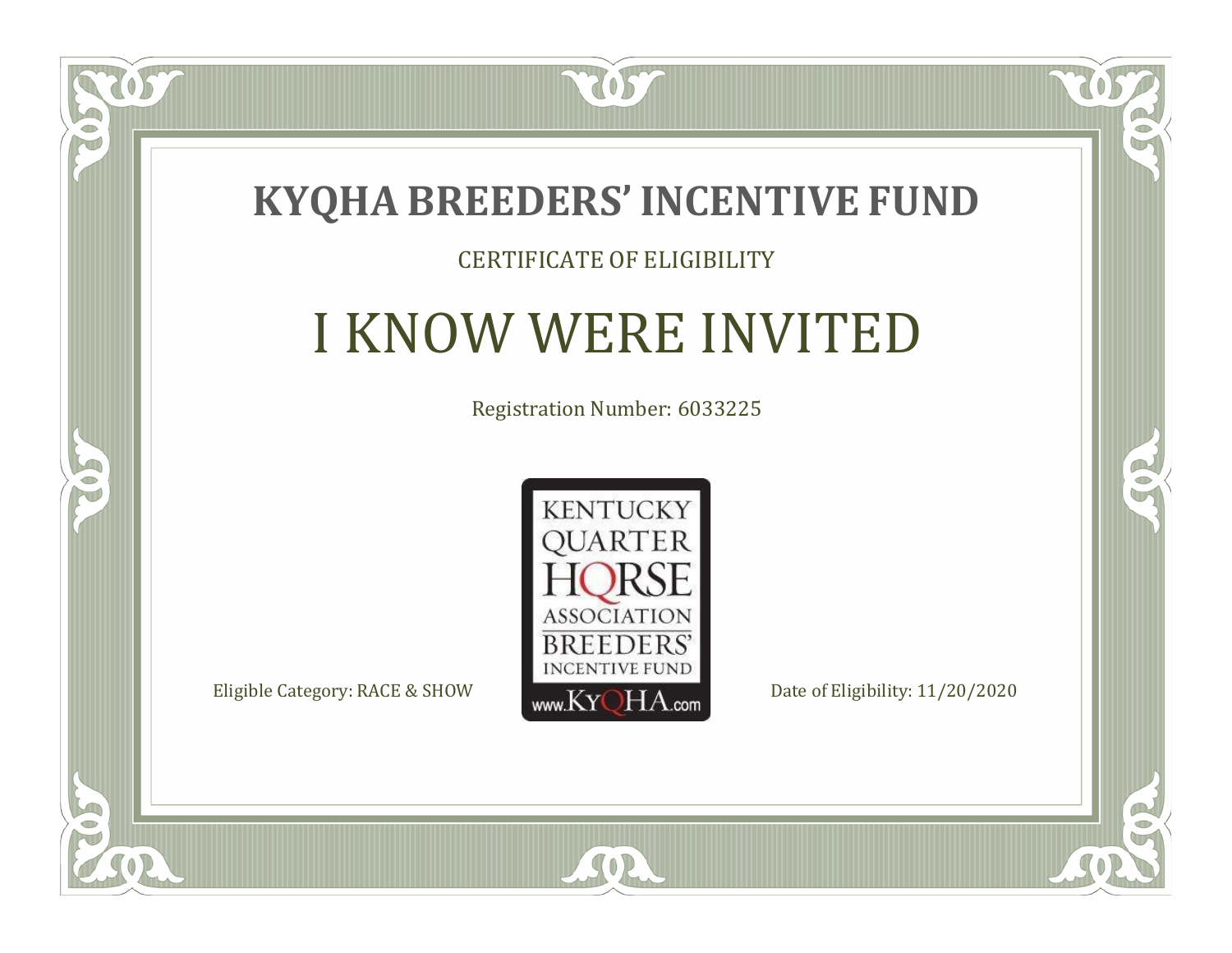# KYQHA BREEDERS' INCENTIVE FUND

CERTIFICATE OF ELIGIBILITY

## I KNOW WERE INVITED

Registration Number: 6033225

KENTUCKY QUARTER HORSE ASSOCIATION BREEDERS' INCENTIVE FUND www.KyQHA.com

Eligible Category: RACE & SHOW

Date of Eligibility: 11/20/2020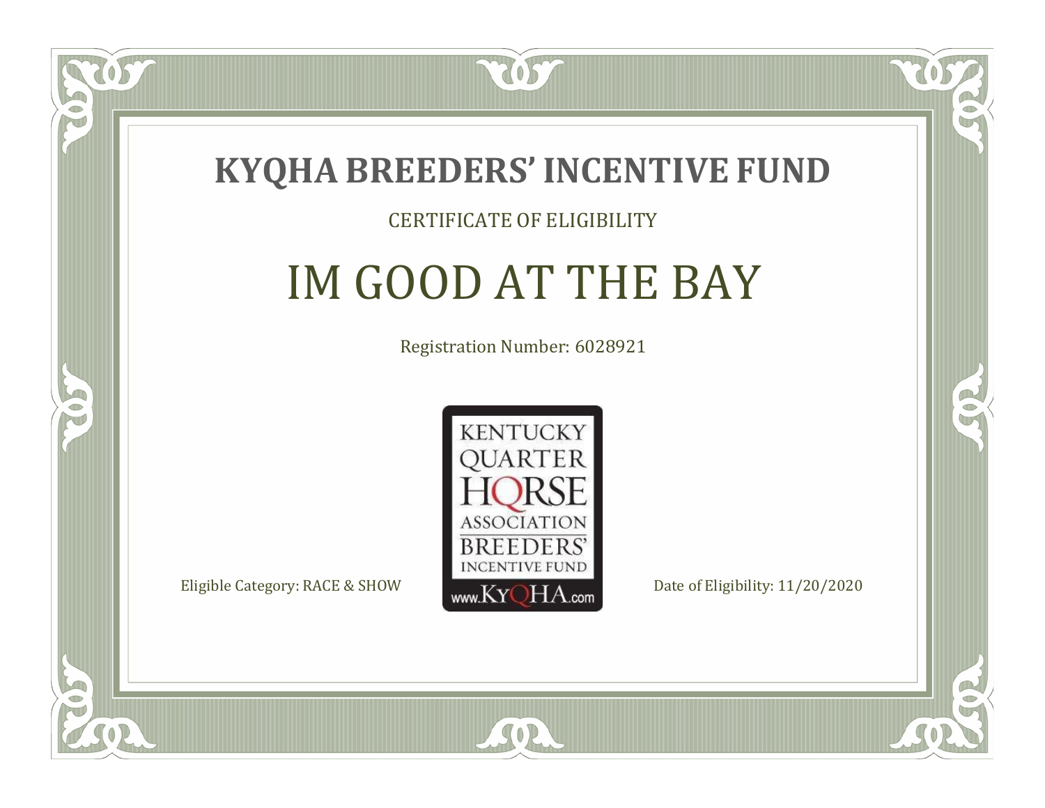# KYQHA BREEDERS' INCENTIVE FUND

CERTIFICATE OF ELIGIBILITY

## IM GOOD AT THE BAY

Registration Number: 6028921

KENTUCKY QUARTER HORSE ASSOCIATION BREEDERS' INCENTIVE FUND www.KyQHA.com

Eligible Category: RACE & SHOW

Date of Eligibility: 11/20/2020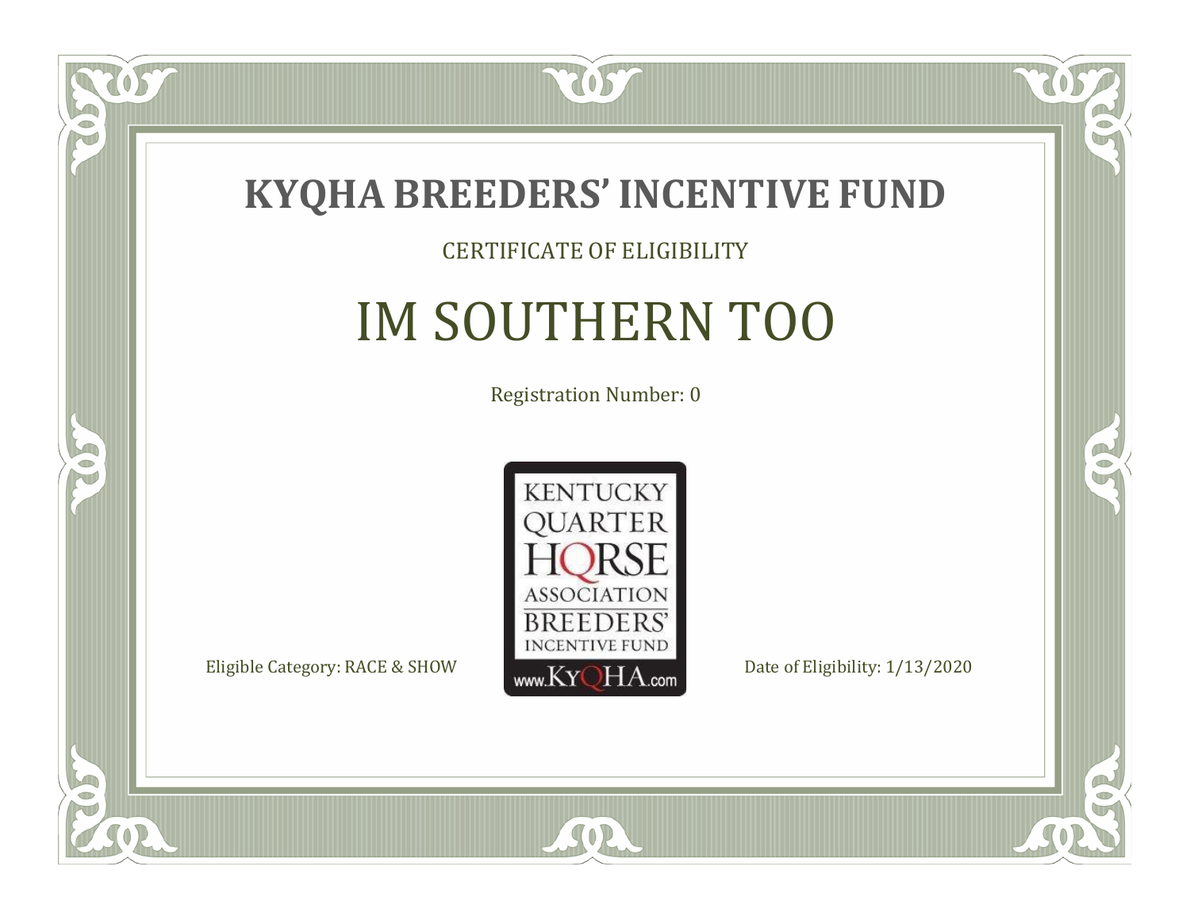# KYQHA BREEDERS' INCENTIVE FUND

CERTIFICATE OF ELIGIBILITY

## IM SOUTHERN TOO

Registration Number: 0

KENTUCKY QUARTER HORSE ASSOCIATION BREEDERS' INCENTIVE FUND www.KyQHA.com

Eligible Category: RACE & SHOW

Date of Eligibility: 1/13/2020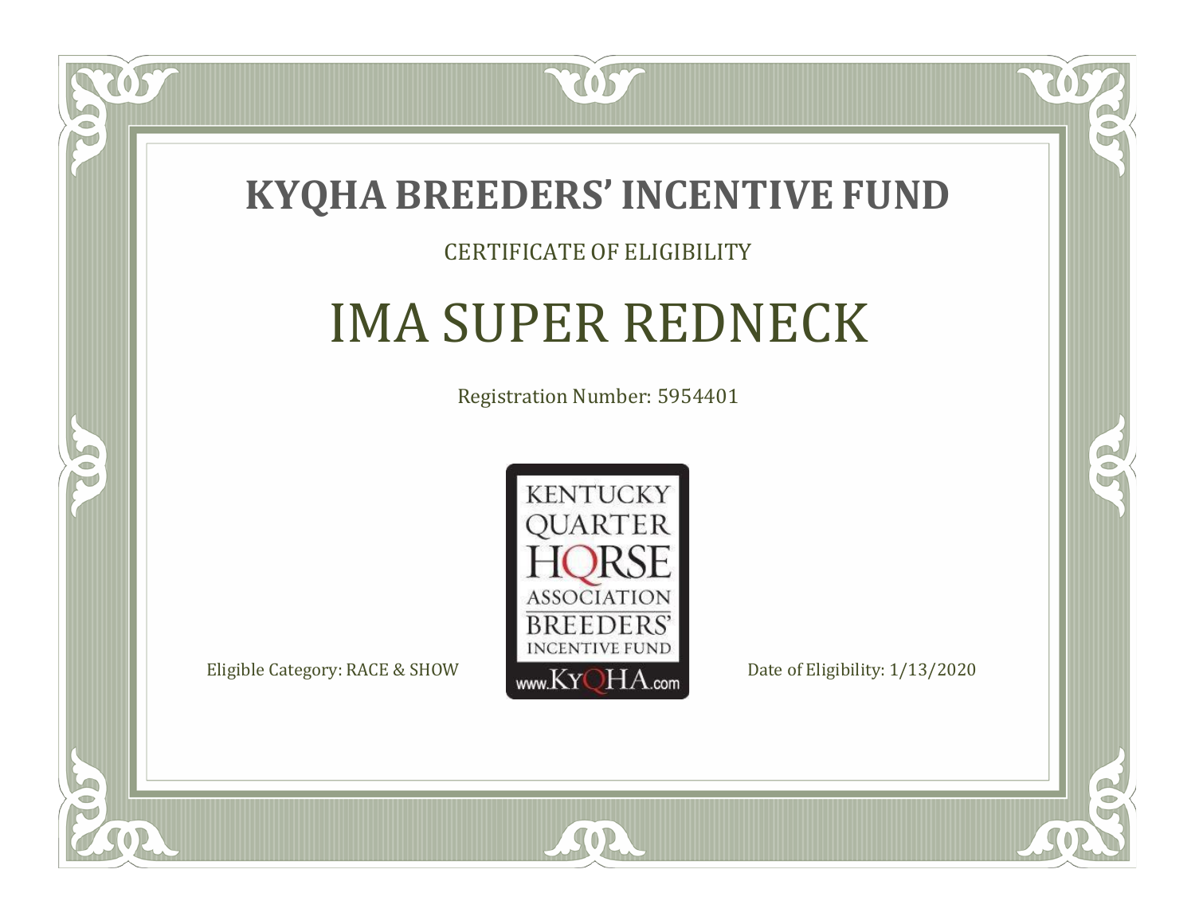# KYQHA BREEDERS' INCENTIVE FUND

CERTIFICATE OF ELIGIBILITY

## IMA SUPER REDNECK

Registration Number: 5954401

KENTUCKY QUARTER HORSE ASSOCIATION BREEDERS' INCENTIVE FUND www.KyQHA.com

Eligible Category: RACE & SHOW

Date of Eligibility: 1/13/2020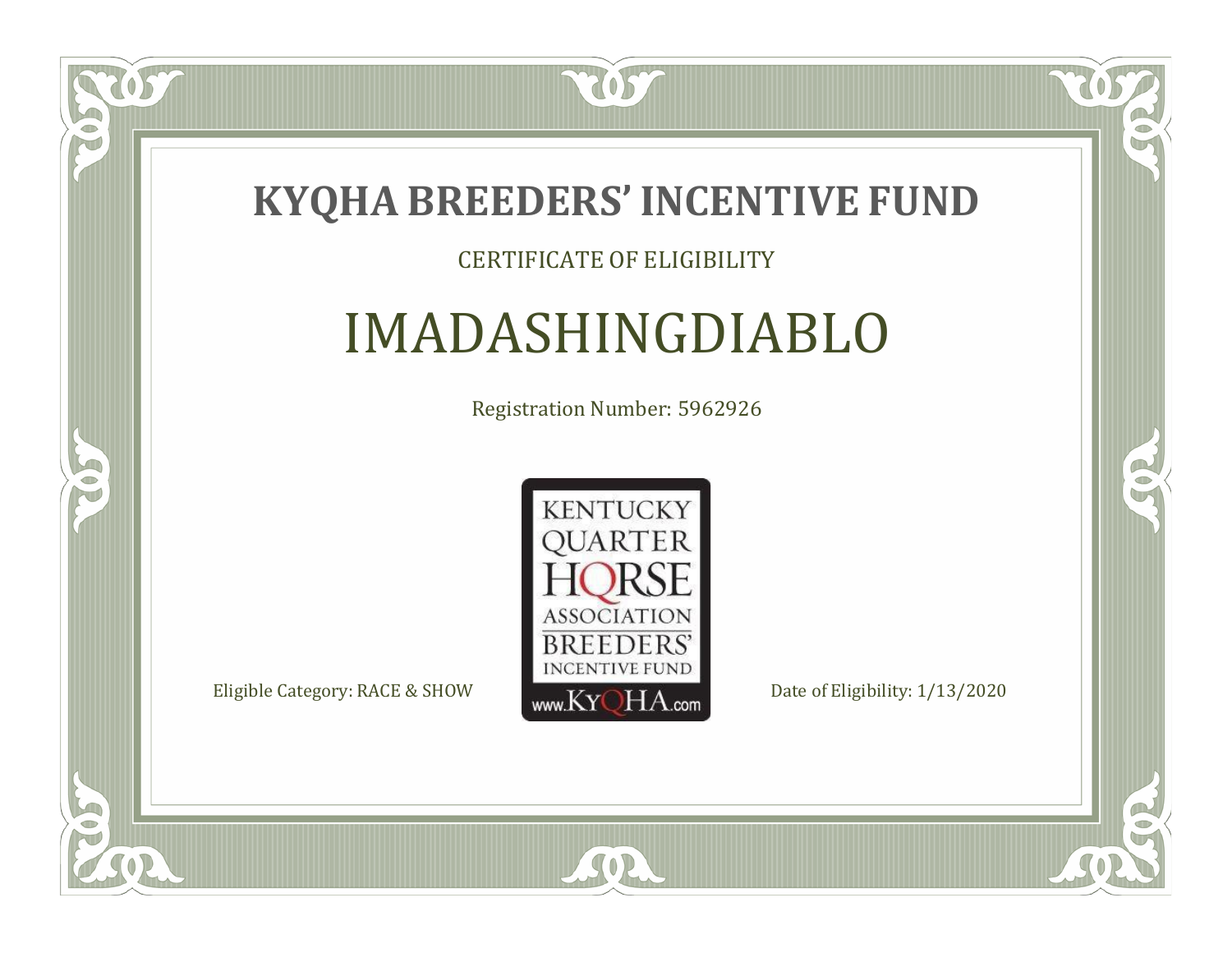# KYQHA BREEDERS' INCENTIVE FUND

CERTIFICATE OF ELIGIBILITY

## IMADASHINGDIABLO

Registration Number: 5962926

KENTUCKY QUARTER HORSE ASSOCIATION BREEDERS' INCENTIVE FUND www.KyQHA.com

Eligible Category: RACE & SHOW

Date of Eligibility: 1/13/2020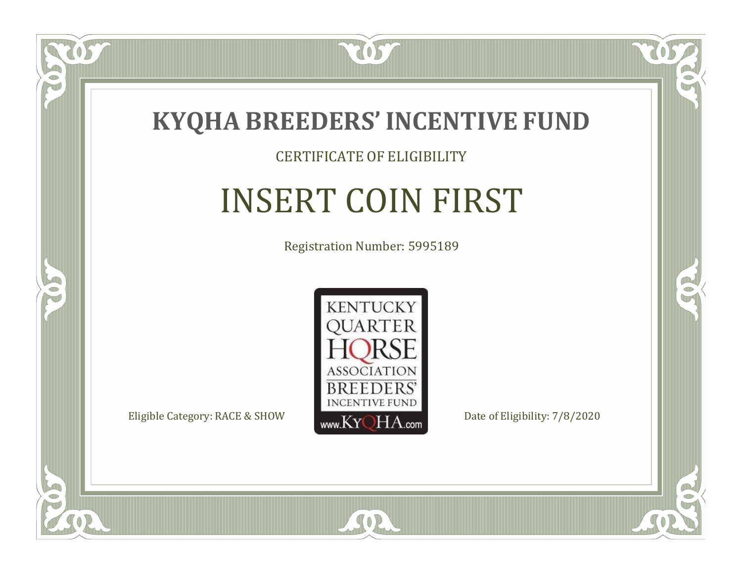# KYQHA BREEDERS' INCENTIVE FUND

CERTIFICATE OF ELIGIBILITY

## INSERT COIN FIRST

Registration Number: 5995189

KENTUCKY QUARTER HORSE ASSOCIATION BREEDERS' INCENTIVE FUND www.KyQHA.com

Eligible Category: RACE & SHOW

Date of Eligibility: 7/8/2020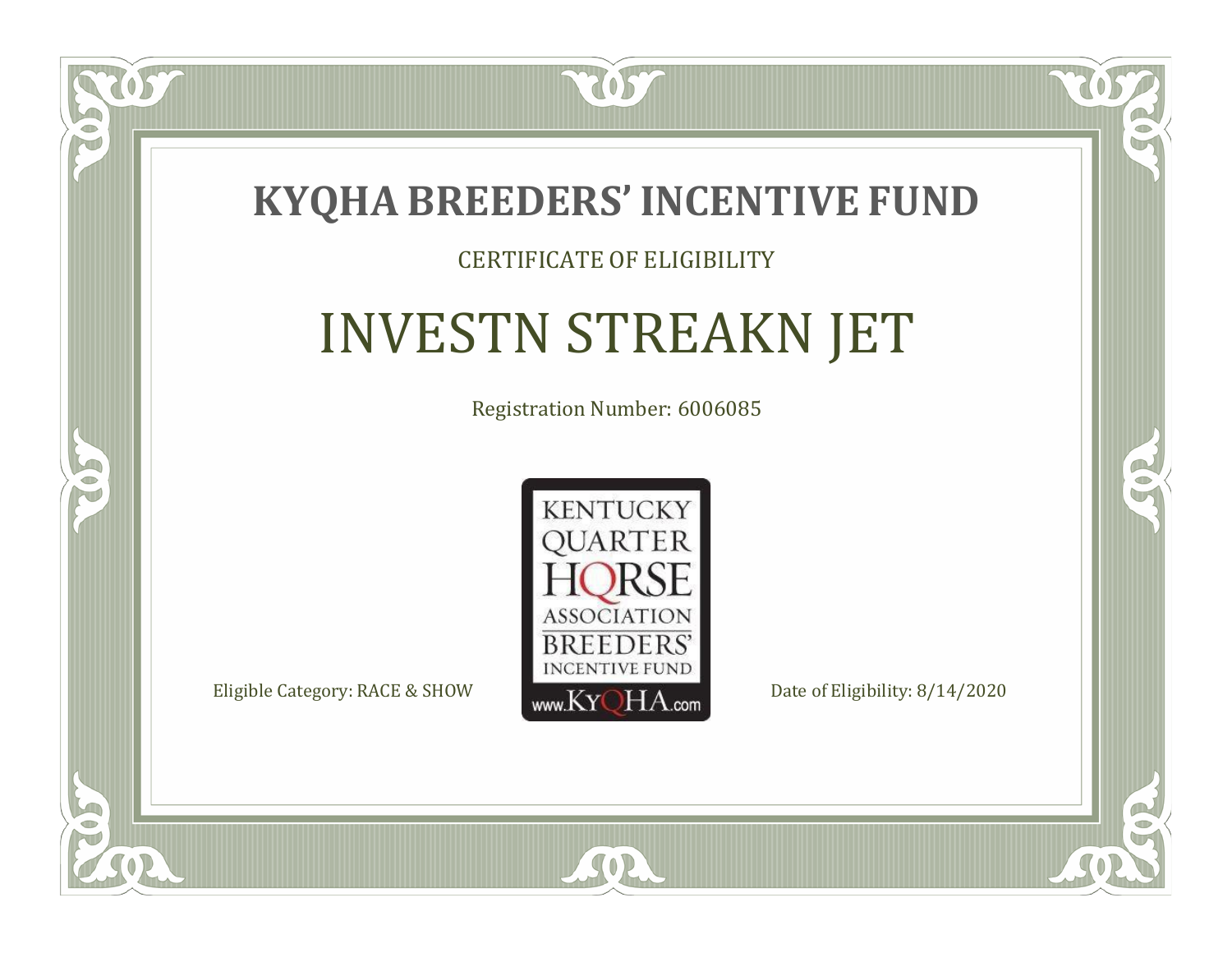# KYQHA BREEDERS' INCENTIVE FUND

CERTIFICATE OF ELIGIBILITY

## INVESTN STREAKN JET

Registration Number: 6006085

KENTUCKY QUARTER HORSE ASSOCIATION BREEDERS' INCENTIVE FUND www.KyQHA.com

Eligible Category: RACE & SHOW

Date of Eligibility: 8/14/2020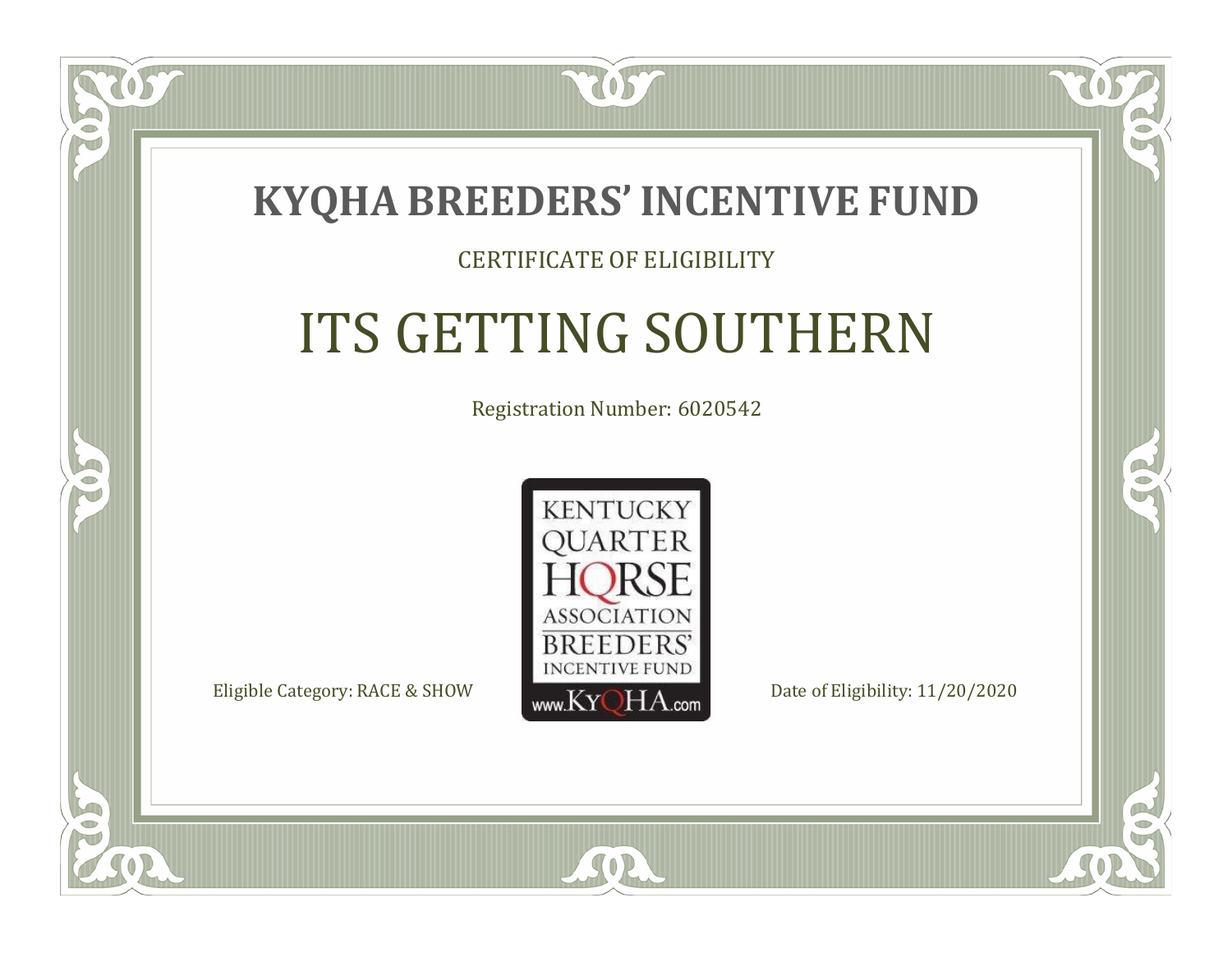# KYQHA BREEDERS' INCENTIVE FUND

CERTIFICATE OF ELIGIBILITY

## ITS GETTING SOUTHERN

Registration Number: 6020542

KENTUCKY QUARTER HORSE ASSOCIATION BREEDERS' INCENTIVE FUND www.KyQHA.com

Eligible Category: RACE & SHOW

Date of Eligibility: 11/20/2020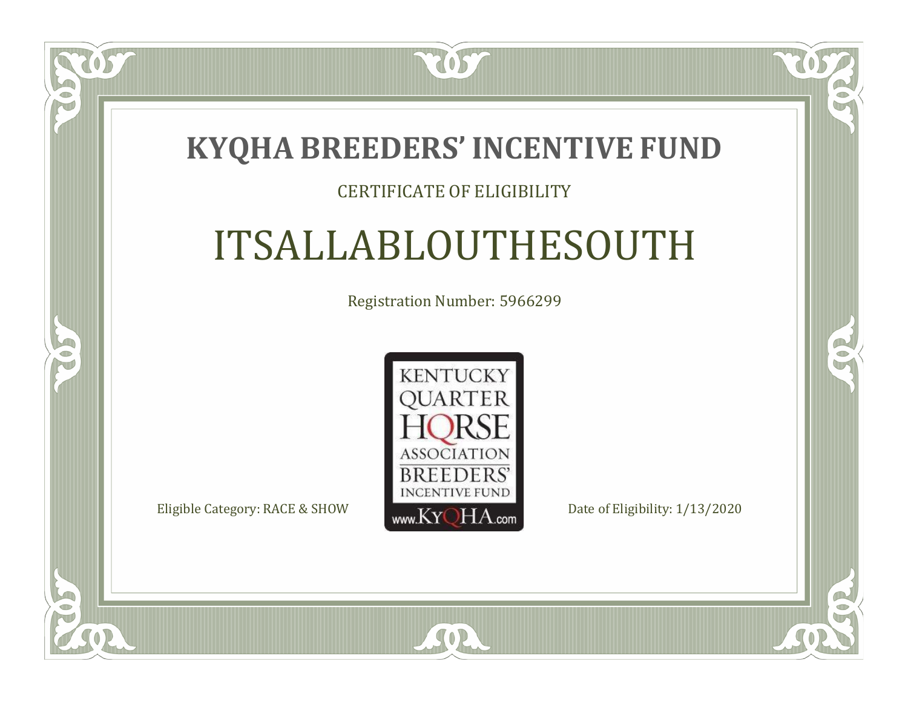# KYQHA BREEDERS' INCENTIVE FUND

CERTIFICATE OF ELIGIBILITY

## ITSALLABLOUTHESOUTH

Registration Number: 5966299

KENTUCKY QUARTER HORSE ASSOCIATION BREEDERS' INCENTIVE FUND www.KyQHA.com

Eligible Category: RACE & SHOW

Date of Eligibility: 1/13/2020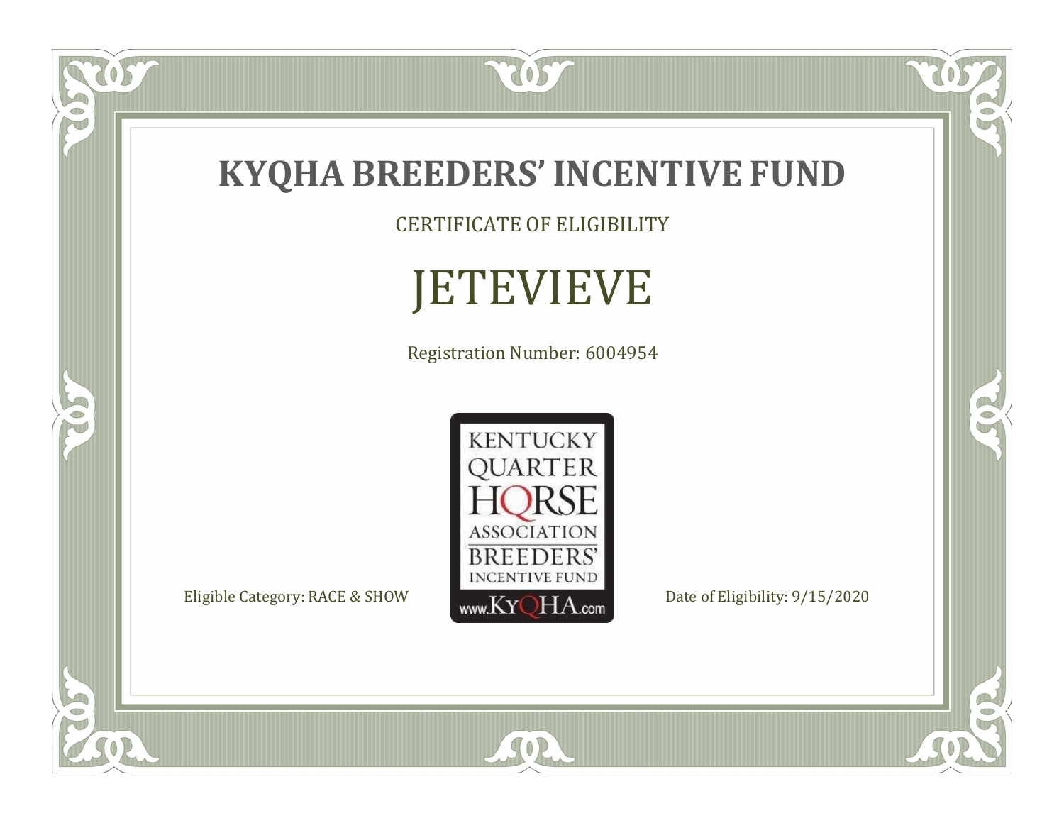# KYQHA BREEDERS' INCENTIVE FUND

CERTIFICATE OF ELIGIBILITY

## JETEVIEVE

Registration Number: 6004954

KENTUCKY QUARTER HORSE ASSOCIATION BREEDERS' INCENTIVE FUND
www.KyQHA.com

Eligible Category: RACE & SHOW

Date of Eligibility: 9/15/2020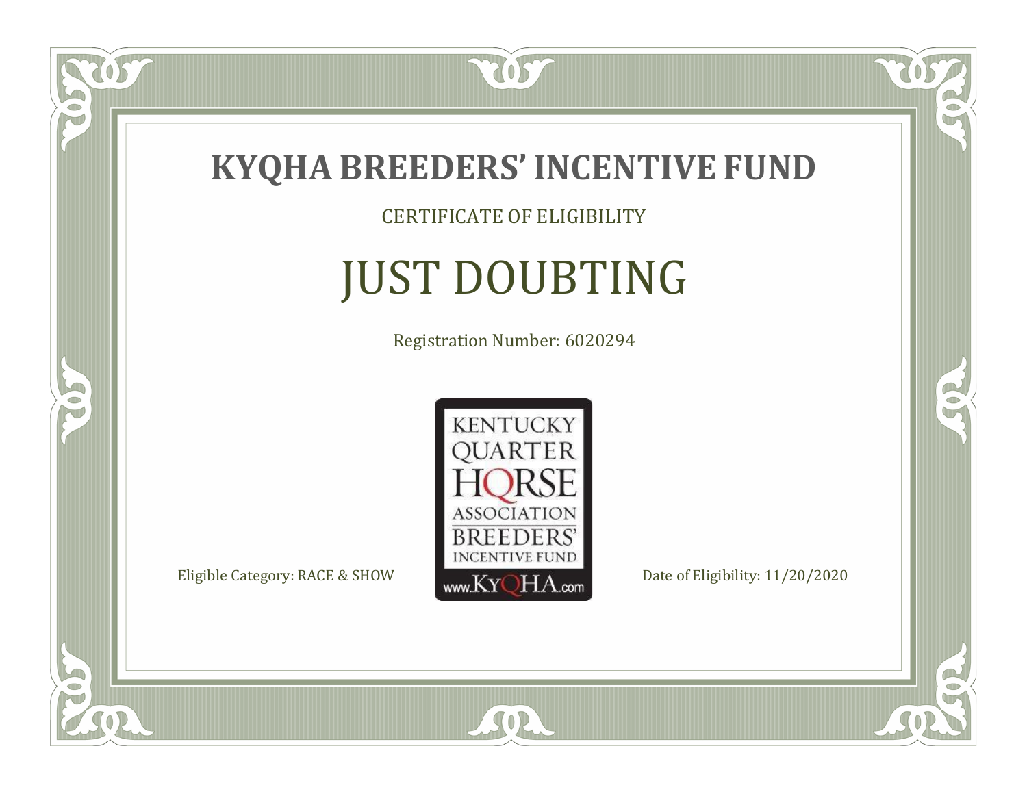# KYQHA BREEDERS' INCENTIVE FUND

CERTIFICATE OF ELIGIBILITY

## JUST DOUBTING

Registration Number: 6020294

KENTUCKY QUARTER HORSE ASSOCIATION BREEDERS' INCENTIVE FUND www.KyQHA.com

Eligible Category: RACE & SHOW

Date of Eligibility: 11/20/2020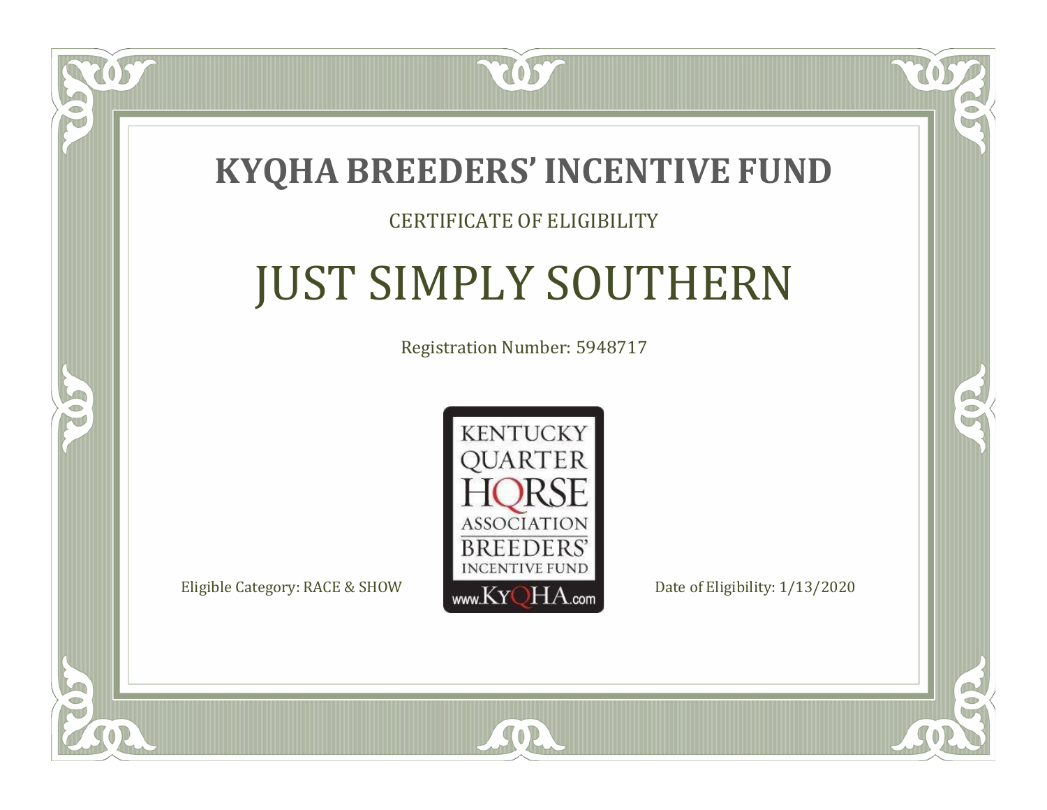# KYQHA BREEDERS' INCENTIVE FUND

CERTIFICATE OF ELIGIBILITY

## JUST SIMPLY SOUTHERN

Registration Number: 5948717

KENTUCKY QUARTER HORSE ASSOCIATION BREEDERS' INCENTIVE FUND www.KyQHA.com

Eligible Category: RACE & SHOW

Date of Eligibility: 1/13/2020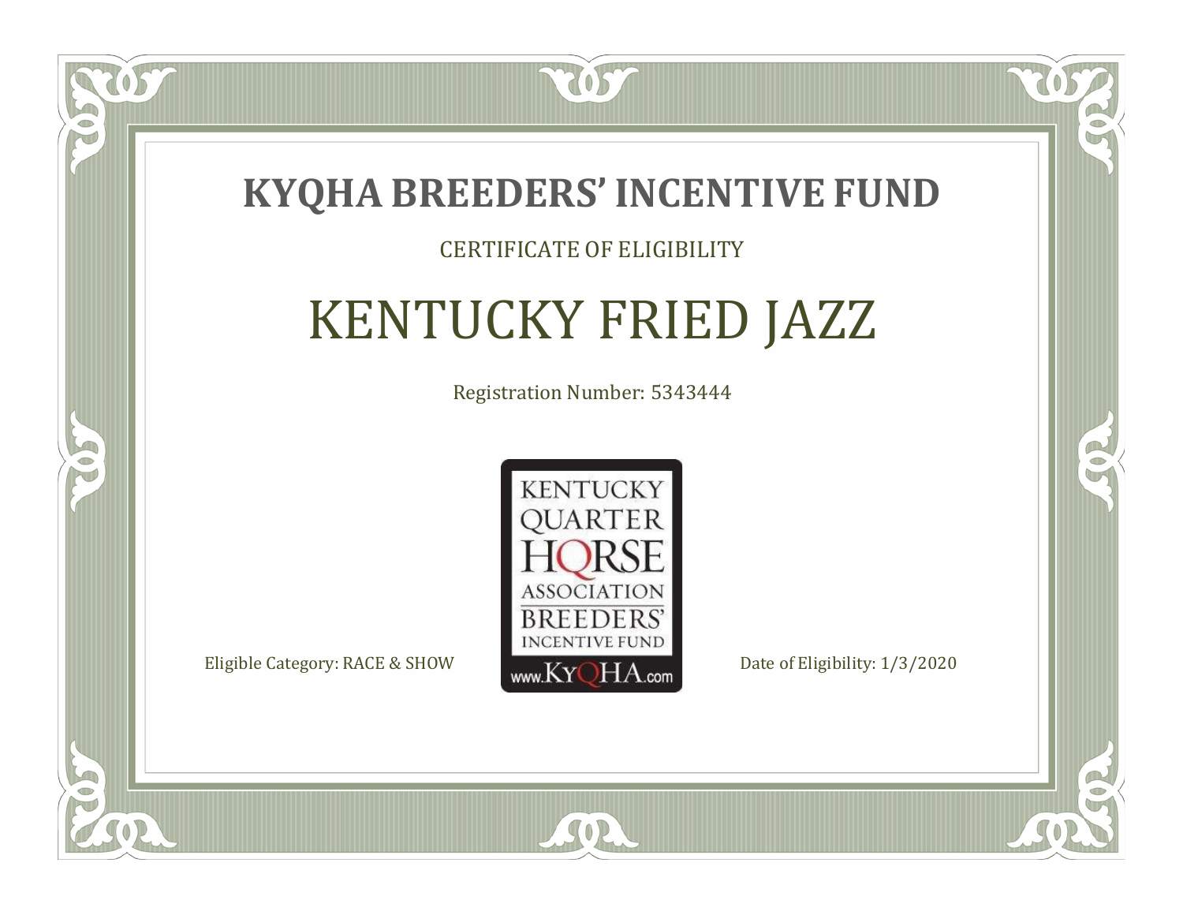# KYQHA BREEDERS' INCENTIVE FUND

CERTIFICATE OF ELIGIBILITY

## KENTUCKY FRIED JAZZ

Registration Number: 5343444

KENTUCKY QUARTER HORSE ASSOCIATION BREEDERS' INCENTIVE FUND www.KyQHA.com

Eligible Category: RACE & SHOW

Date of Eligibility: 1/3/2020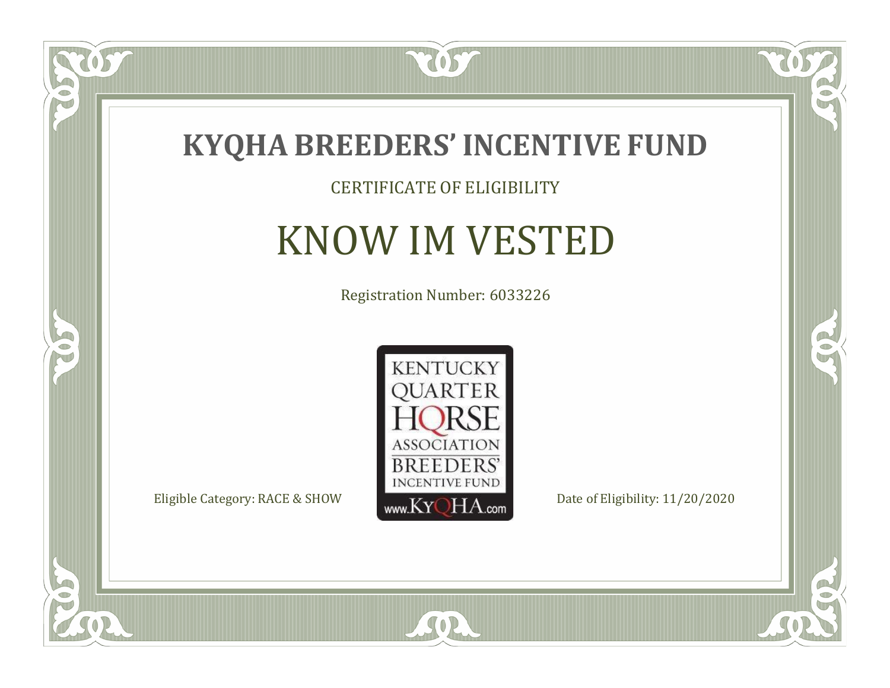# KYQHA BREEDERS' INCENTIVE FUND

CERTIFICATE OF ELIGIBILITY

## KNOW IM VESTED

Registration Number: 6033226

KENTUCKY QUARTER HORSE ASSOCIATION BREEDERS' INCENTIVE FUND www.KyQHA.com

Eligible Category: RACE & SHOW

Date of Eligibility: 11/20/2020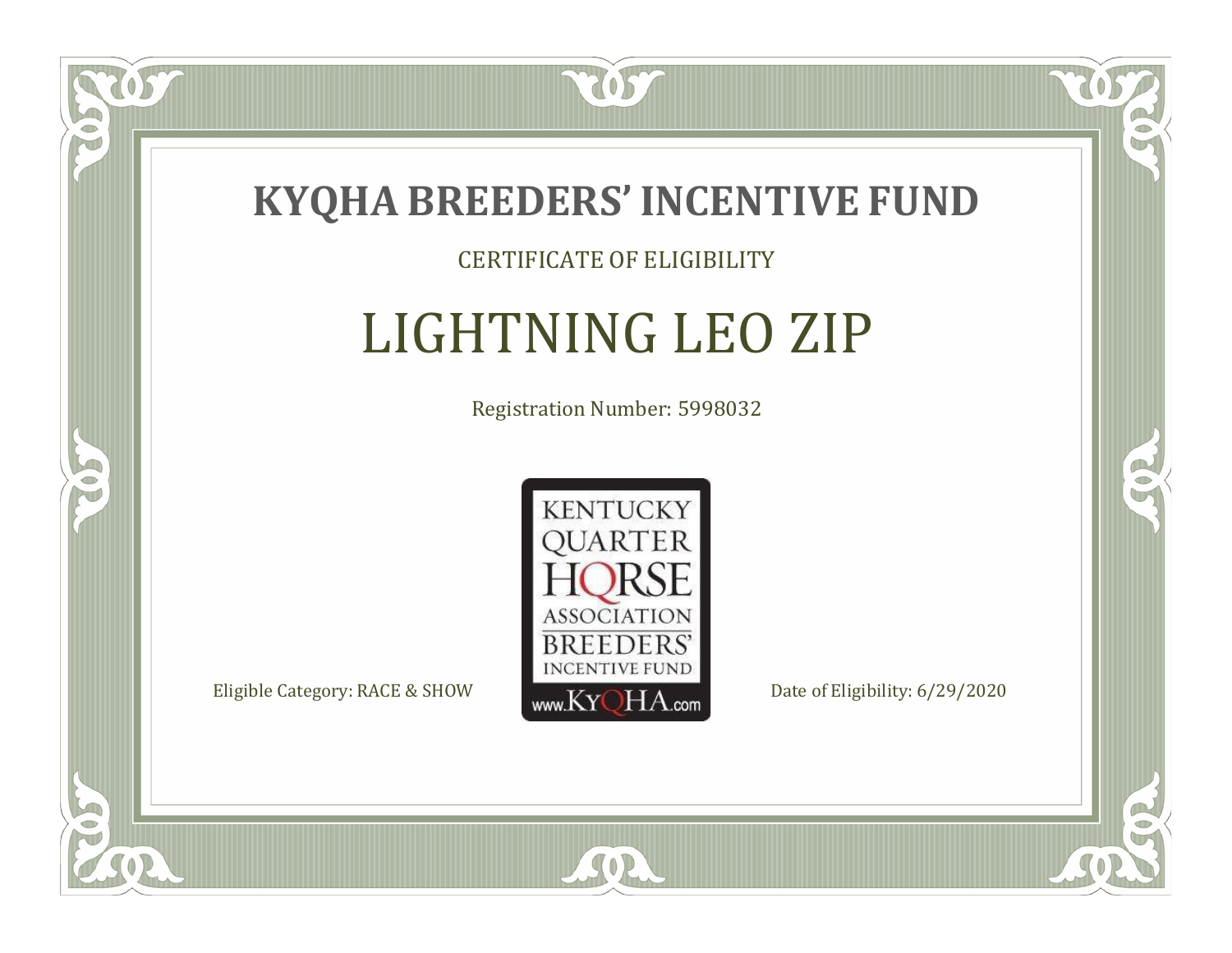# KYQHA BREEDERS' INCENTIVE FUND

CERTIFICATE OF ELIGIBILITY

## LIGHTNING LEO ZIP

Registration Number: 5998032

KENTUCKY QUARTER HORSE ASSOCIATION BREEDERS' INCENTIVE FUND www.KyQHA.com

Eligible Category: RACE & SHOW

Date of Eligibility: 6/29/2020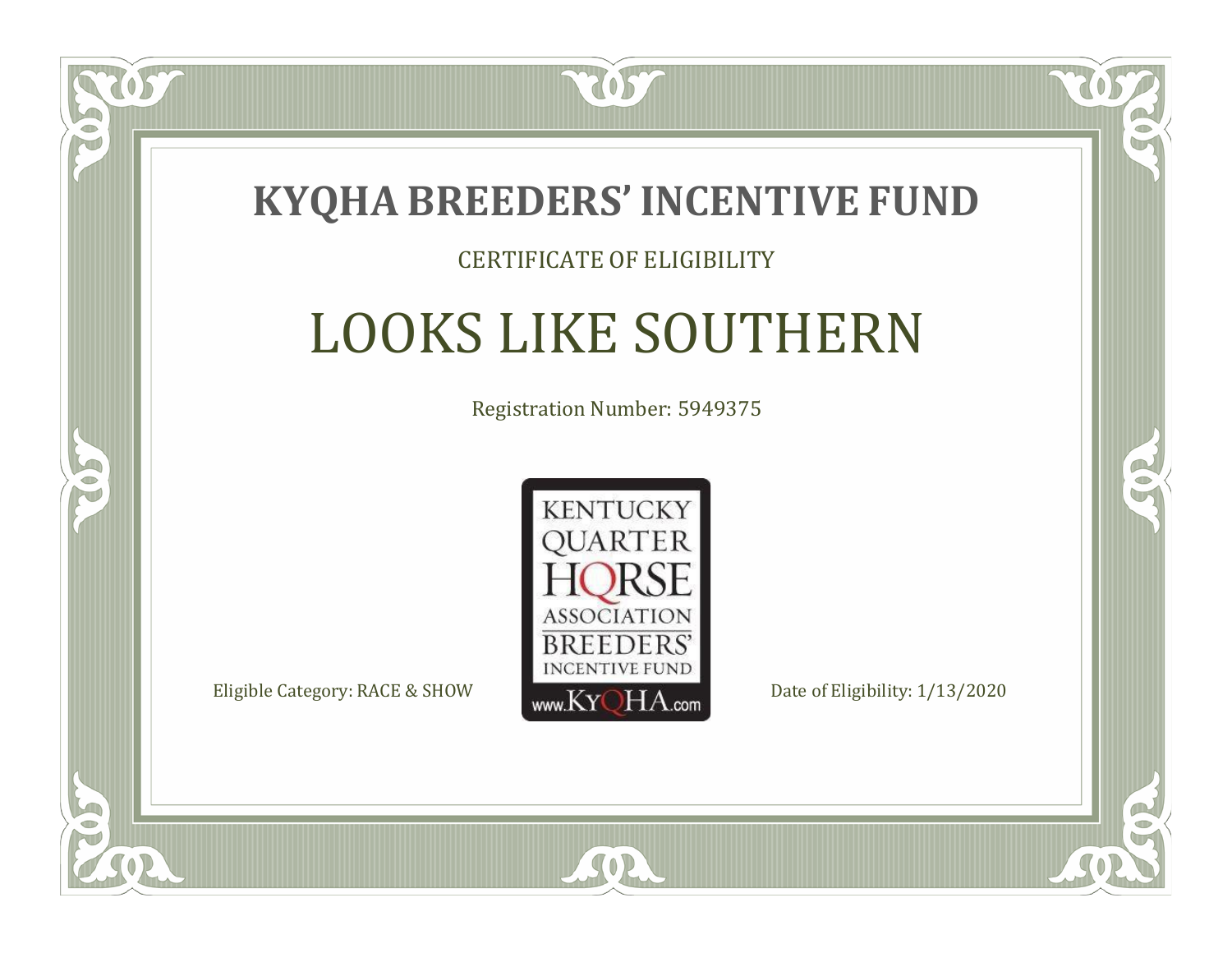# KYQHA BREEDERS' INCENTIVE FUND

CERTIFICATE OF ELIGIBILITY

## LOOKS LIKE SOUTHERN

Registration Number: 5949375

KENTUCKY QUARTER HORSE ASSOCIATION BREEDERS' INCENTIVE FUND www.KyQHA.com

Eligible Category: RACE & SHOW

Date of Eligibility: 1/13/2020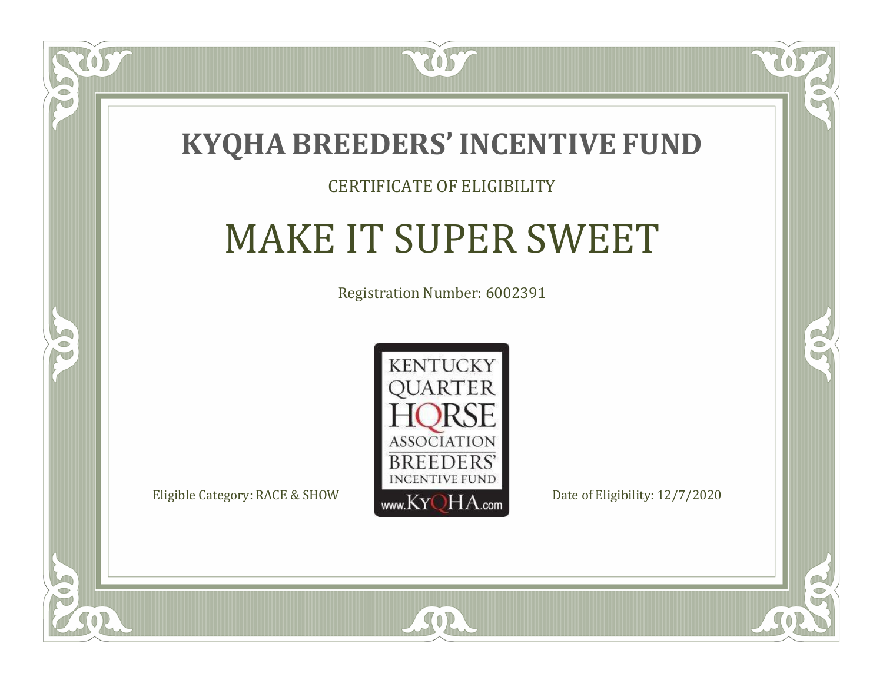# KYQHA BREEDERS' INCENTIVE FUND

CERTIFICATE OF ELIGIBILITY

## MAKE IT SUPER SWEET

Registration Number: 6002391

KENTUCKY QUARTER HORSE ASSOCIATION BREEDERS' INCENTIVE FUND
www.KyQHA.com

Eligible Category: RACE & SHOW

Date of Eligibility: 12/7/2020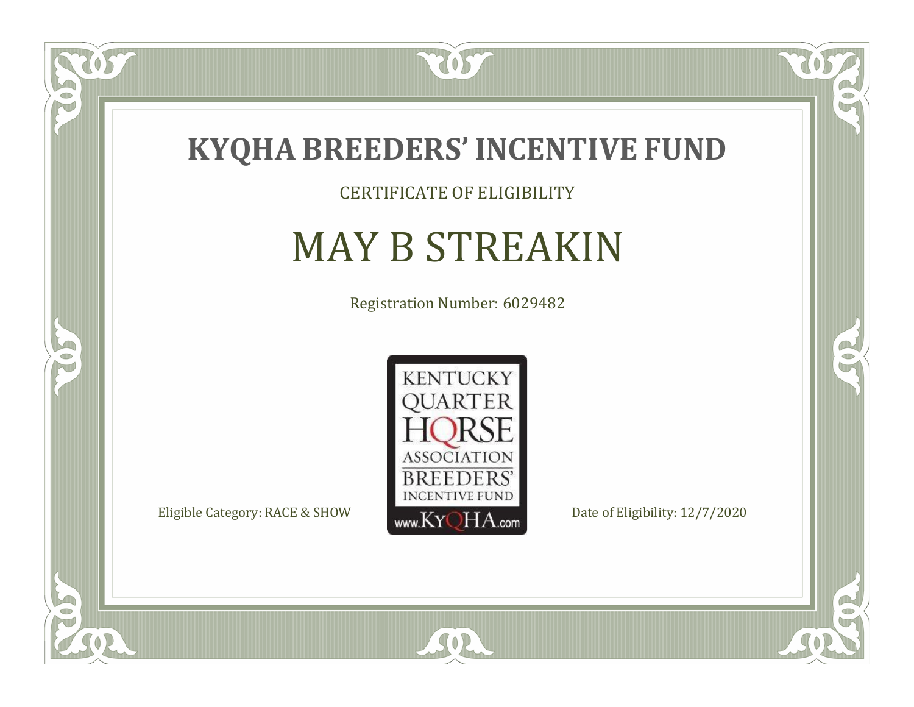# KYQHA BREEDERS' INCENTIVE FUND

CERTIFICATE OF ELIGIBILITY

## MAY B STREAKIN

Registration Number: 6029482

KENTUCKY QUARTER HORSE ASSOCIATION BREEDERS' INCENTIVE FUND www.KyQHA.com

Eligible Category: RACE & SHOW

Date of Eligibility: 12/7/2020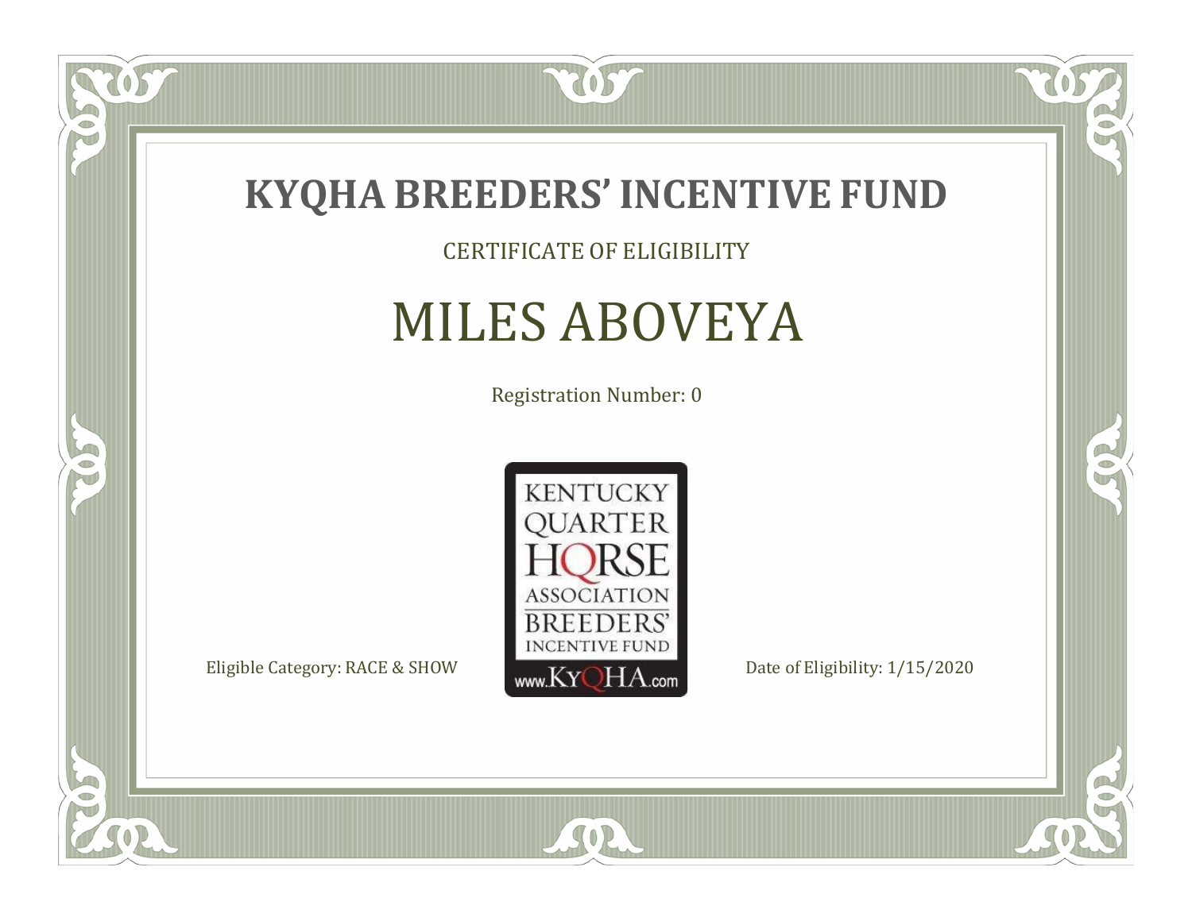# KYQHA BREEDERS' INCENTIVE FUND

CERTIFICATE OF ELIGIBILITY

## MILES ABOVEYA

Registration Number: 0

KENTUCKY QUARTER HORSE ASSOCIATION BREEDERS' INCENTIVE FUND www.KyQHA.com

Eligible Category: RACE & SHOW

Date of Eligibility: 1/15/2020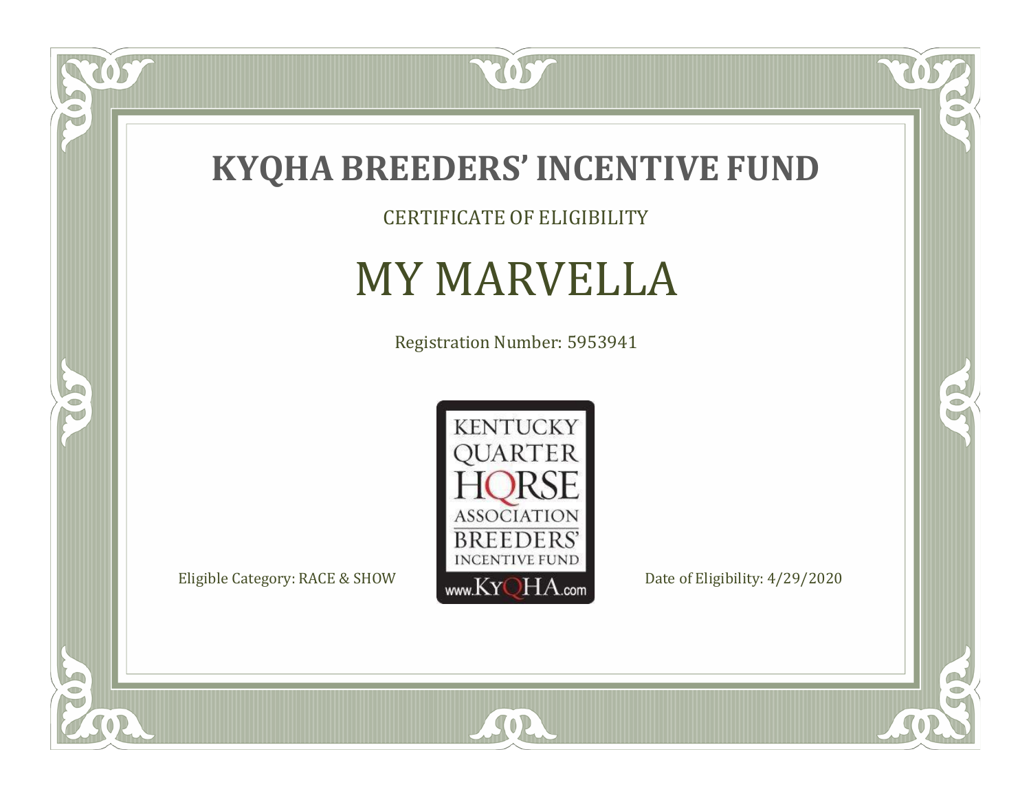# KYQHA BREEDERS' INCENTIVE FUND

CERTIFICATE OF ELIGIBILITY

## MY MARVELLA

Registration Number: 5953941

KENTUCKY QUARTER HORSE ASSOCIATION BREEDERS' INCENTIVE FUND www.KyQHA.com

Eligible Category: RACE & SHOW

Date of Eligibility: 4/29/2020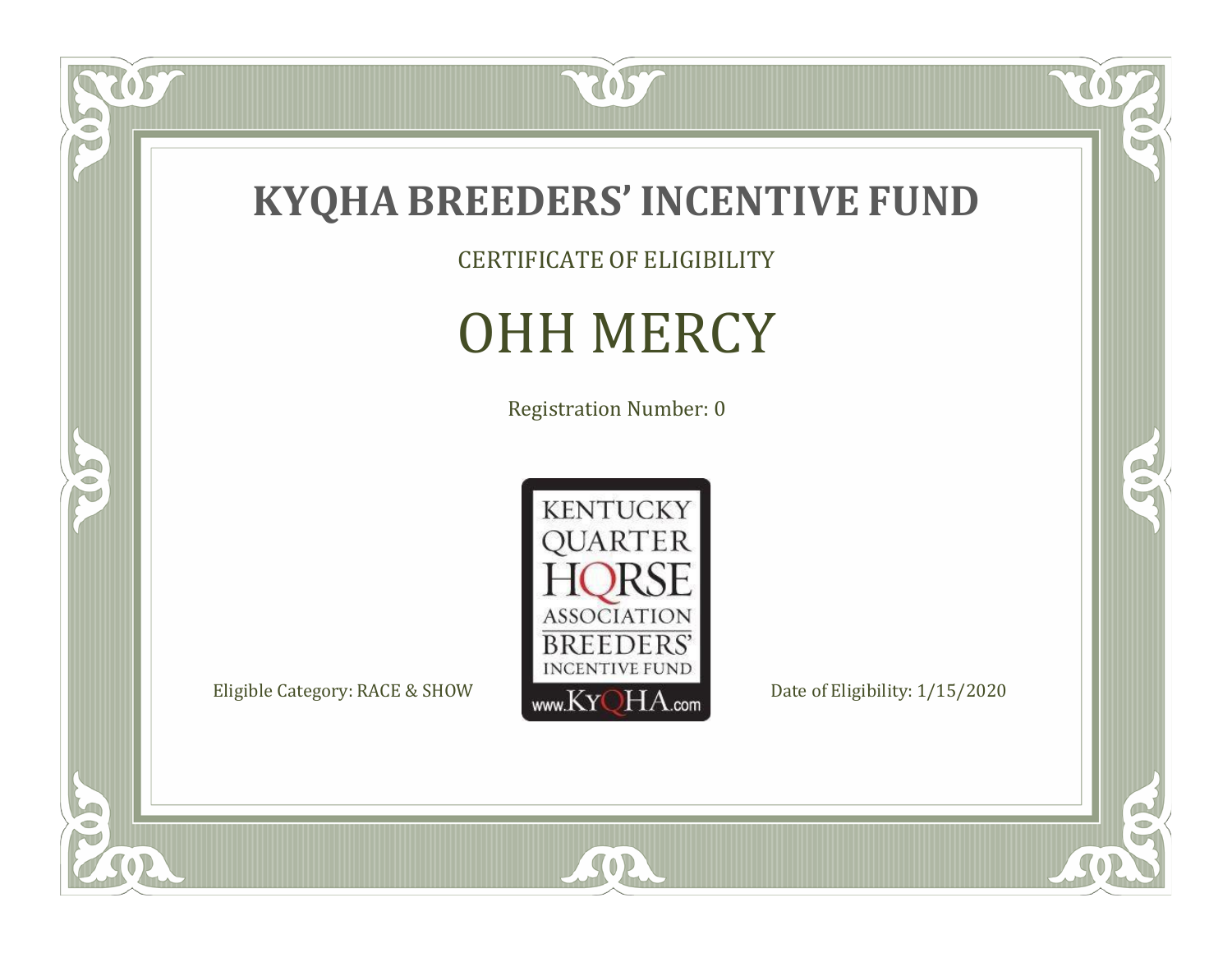# KYQHA BREEDERS' INCENTIVE FUND

CERTIFICATE OF ELIGIBILITY

## OHH MERCY

Registration Number: 0

KENTUCKY QUARTER HORSE ASSOCIATION BREEDERS' INCENTIVE FUND
www.KyQHA.com

Eligible Category: RACE & SHOW

Date of Eligibility: 1/15/2020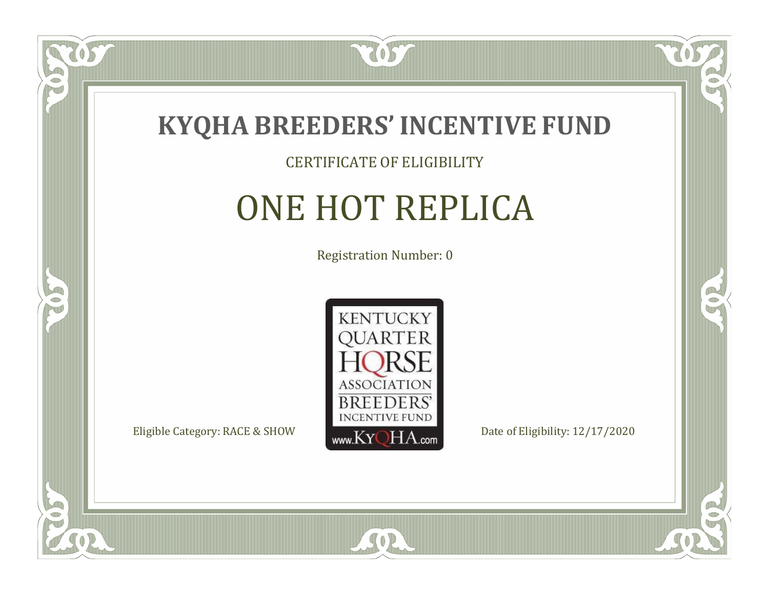# KYQHA BREEDERS' INCENTIVE FUND

CERTIFICATE OF ELIGIBILITY

## ONE HOT REPLICA

Registration Number: 0

KENTUCKY QUARTER HORSE ASSOCIATION BREEDERS' INCENTIVE FUND www.KyQHA.com

Eligible Category: RACE & SHOW

Date of Eligibility: 12/17/2020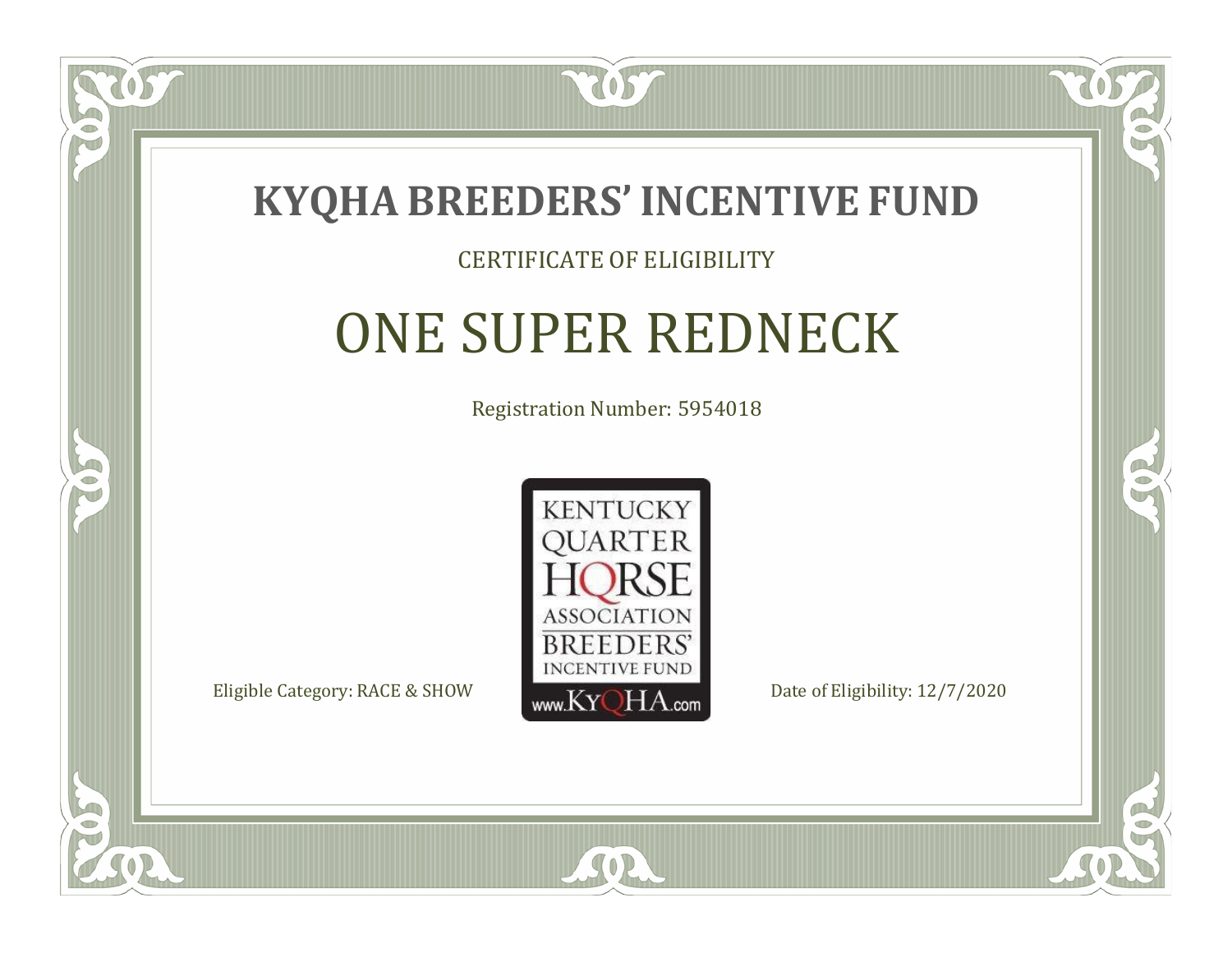# KYQHA BREEDERS' INCENTIVE FUND

CERTIFICATE OF ELIGIBILITY

## ONE SUPER REDNECK

Registration Number: 5954018

KENTUCKY QUARTER HORSE ASSOCIATION BREEDERS' INCENTIVE FUND www.KyQHA.com

Eligible Category: RACE & SHOW

Date of Eligibility: 12/7/2020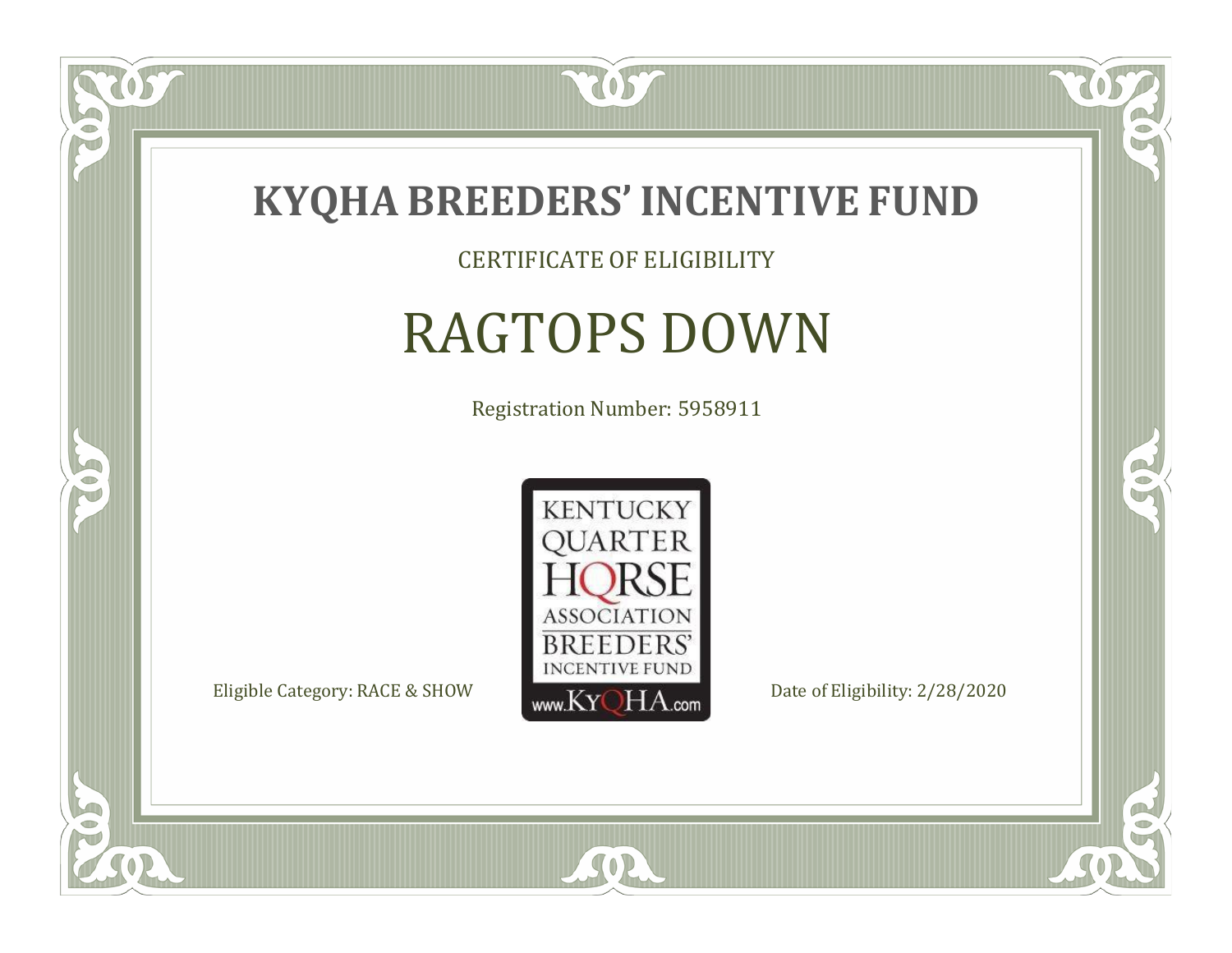# KYQHA BREEDERS' INCENTIVE FUND

CERTIFICATE OF ELIGIBILITY

## RAGTOPS DOWN

Registration Number: 5958911

KENTUCKY QUARTER HORSE ASSOCIATION BREEDERS' INCENTIVE FUND www.KyQHA.com

Eligible Category: RACE & SHOW

Date of Eligibility: 2/28/2020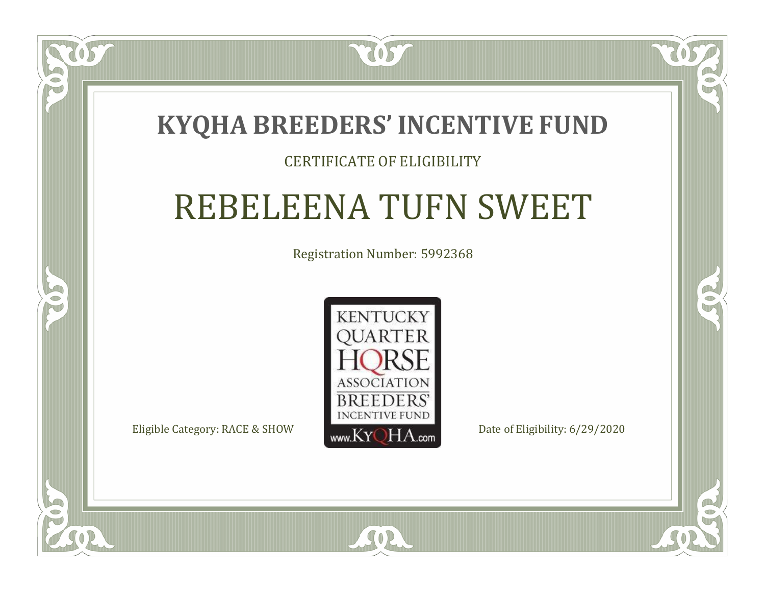# KYQHA BREEDERS' INCENTIVE FUND

CERTIFICATE OF ELIGIBILITY

## REBELEENA TUFN SWEET

Registration Number: 5992368

KENTUCKY QUARTER HORSE ASSOCIATION BREEDERS' INCENTIVE FUND www.KyQHA.com

Eligible Category: RACE & SHOW

Date of Eligibility: 6/29/2020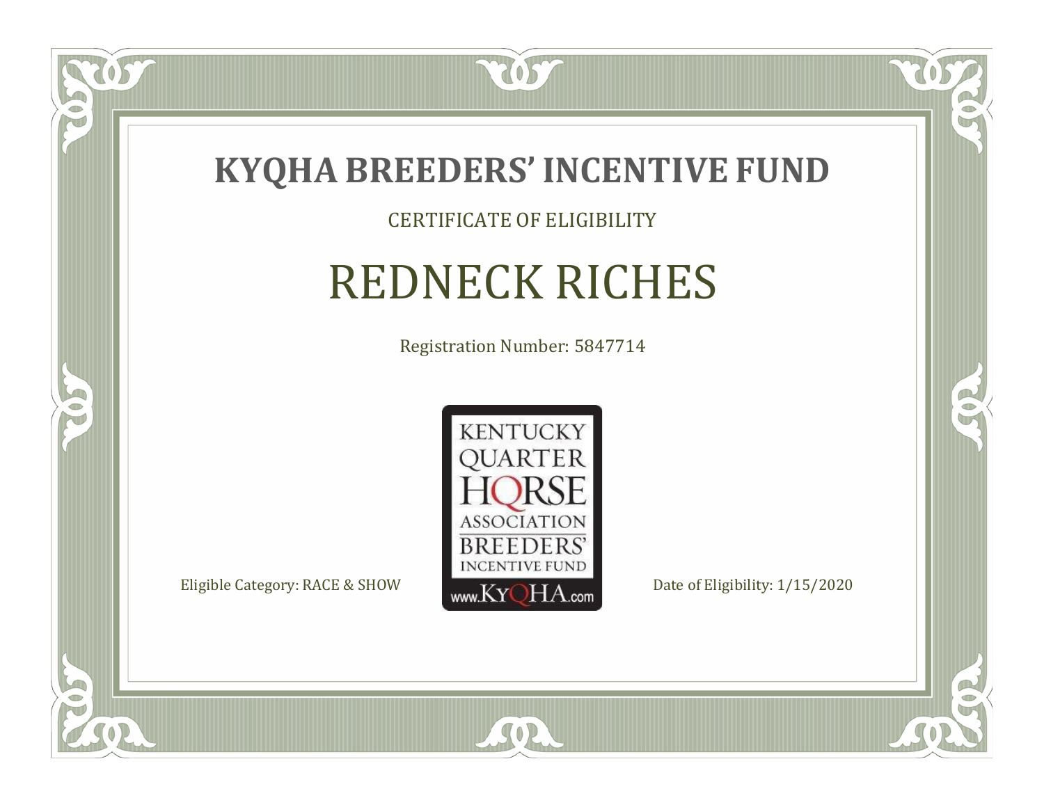# KYQHA BREEDERS' INCENTIVE FUND

CERTIFICATE OF ELIGIBILITY

## REDNECK RICHES

Registration Number: 5847714

KENTUCKY QUARTER HORSE ASSOCIATION BREEDERS' INCENTIVE FUND www.KyQHA.com

Eligible Category: RACE & SHOW

Date of Eligibility: 1/15/2020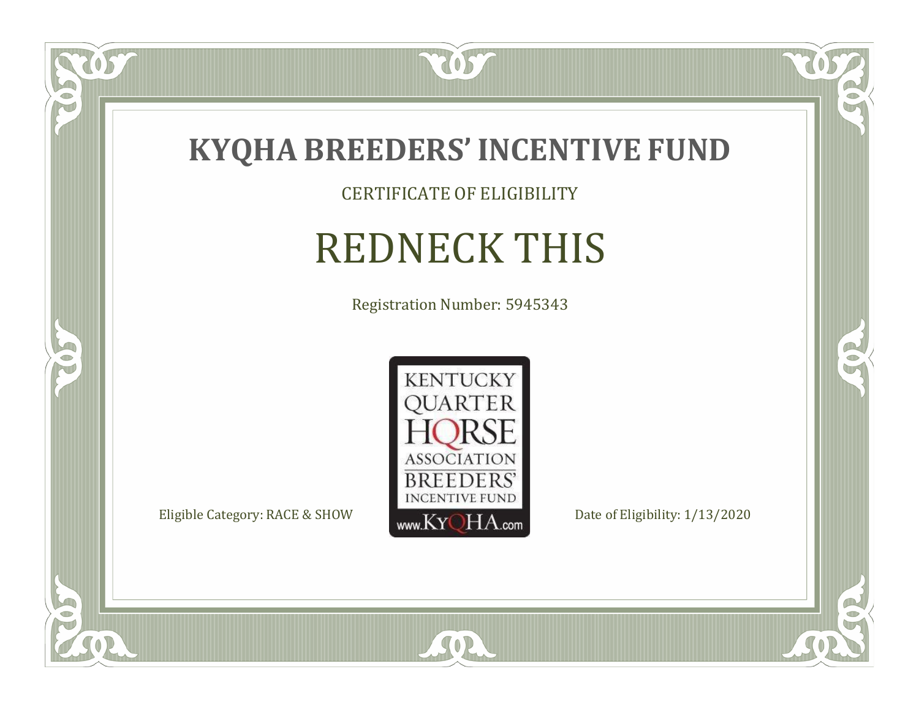# KYQHA BREEDERS' INCENTIVE FUND

CERTIFICATE OF ELIGIBILITY

## REDNECK THIS

Registration Number: 5945343

KENTUCKY QUARTER HORSE ASSOCIATION BREEDERS' INCENTIVE FUND www.KyQHA.com

Eligible Category: RACE & SHOW

Date of Eligibility: 1/13/2020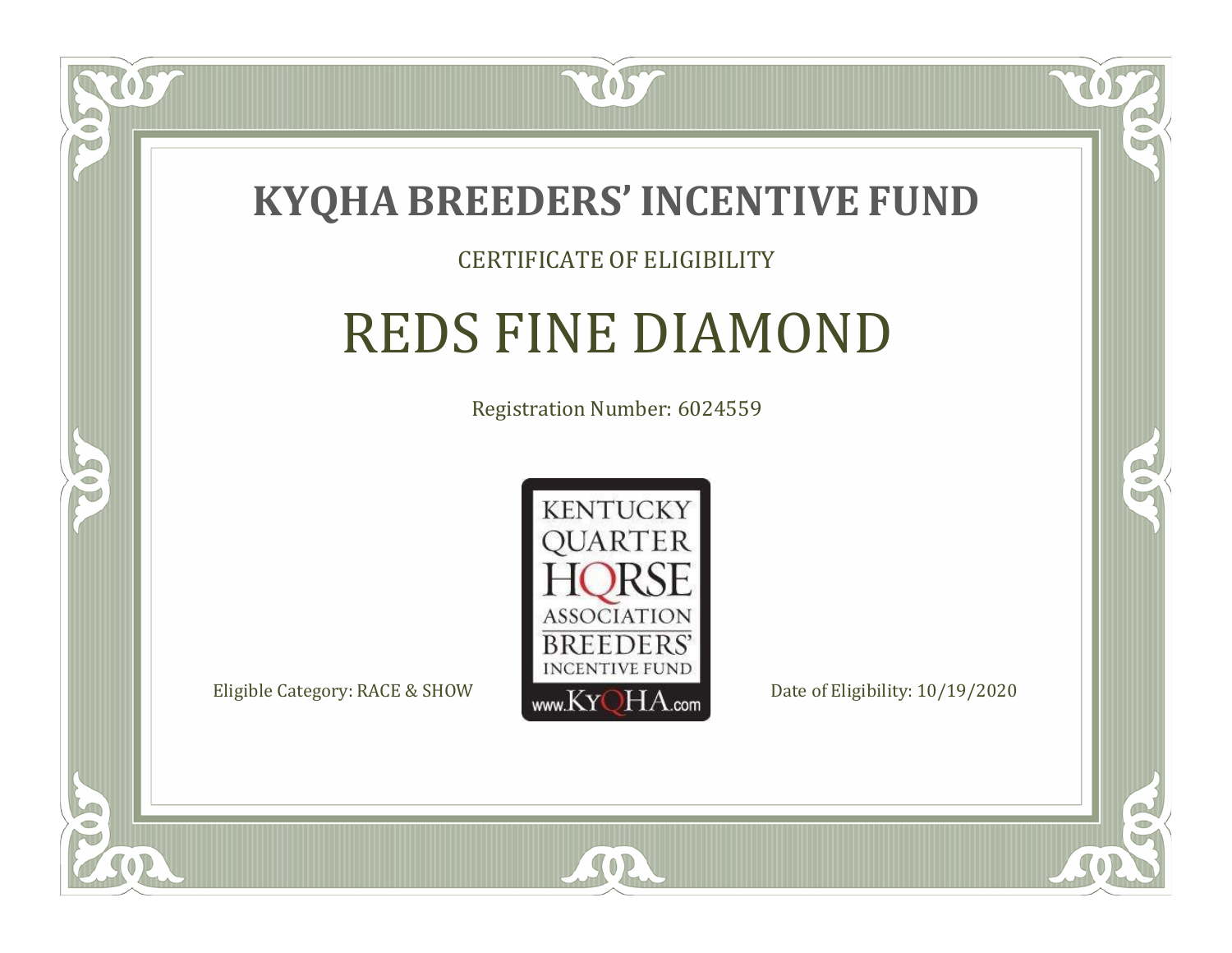# KYQHA BREEDERS' INCENTIVE FUND

CERTIFICATE OF ELIGIBILITY

## REDS FINE DIAMOND

Registration Number: 6024559

KENTUCKY QUARTER HORSE ASSOCIATION BREEDERS' INCENTIVE FUND
www.KyQHA.com

Eligible Category: RACE & SHOW

Date of Eligibility: 10/19/2020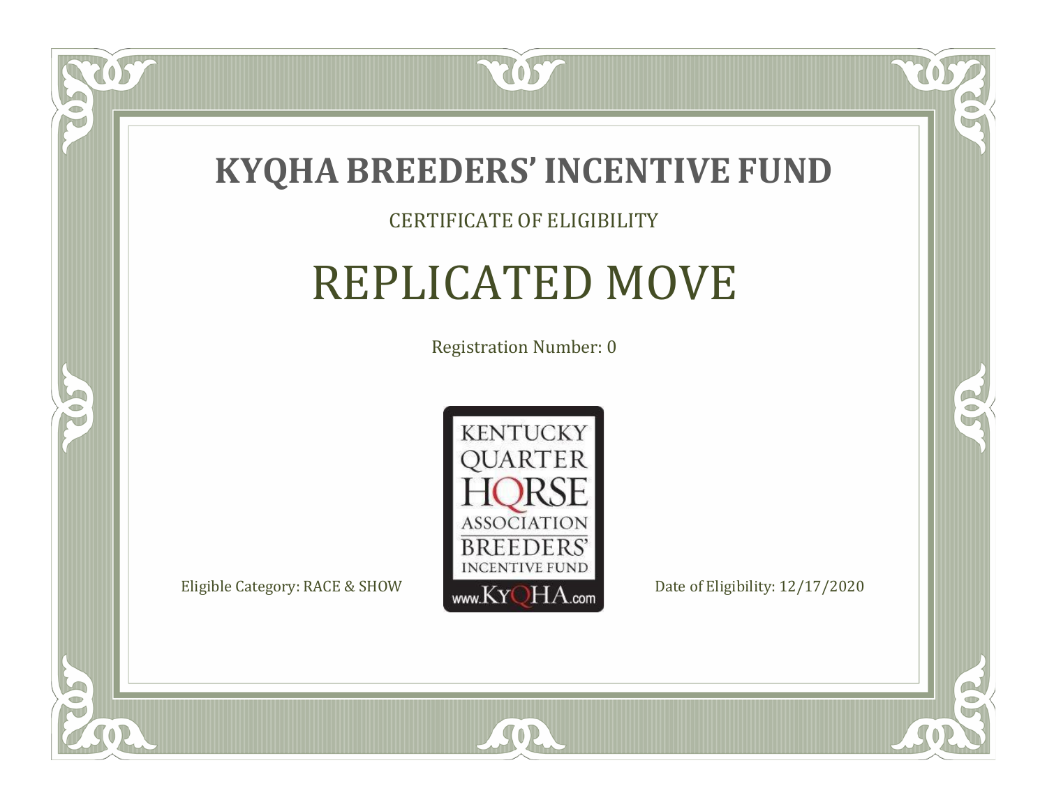# KYQHA BREEDERS' INCENTIVE FUND

CERTIFICATE OF ELIGIBILITY

## REPLICATED MOVE

Registration Number: 0

KENTUCKY QUARTER HORSE ASSOCIATION BREEDERS' INCENTIVE FUND www.KyQHA.com

Eligible Category: RACE & SHOW

Date of Eligibility: 12/17/2020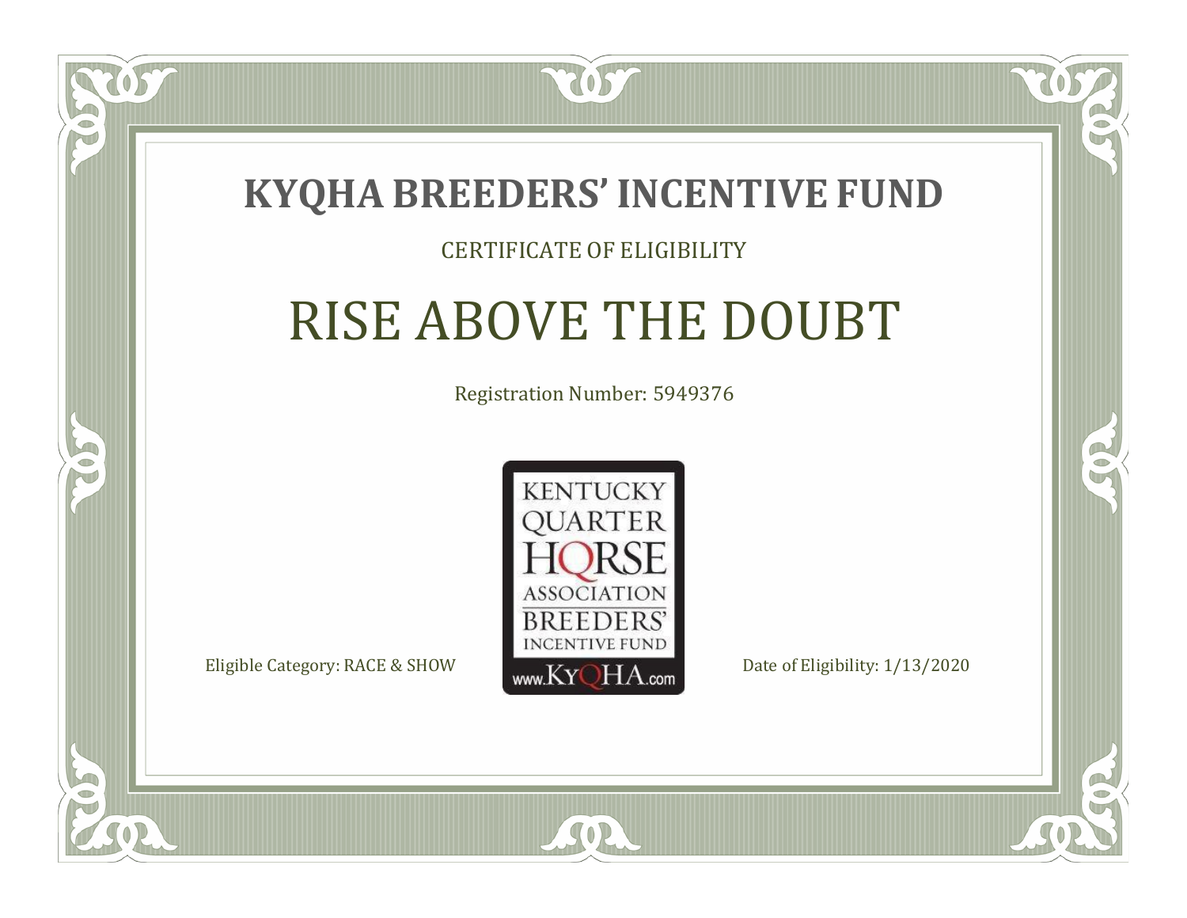# KYQHA BREEDERS' INCENTIVE FUND

CERTIFICATE OF ELIGIBILITY

## RISE ABOVE THE DOUBT

Registration Number: 5949376

KENTUCKY QUARTER HORSE ASSOCIATION BREEDERS' INCENTIVE FUND www.KyQHA.com

Eligible Category: RACE & SHOW

Date of Eligibility: 1/13/2020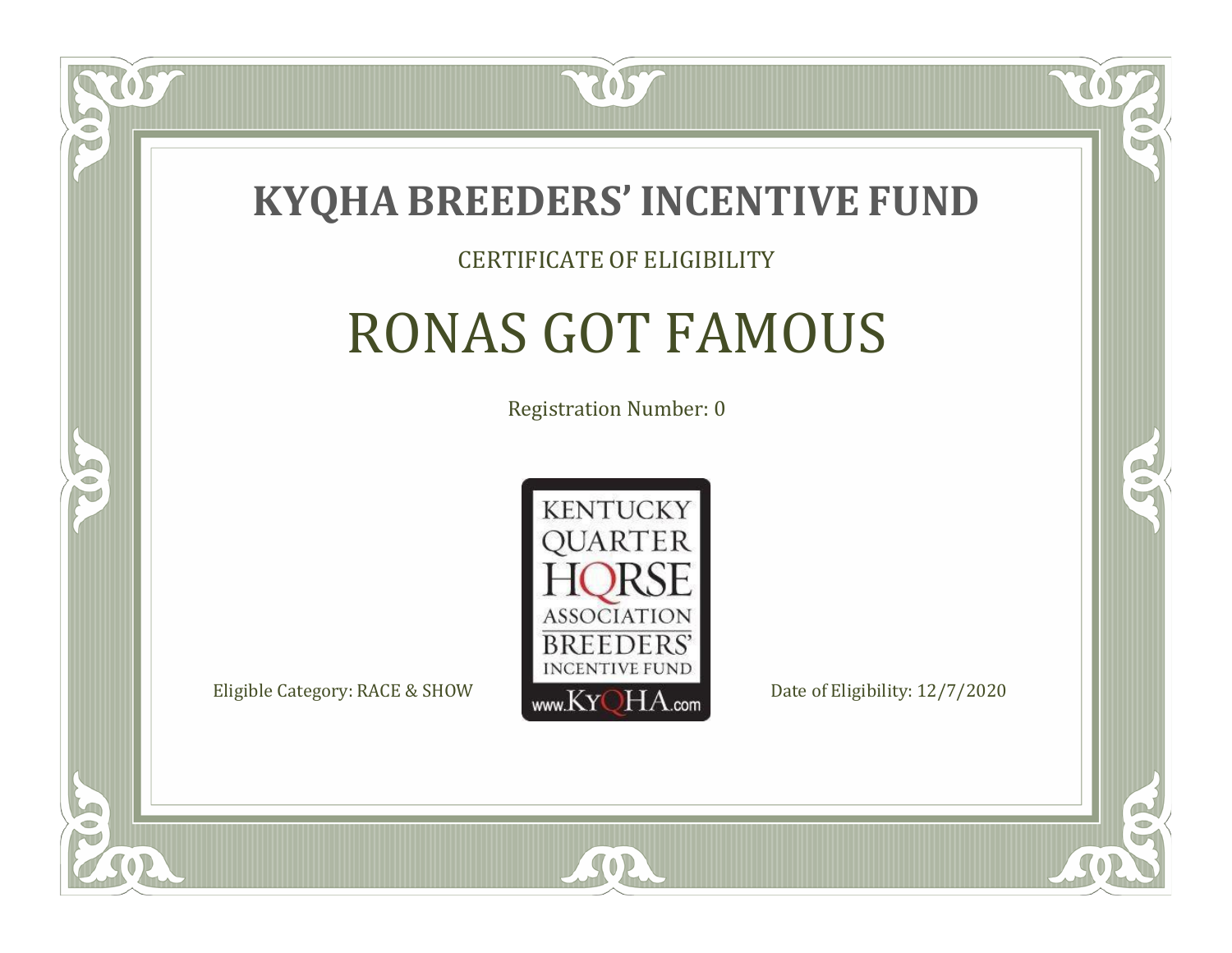# KYQHA BREEDERS' INCENTIVE FUND

CERTIFICATE OF ELIGIBILITY

## RONAS GOT FAMOUS

Registration Number: 0

KENTUCKY QUARTER HORSE ASSOCIATION BREEDERS' INCENTIVE FUND www.KyQHA.com

Eligible Category: RACE & SHOW

Date of Eligibility: 12/7/2020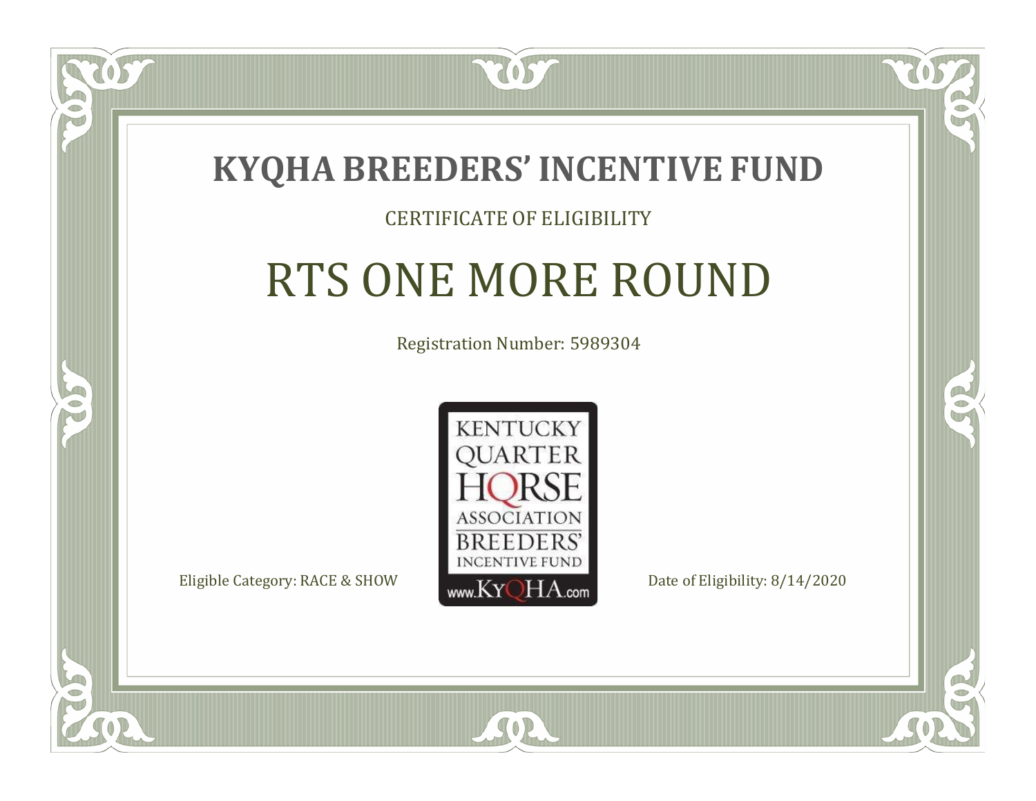# KYQHA BREEDERS' INCENTIVE FUND

CERTIFICATE OF ELIGIBILITY

## RTS ONE MORE ROUND

Registration Number: 5989304

KENTUCKY QUARTER HORSE ASSOCIATION BREEDERS' INCENTIVE FUND www.KyQHA.com

Eligible Category: RACE & SHOW

Date of Eligibility: 8/14/2020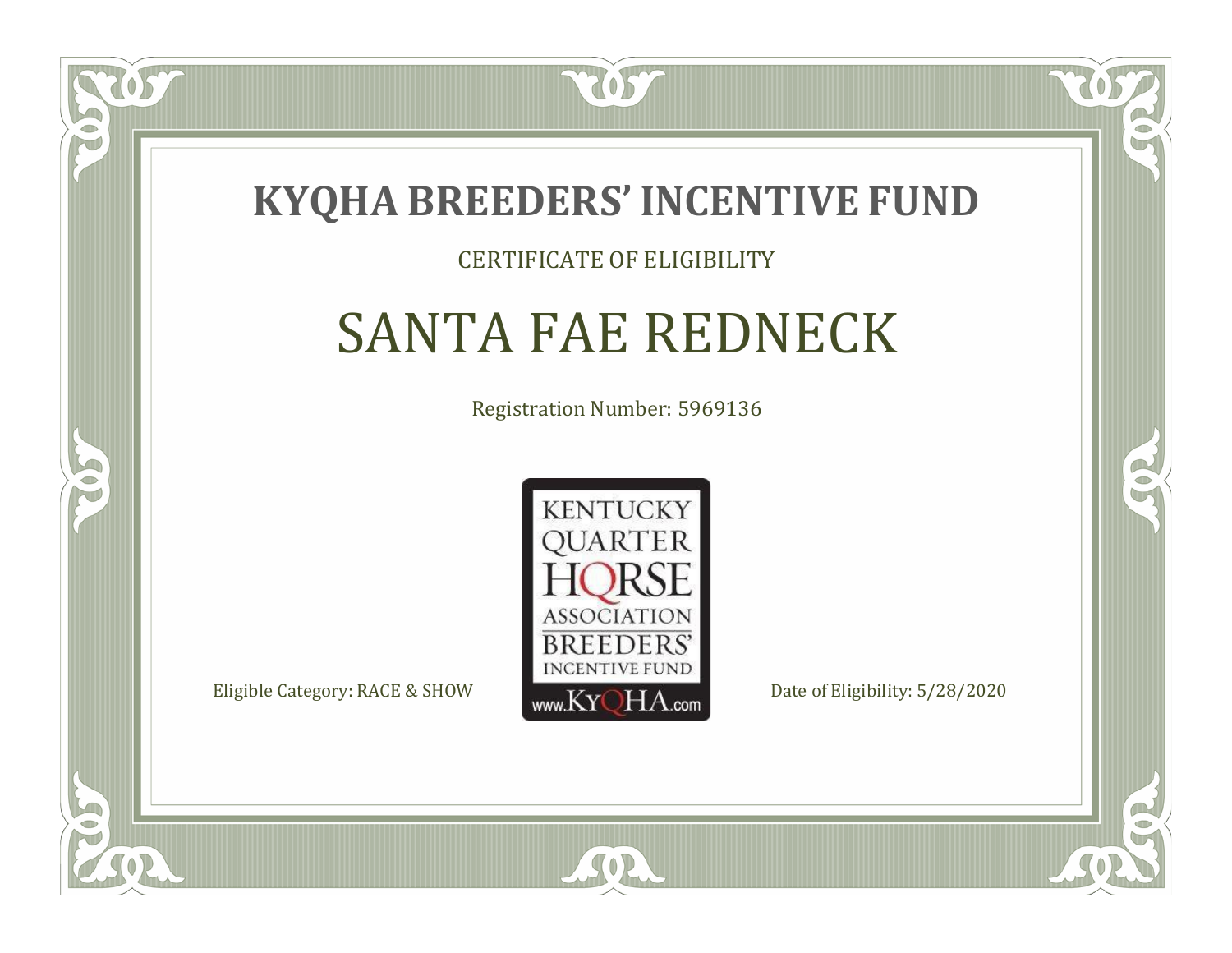# KYQHA BREEDERS' INCENTIVE FUND

CERTIFICATE OF ELIGIBILITY

## SANTA FAE REDNECK

Registration Number: 5969136

KENTUCKY QUARTER HORSE ASSOCIATION BREEDERS' INCENTIVE FUND www.KyQHA.com

Eligible Category: RACE & SHOW

Date of Eligibility: 5/28/2020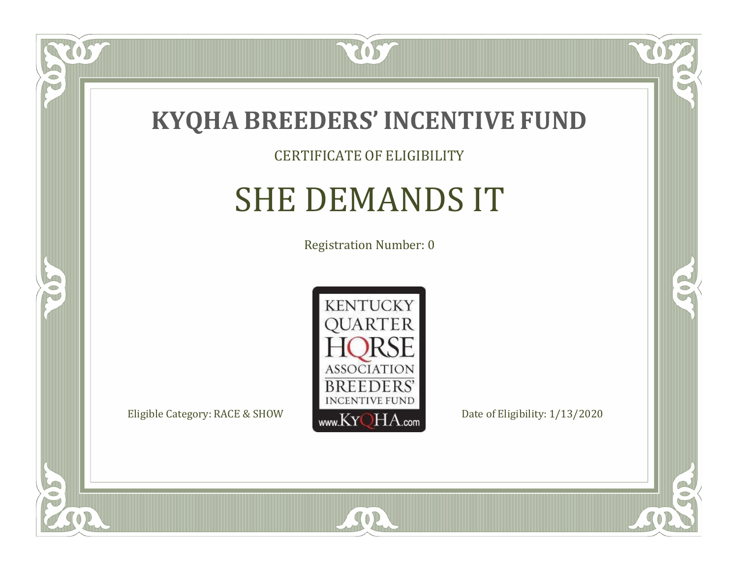# KYQHA BREEDERS' INCENTIVE FUND

CERTIFICATE OF ELIGIBILITY

## SHE DEMANDS IT

Registration Number: 0

KENTUCKY QUARTER HORSE ASSOCIATION BREEDERS' INCENTIVE FUND www.KyQHA.com

Eligible Category: RACE & SHOW

Date of Eligibility: 1/13/2020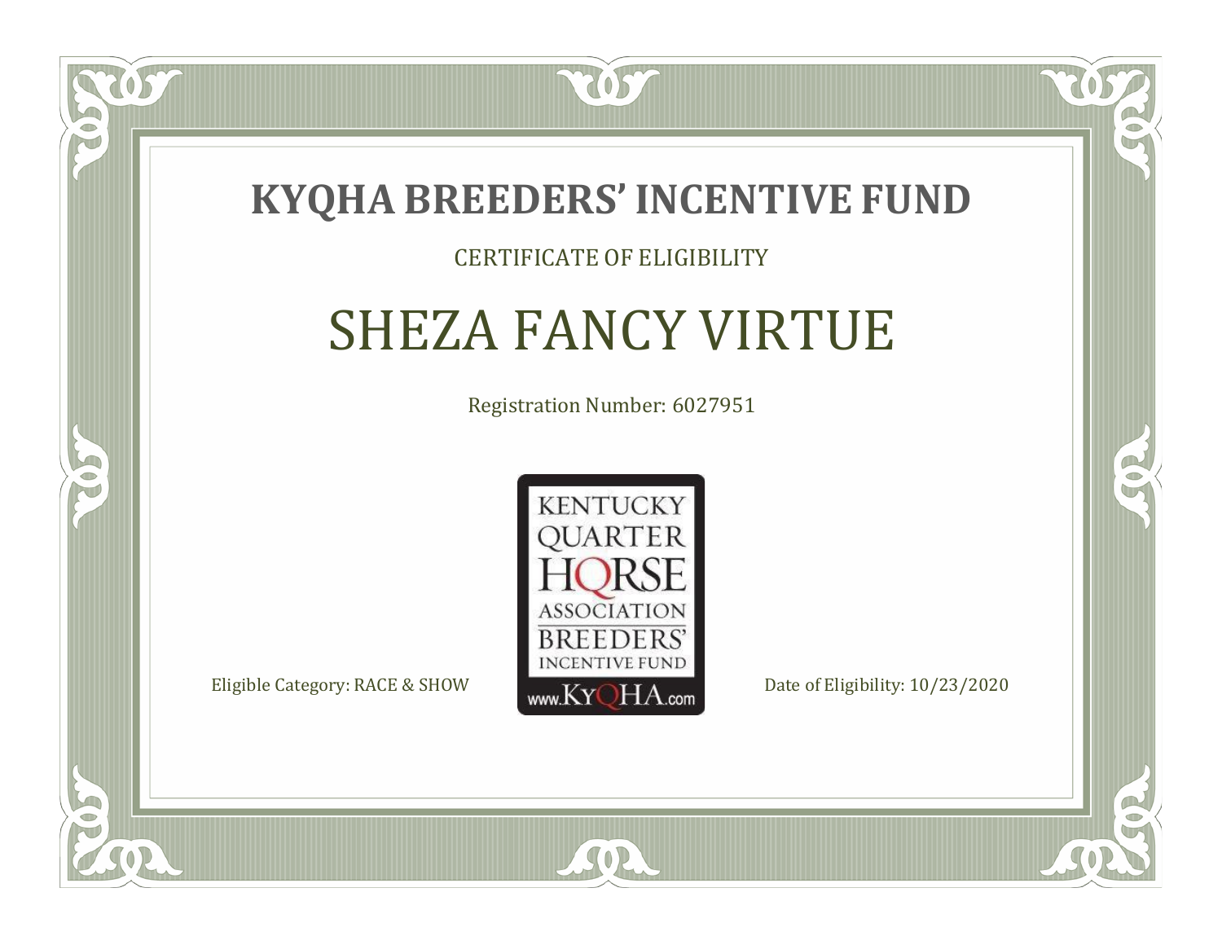# KYQHA BREEDERS' INCENTIVE FUND

CERTIFICATE OF ELIGIBILITY

## SHEZA FANCY VIRTUE

Registration Number: 6027951

KENTUCKY QUARTER HORSE ASSOCIATION BREEDERS' INCENTIVE FUND www.KyQHA.com

Eligible Category: RACE & SHOW

Date of Eligibility: 10/23/2020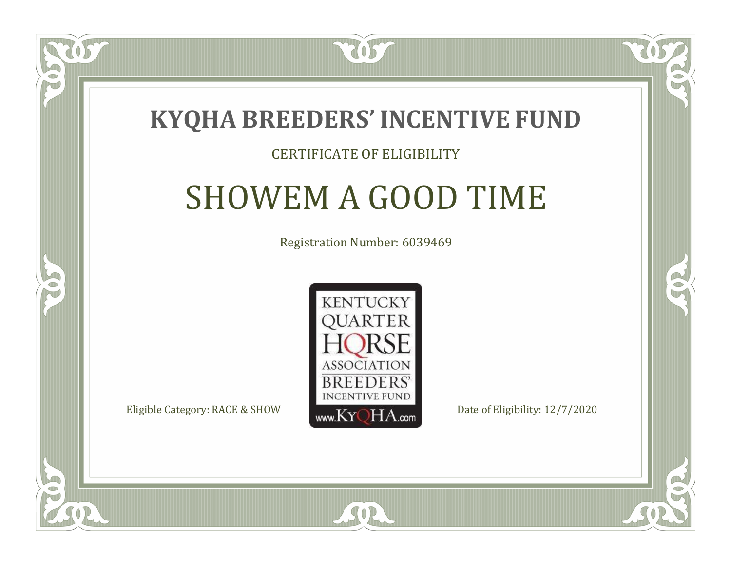# KYQHA BREEDERS' INCENTIVE FUND

CERTIFICATE OF ELIGIBILITY

## SHOWEM A GOOD TIME

Registration Number: 6039469

KENTUCKY QUARTER HORSE ASSOCIATION BREEDERS' INCENTIVE FUND www.KyQHA.com

Eligible Category: RACE & SHOW

Date of Eligibility: 12/7/2020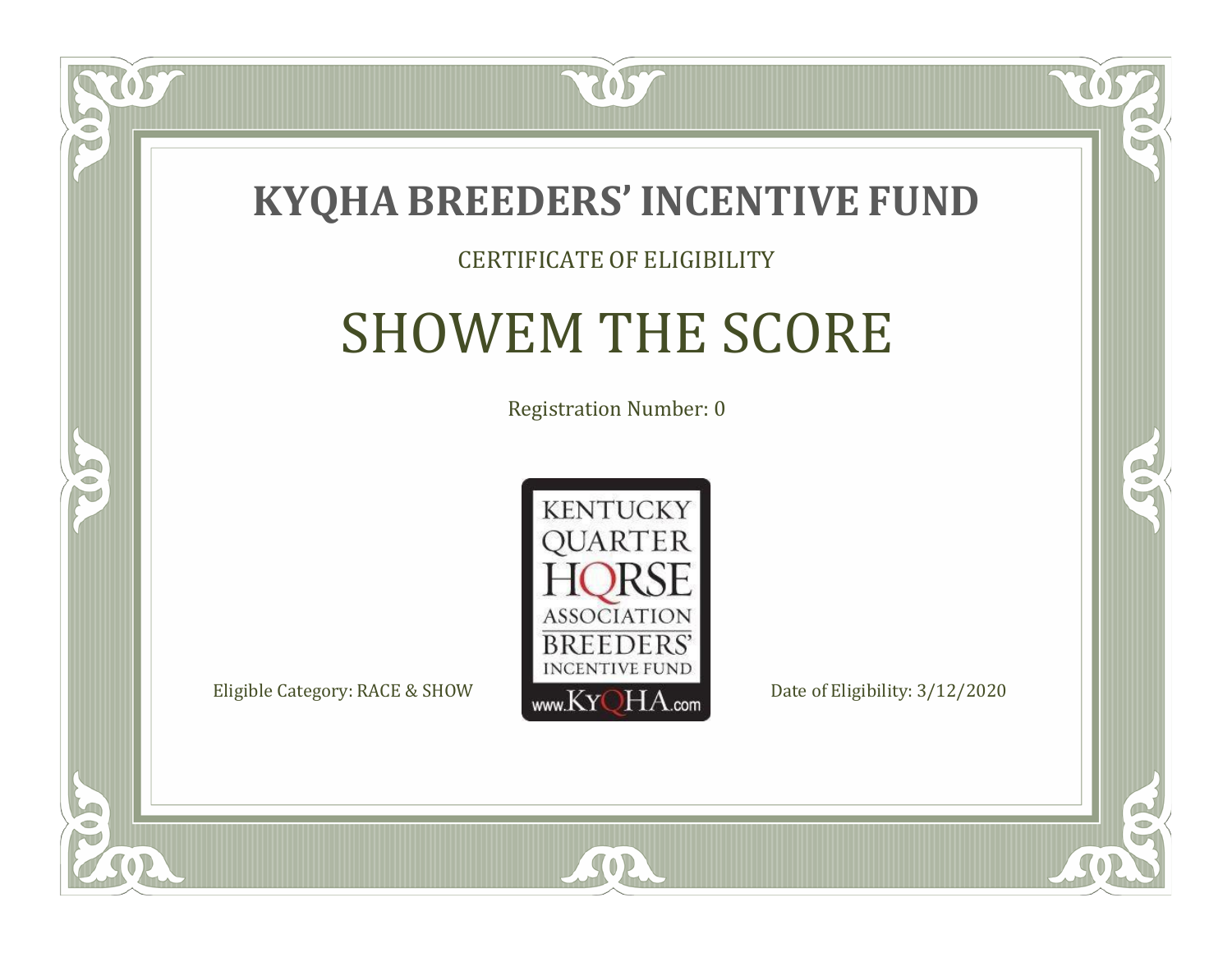# KYQHA BREEDERS' INCENTIVE FUND

CERTIFICATE OF ELIGIBILITY

## SHOWEM THE SCORE

Registration Number: 0

KENTUCKY QUARTER HORSE ASSOCIATION BREEDERS' INCENTIVE FUND www.KyQHA.com

Eligible Category: RACE & SHOW

Date of Eligibility: 3/12/2020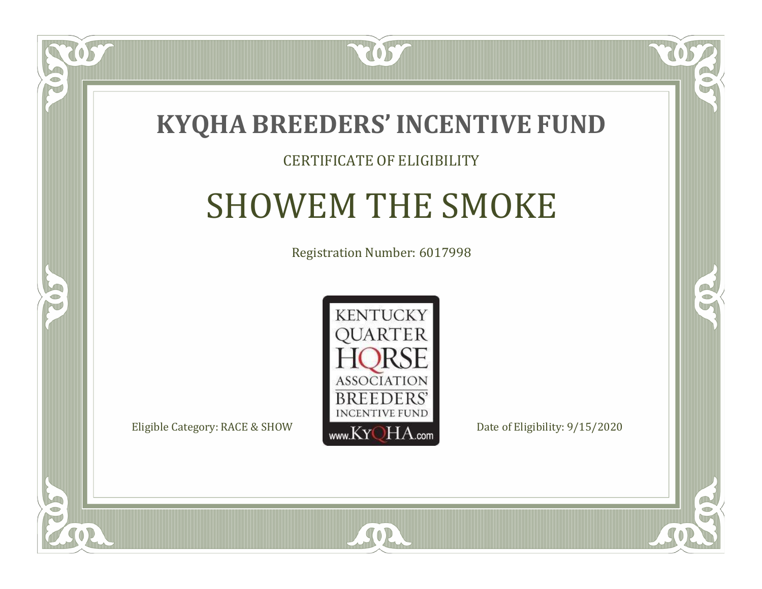# KYQHA BREEDERS' INCENTIVE FUND

CERTIFICATE OF ELIGIBILITY

## SHOWEM THE SMOKE

Registration Number: 6017998

KENTUCKY QUARTER HORSE ASSOCIATION BREEDERS' INCENTIVE FUND www.KyQHA.com

Eligible Category: RACE & SHOW

Date of Eligibility: 9/15/2020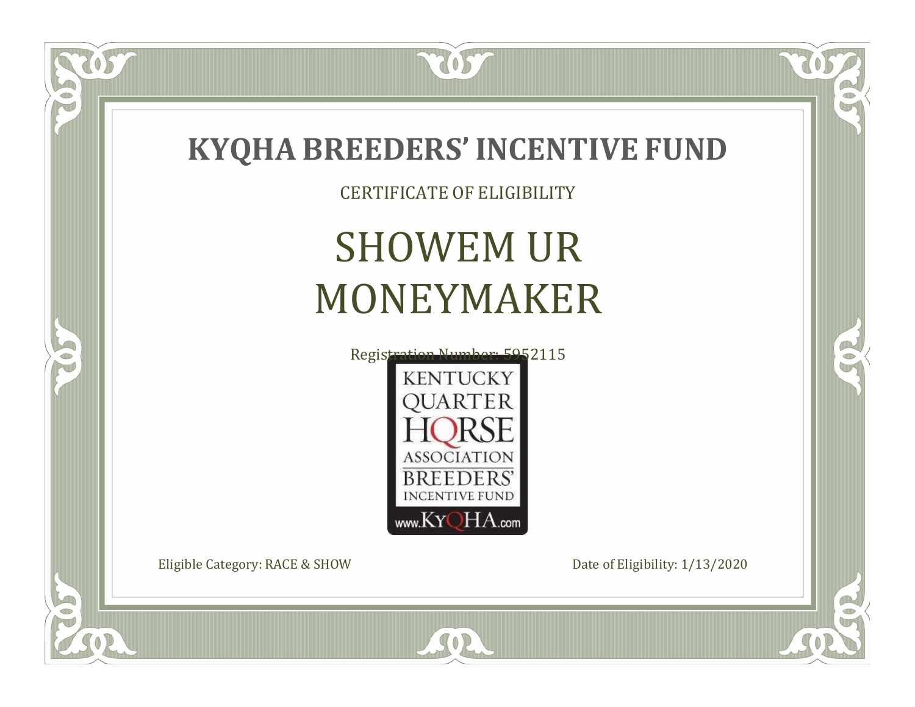# KYQHA BREEDERS' INCENTIVE FUND

CERTIFICATE OF ELIGIBILITY

## SHOWEM UR MONEYMAKER

Registration Number: 5952115

KENTUCKY QUARTER HORSE ASSOCIATION BREEDERS' INCENTIVE FUND

www.KyQHA.com

Eligible Category: RACE & SHOW

Date of Eligibility: 1/13/2020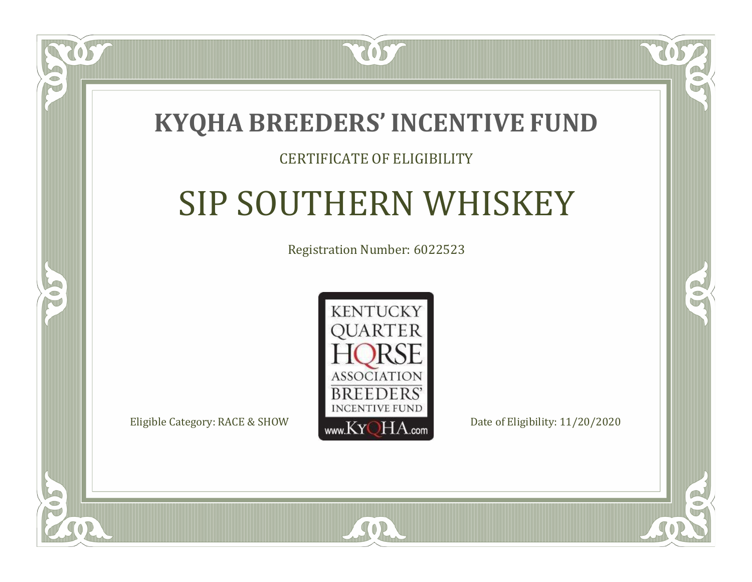# KYQHA BREEDERS' INCENTIVE FUND

CERTIFICATE OF ELIGIBILITY

## SIP SOUTHERN WHISKEY

Registration Number: 6022523

KENTUCKY QUARTER HORSE ASSOCIATION BREEDERS' INCENTIVE FUND www.KyQHA.com

Eligible Category: RACE & SHOW

Date of Eligibility: 11/20/2020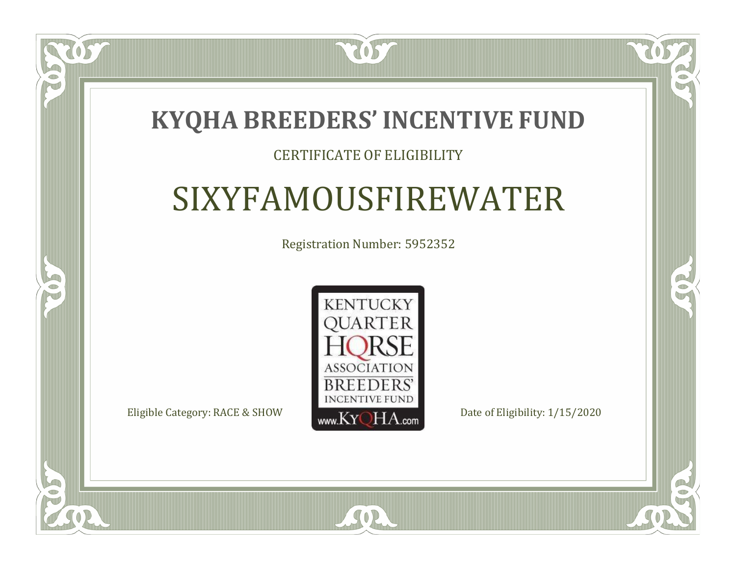# KYQHA BREEDERS' INCENTIVE FUND

CERTIFICATE OF ELIGIBILITY

## SIXYFAMOUSFIREWATER

Registration Number: 5952352

KENTUCKY QUARTER HORSE ASSOCIATION BREEDERS' INCENTIVE FUND www.KyQHA.com

Eligible Category: RACE & SHOW

Date of Eligibility: 1/15/2020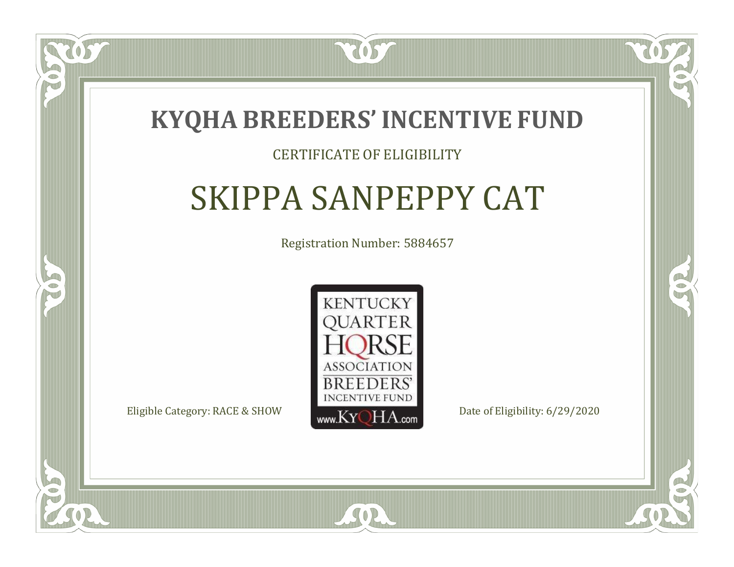# KYQHA BREEDERS' INCENTIVE FUND

CERTIFICATE OF ELIGIBILITY

## SKIPPA SANPEPPY CAT

Registration Number: 5884657

KENTUCKY QUARTER HORSE ASSOCIATION BREEDERS' INCENTIVE FUND www.KyQHA.com

Eligible Category: RACE & SHOW

Date of Eligibility: 6/29/2020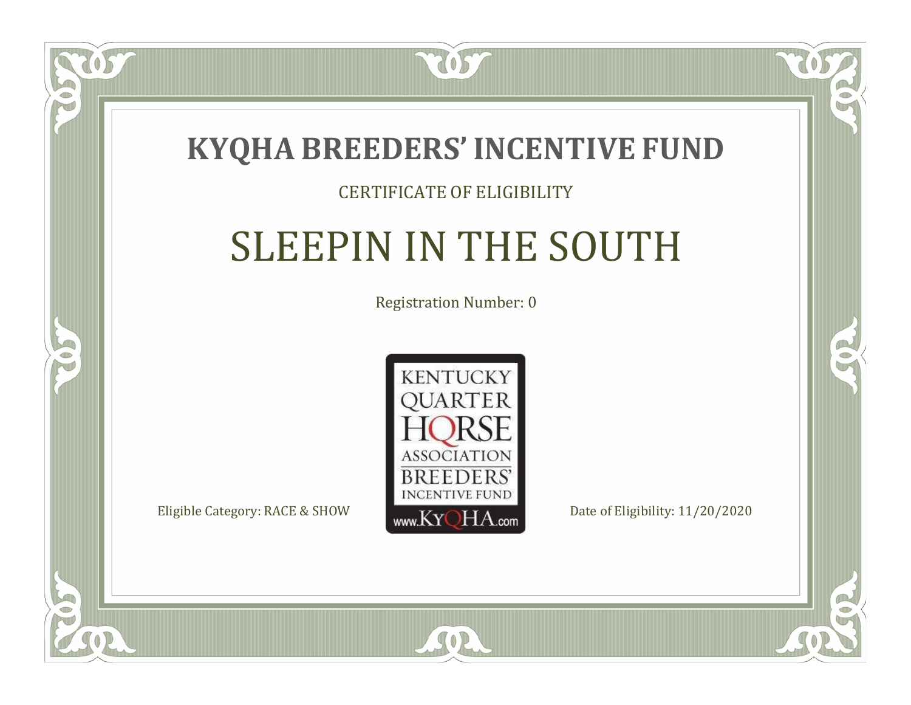# KYQHA BREEDERS' INCENTIVE FUND

CERTIFICATE OF ELIGIBILITY

## SLEEPIN IN THE SOUTH

Registration Number: 0

KENTUCKY QUARTER HORSE ASSOCIATION BREEDERS' INCENTIVE FUND www.KyQHA.com

Eligible Category: RACE & SHOW

Date of Eligibility: 11/20/2020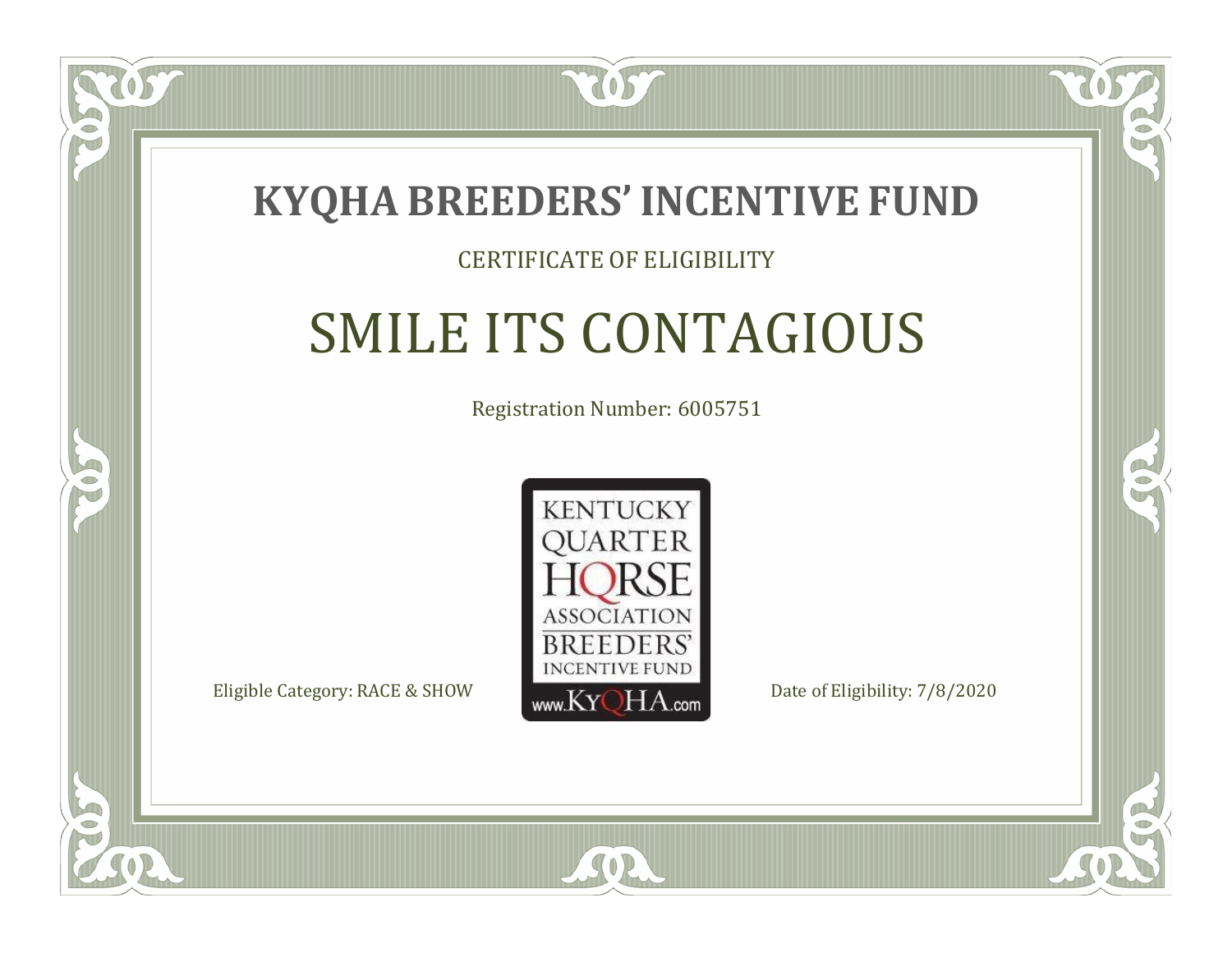# KYQHA BREEDERS' INCENTIVE FUND

CERTIFICATE OF ELIGIBILITY

## SMILE ITS CONTAGIOUS

Registration Number: 6005751

KENTUCKY QUARTER HORSE ASSOCIATION BREEDERS' INCENTIVE FUND www.KyQHA.com

Eligible Category: RACE & SHOW

Date of Eligibility: 7/8/2020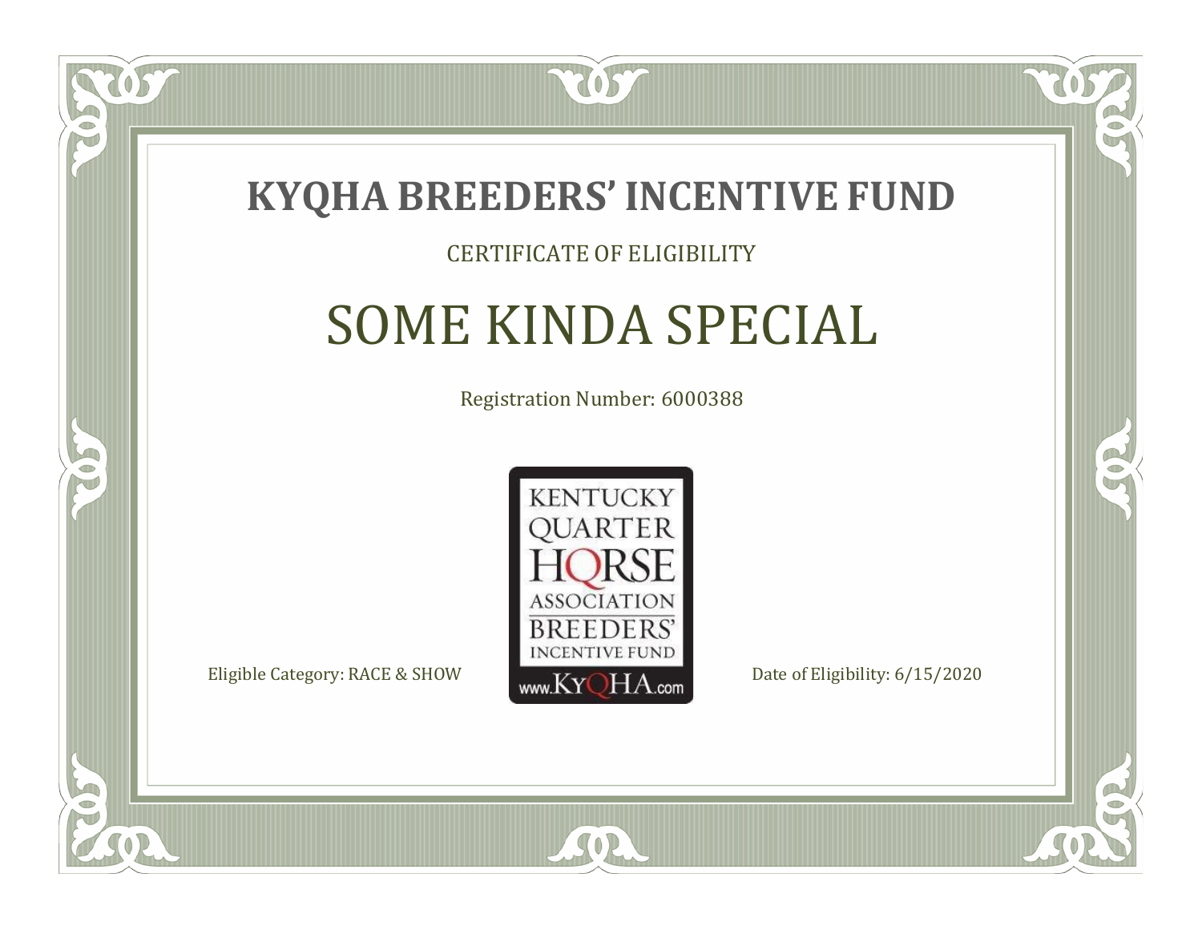# KYQHA BREEDERS' INCENTIVE FUND

CERTIFICATE OF ELIGIBILITY

## SOME KINDA SPECIAL

Registration Number: 6000388

KENTUCKY QUARTER HORSE ASSOCIATION BREEDERS' INCENTIVE FUND www.KyQHA.com

Eligible Category: RACE & SHOW

Date of Eligibility: 6/15/2020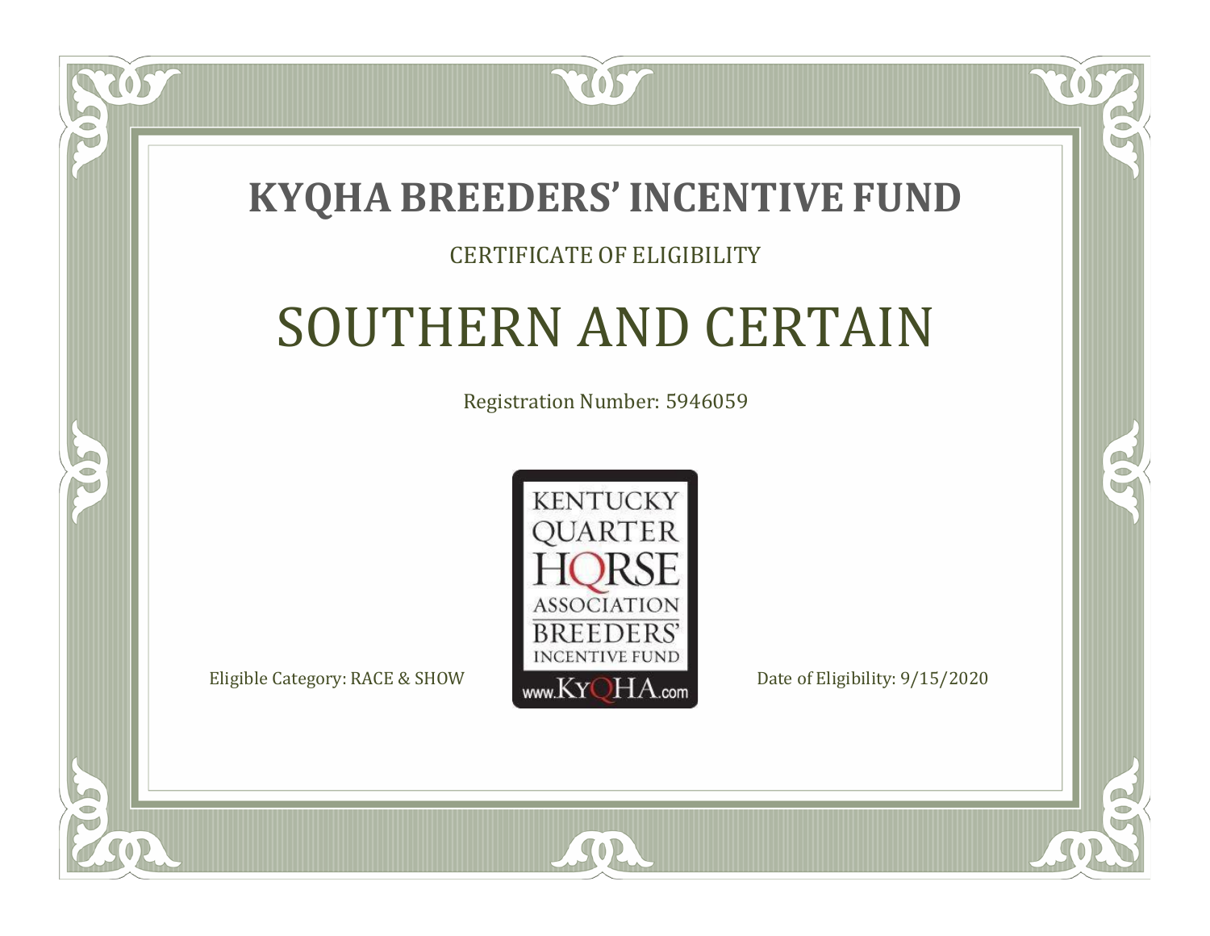# KYQHA BREEDERS' INCENTIVE FUND

CERTIFICATE OF ELIGIBILITY

## SOUTHERN AND CERTAIN

Registration Number: 5946059

KENTUCKY QUARTER HORSE ASSOCIATION BREEDERS' INCENTIVE FUND www.KyQHA.com

Eligible Category: RACE & SHOW

Date of Eligibility: 9/15/2020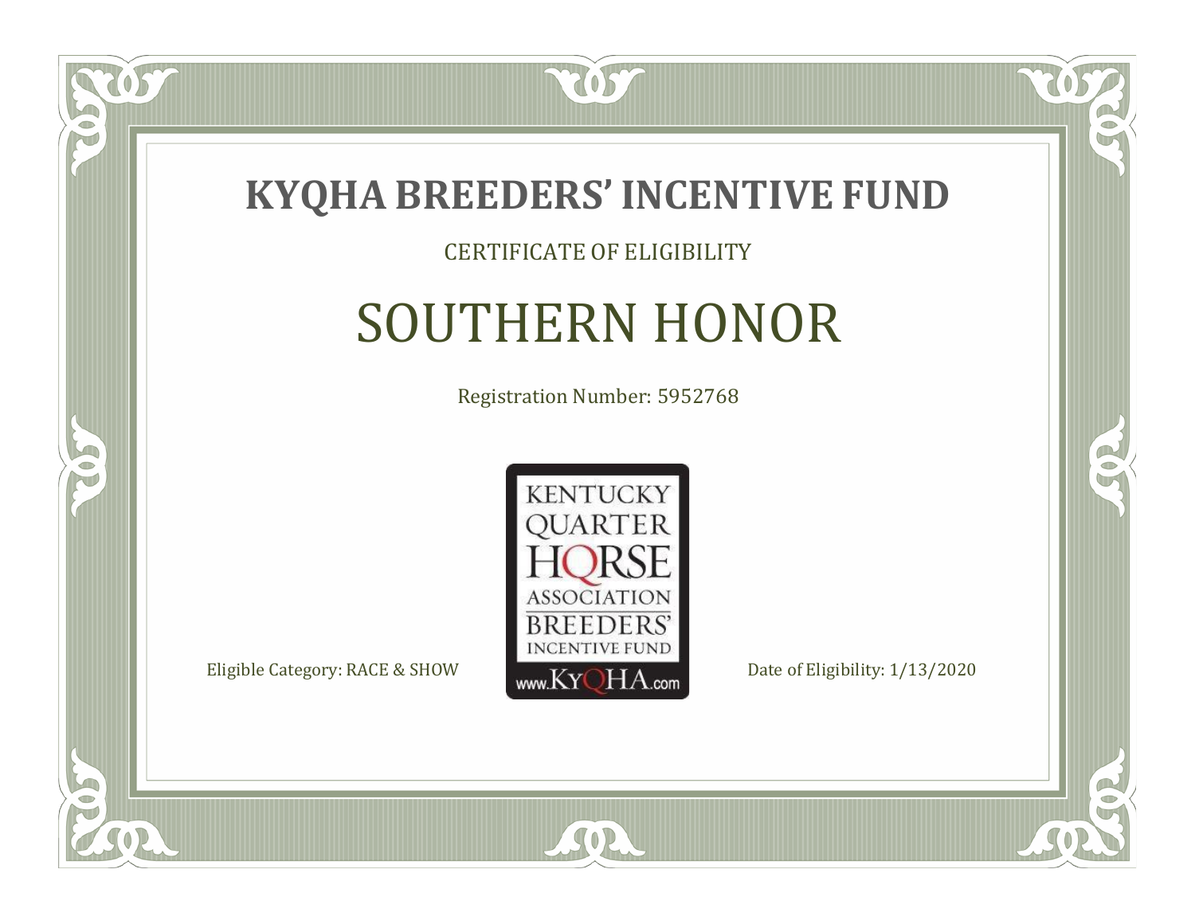# KYQHA BREEDERS' INCENTIVE FUND

CERTIFICATE OF ELIGIBILITY

## SOUTHERN HONOR

Registration Number: 5952768

KENTUCKY QUARTER HORSE ASSOCIATION BREEDERS' INCENTIVE FUND www.KyQHA.com

Eligible Category: RACE & SHOW

Date of Eligibility: 1/13/2020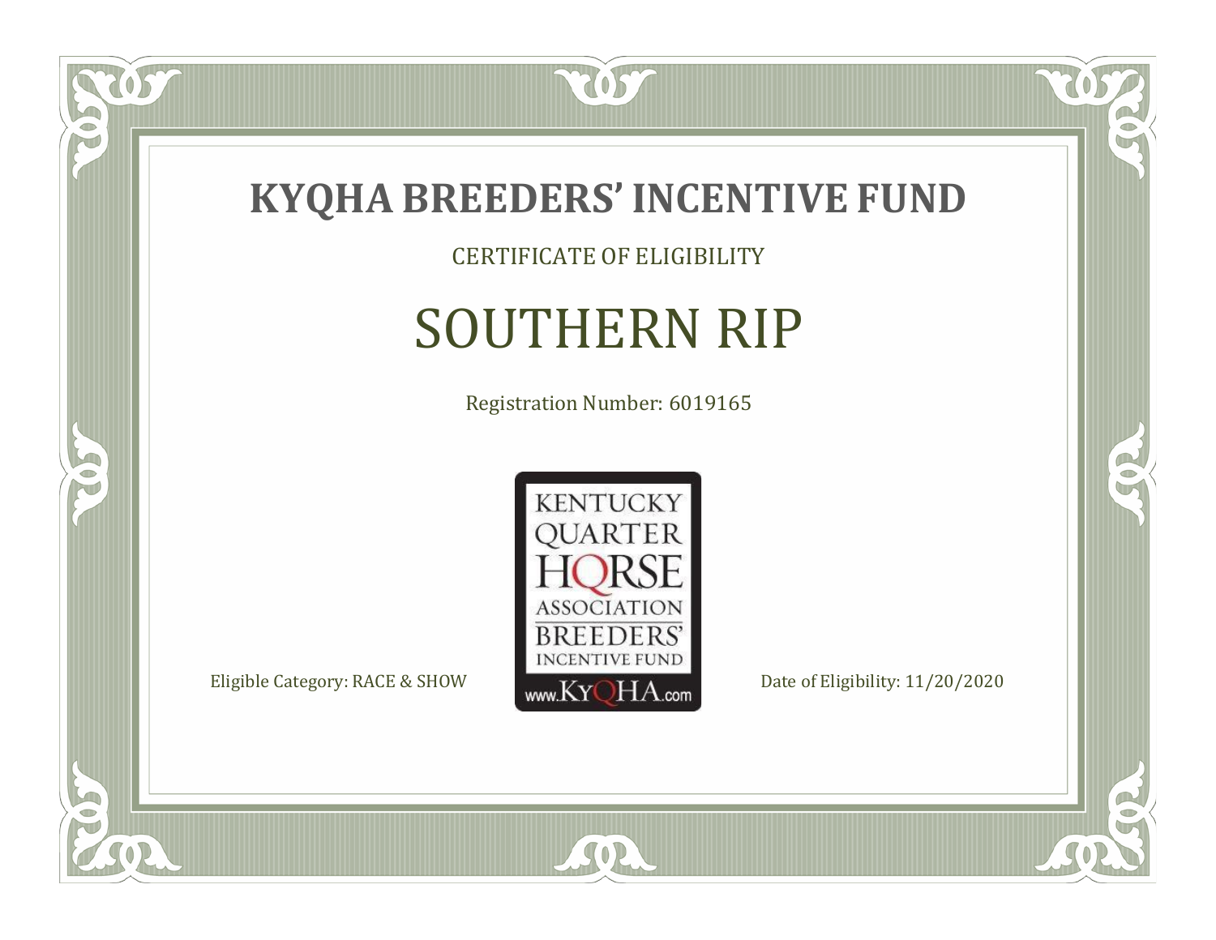# KYQHA BREEDERS' INCENTIVE FUND

CERTIFICATE OF ELIGIBILITY

## SOUTHERN RIP

Registration Number: 6019165

KENTUCKY QUARTER HORSE ASSOCIATION BREEDERS' INCENTIVE FUND www.KyQHA.com

Eligible Category: RACE & SHOW

Date of Eligibility: 11/20/2020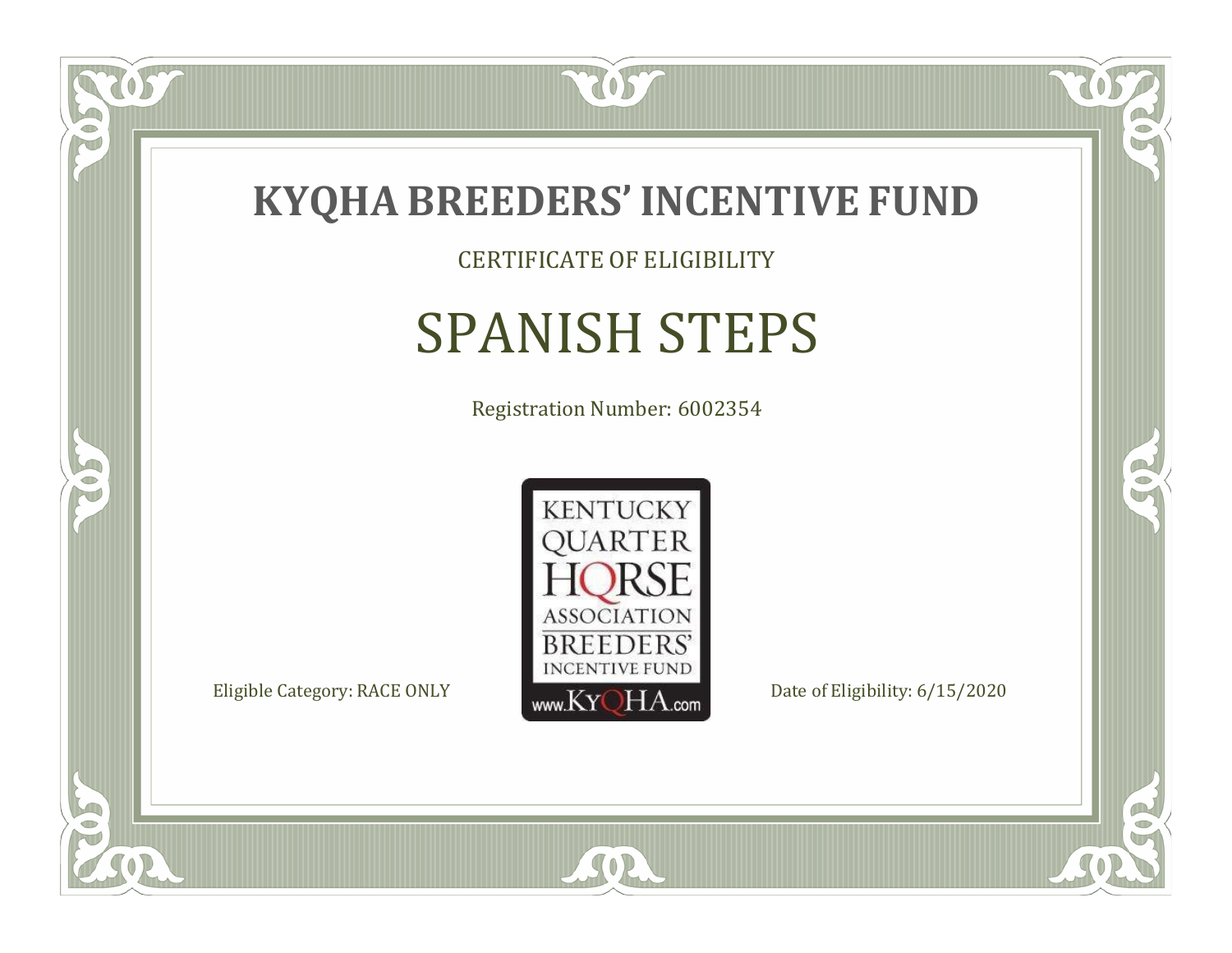# KYQHA BREEDERS' INCENTIVE FUND

CERTIFICATE OF ELIGIBILITY

## SPANISH STEPS

Registration Number: 6002354

KENTUCKY QUARTER HORSE ASSOCIATION BREEDERS' INCENTIVE FUND www.KyQHA.com

Eligible Category: RACE ONLY

Date of Eligibility: 6/15/2020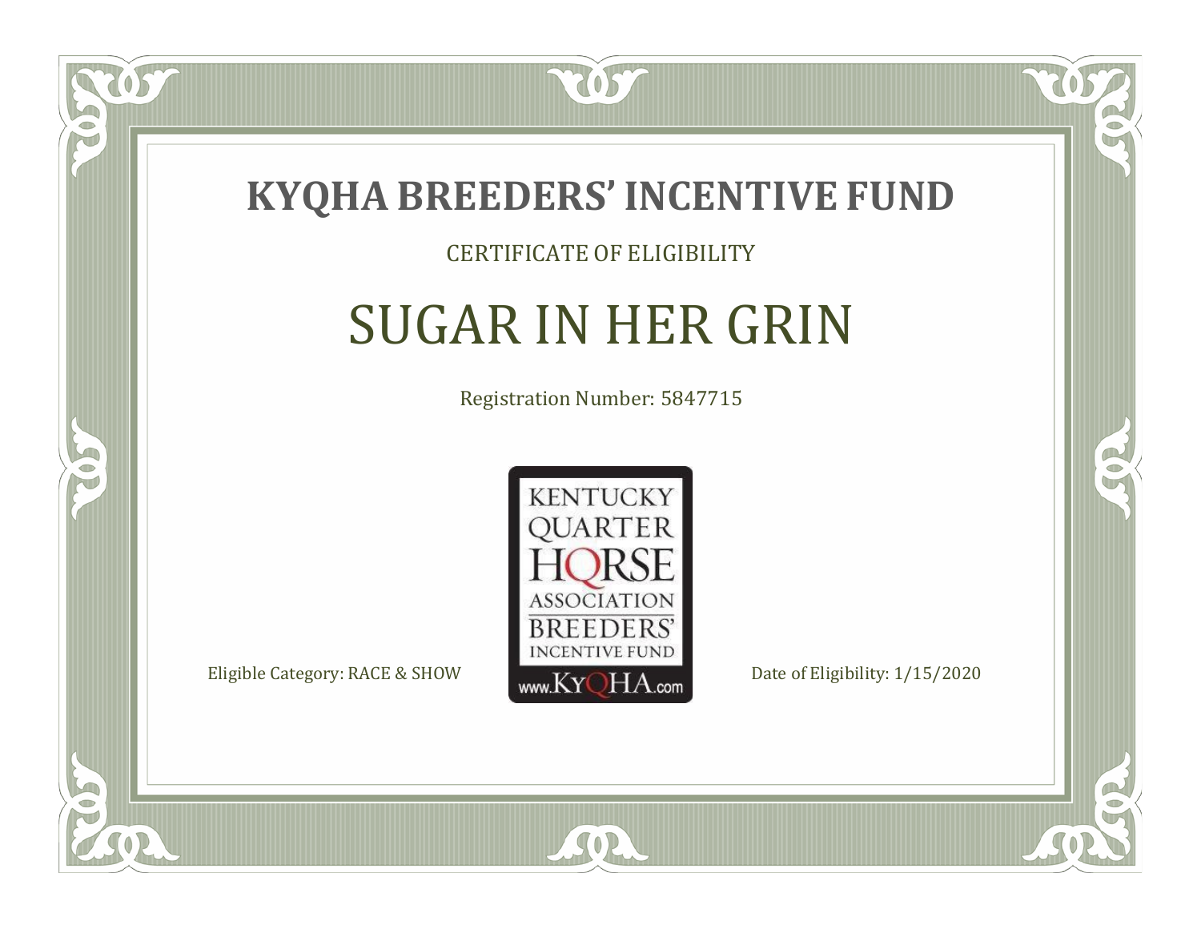# KYQHA BREEDERS' INCENTIVE FUND

CERTIFICATE OF ELIGIBILITY

## SUGAR IN HER GRIN

Registration Number: 5847715

KENTUCKY QUARTER HORSE ASSOCIATION BREEDERS' INCENTIVE FUND www.KyQHA.com

Eligible Category: RACE & SHOW

Date of Eligibility: 1/15/2020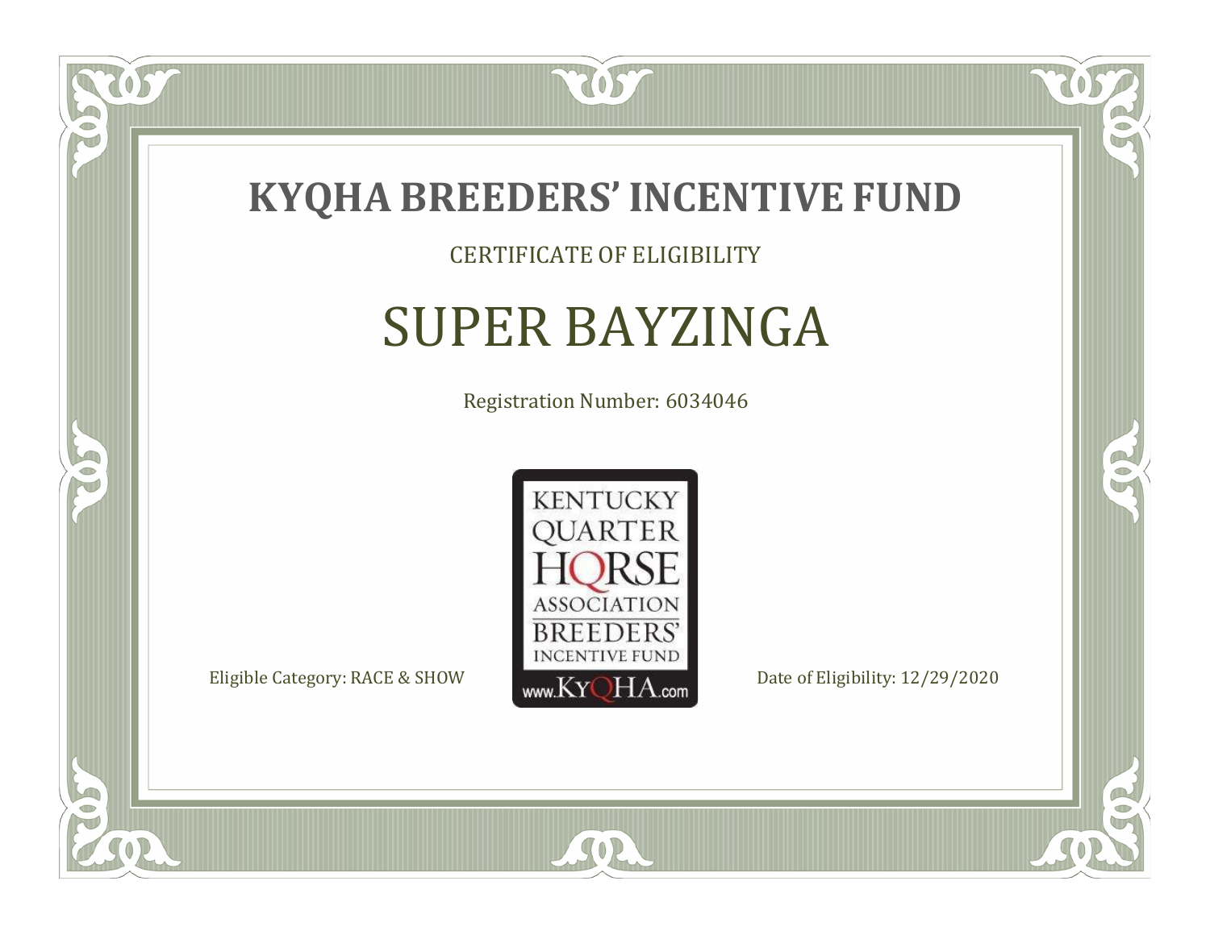# KYQHA BREEDERS' INCENTIVE FUND

CERTIFICATE OF ELIGIBILITY

## SUPER BAYZINGA

Registration Number: 6034046

KENTUCKY QUARTER HORSE ASSOCIATION BREEDERS' INCENTIVE FUND www.KyQHA.com

Eligible Category: RACE & SHOW

Date of Eligibility: 12/29/2020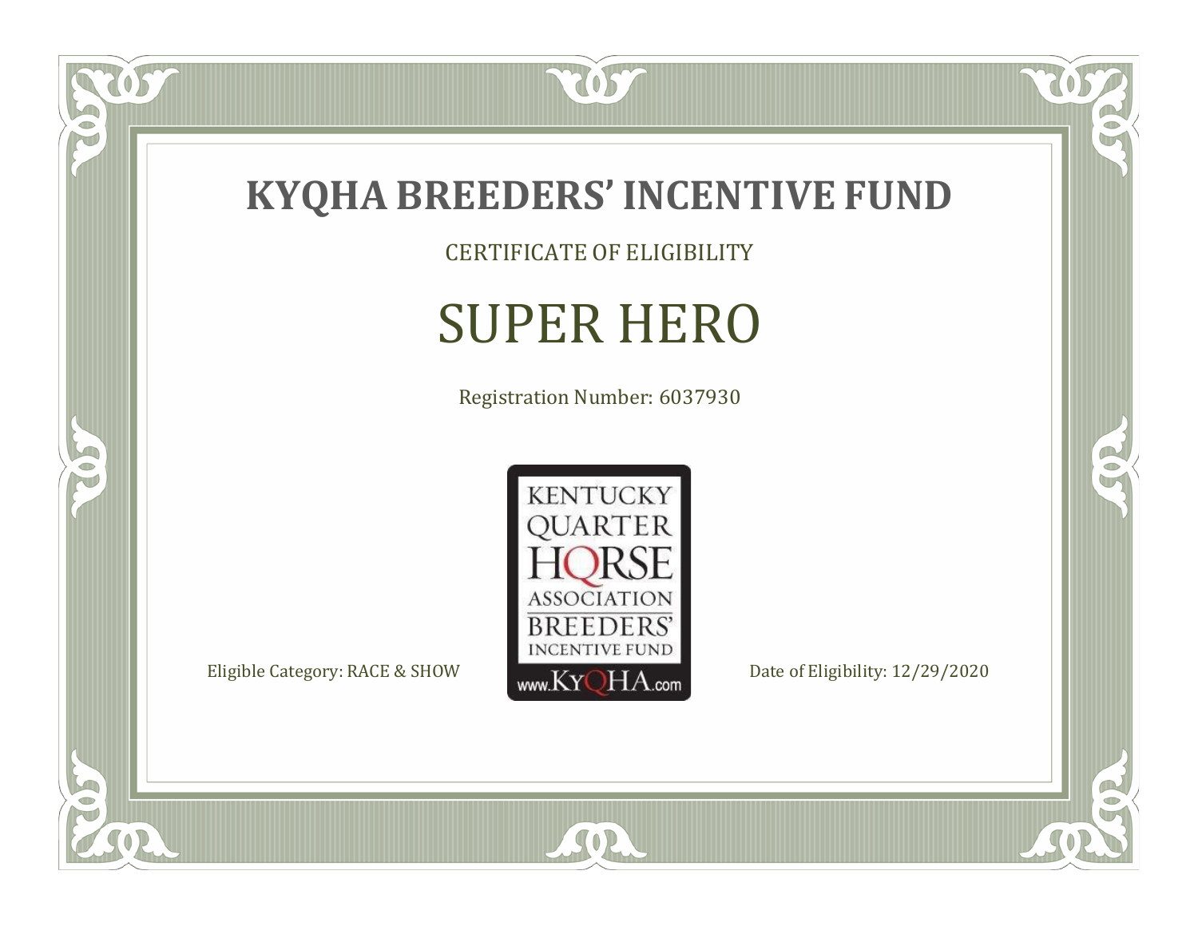# KYQHA BREEDERS' INCENTIVE FUND

CERTIFICATE OF ELIGIBILITY

## SUPER HERO

Registration Number: 6037930

KENTUCKY QUARTER HORSE ASSOCIATION BREEDERS' INCENTIVE FUND www.KyQHA.com

Eligible Category: RACE & SHOW

Date of Eligibility: 12/29/2020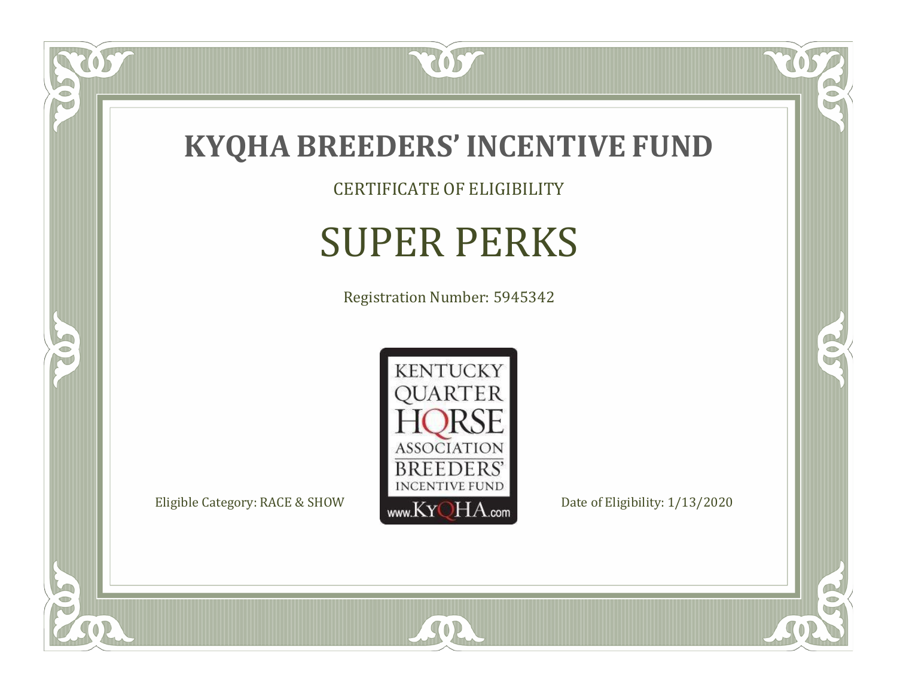# KYQHA BREEDERS' INCENTIVE FUND

CERTIFICATE OF ELIGIBILITY

## SUPER PERKS

Registration Number: 5945342

KENTUCKY QUARTER HORSE ASSOCIATION BREEDERS' INCENTIVE FUND www.KyQHA.com

Eligible Category: RACE & SHOW

Date of Eligibility: 1/13/2020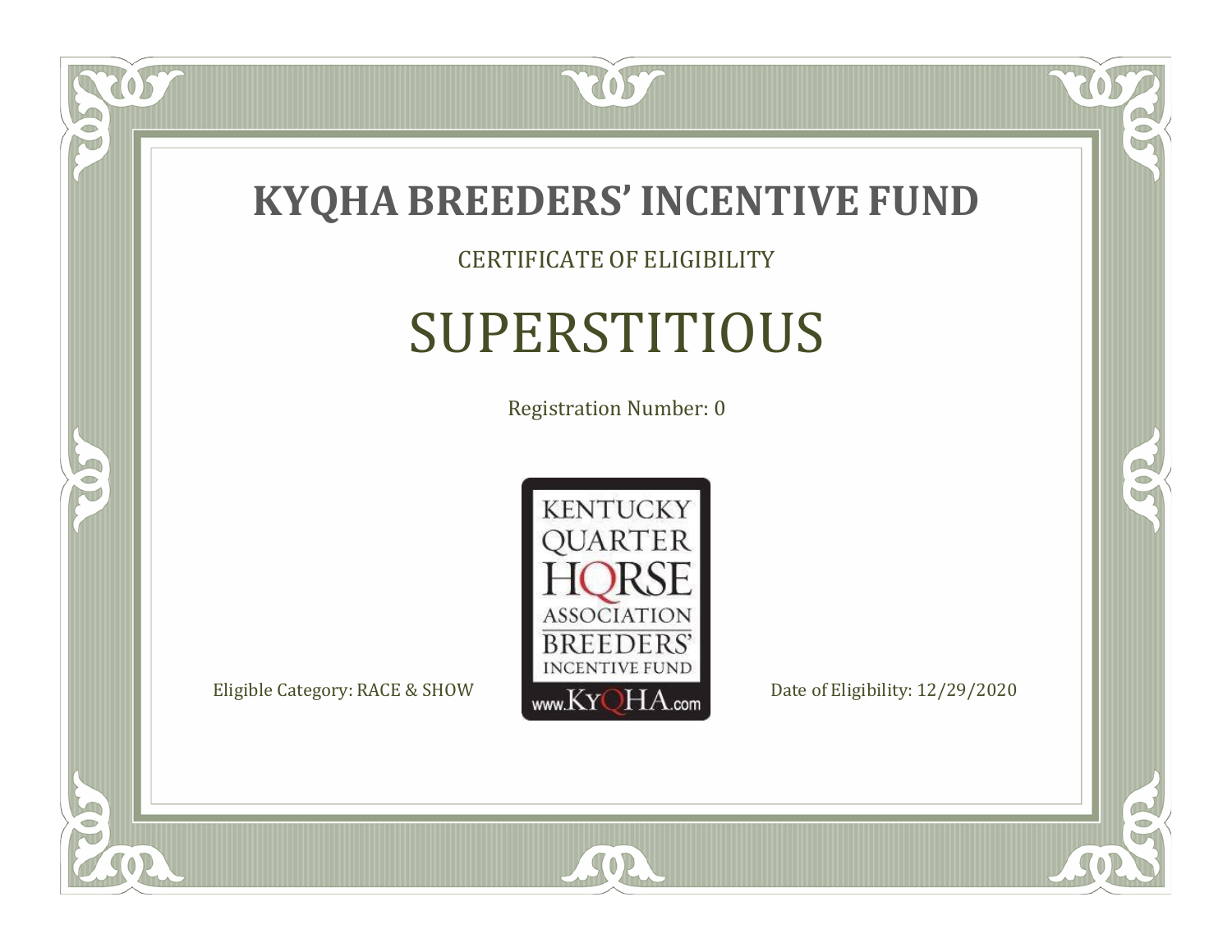# KYQHA BREEDERS' INCENTIVE FUND

CERTIFICATE OF ELIGIBILITY

## SUPERSTITIOUS

Registration Number: 0

KENTUCKY QUARTER HORSE ASSOCIATION BREEDERS' INCENTIVE FUND www.KyQHA.com

Eligible Category: RACE & SHOW

Date of Eligibility: 12/29/2020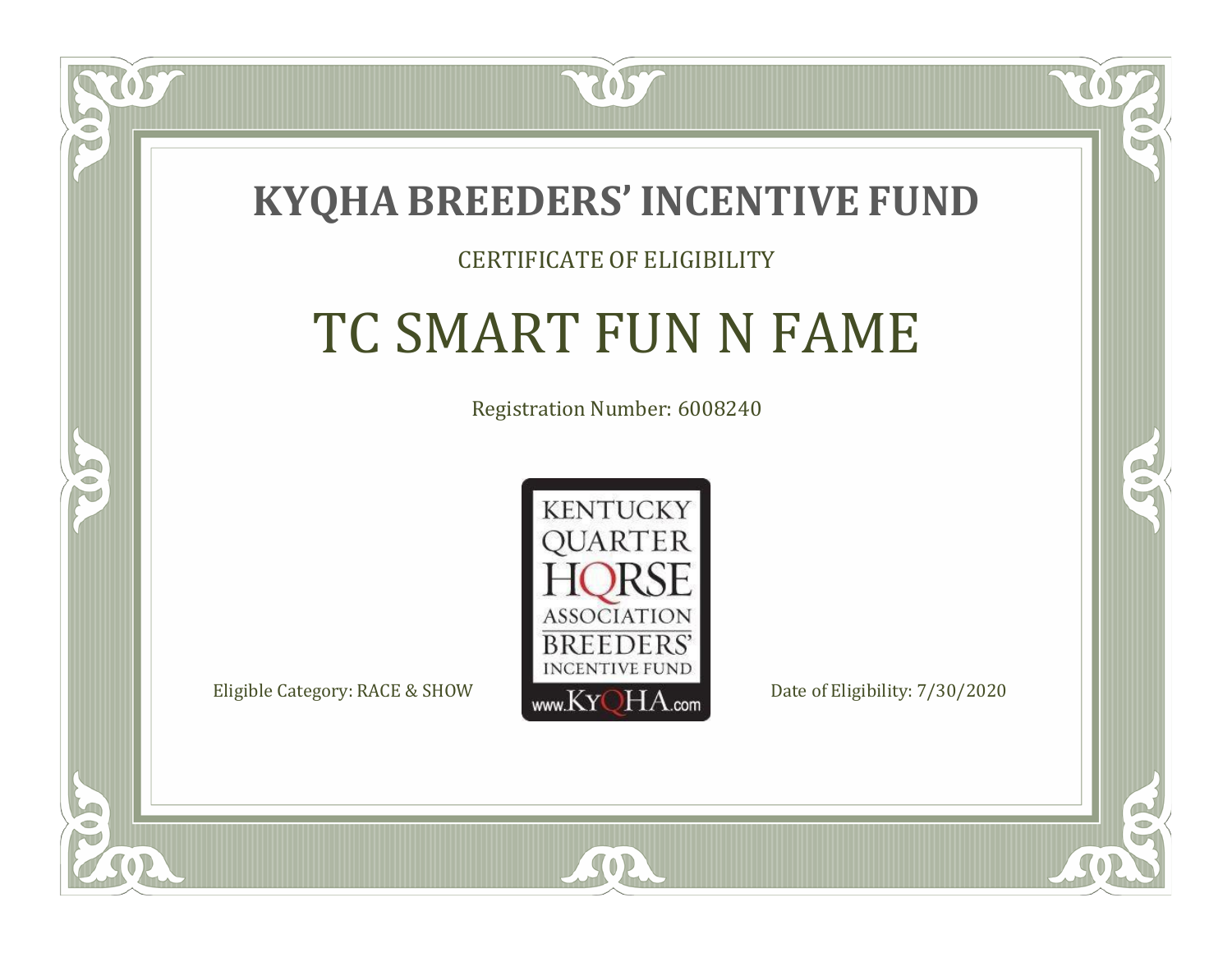# KYQHA BREEDERS' INCENTIVE FUND

CERTIFICATE OF ELIGIBILITY

## TC SMART FUN N FAME

Registration Number: 6008240

KENTUCKY QUARTER HORSE ASSOCIATION BREEDERS' INCENTIVE FUND www.KyQHA.com

Eligible Category: RACE & SHOW

Date of Eligibility: 7/30/2020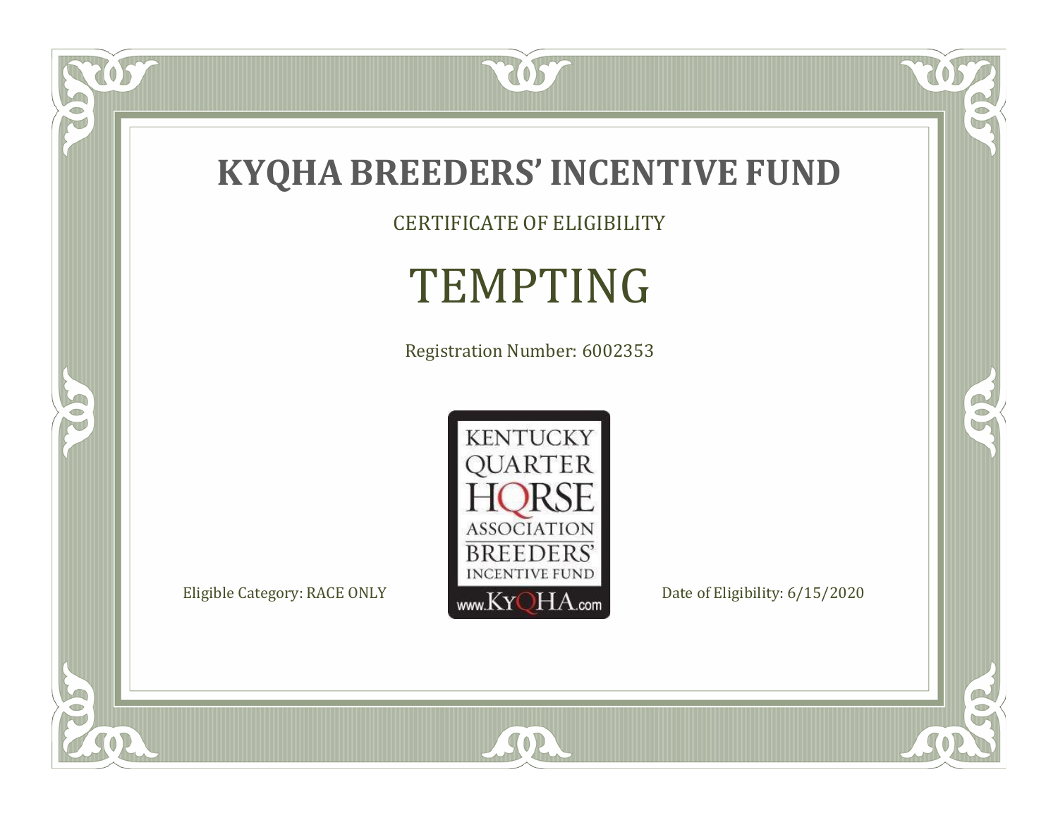# KYQHA BREEDERS' INCENTIVE FUND

CERTIFICATE OF ELIGIBILITY

## TEMPTING

Registration Number: 6002353

KENTUCKY QUARTER HORSE ASSOCIATION BREEDERS' INCENTIVE FUND www.KyQHA.com

Eligible Category: RACE ONLY

Date of Eligibility: 6/15/2020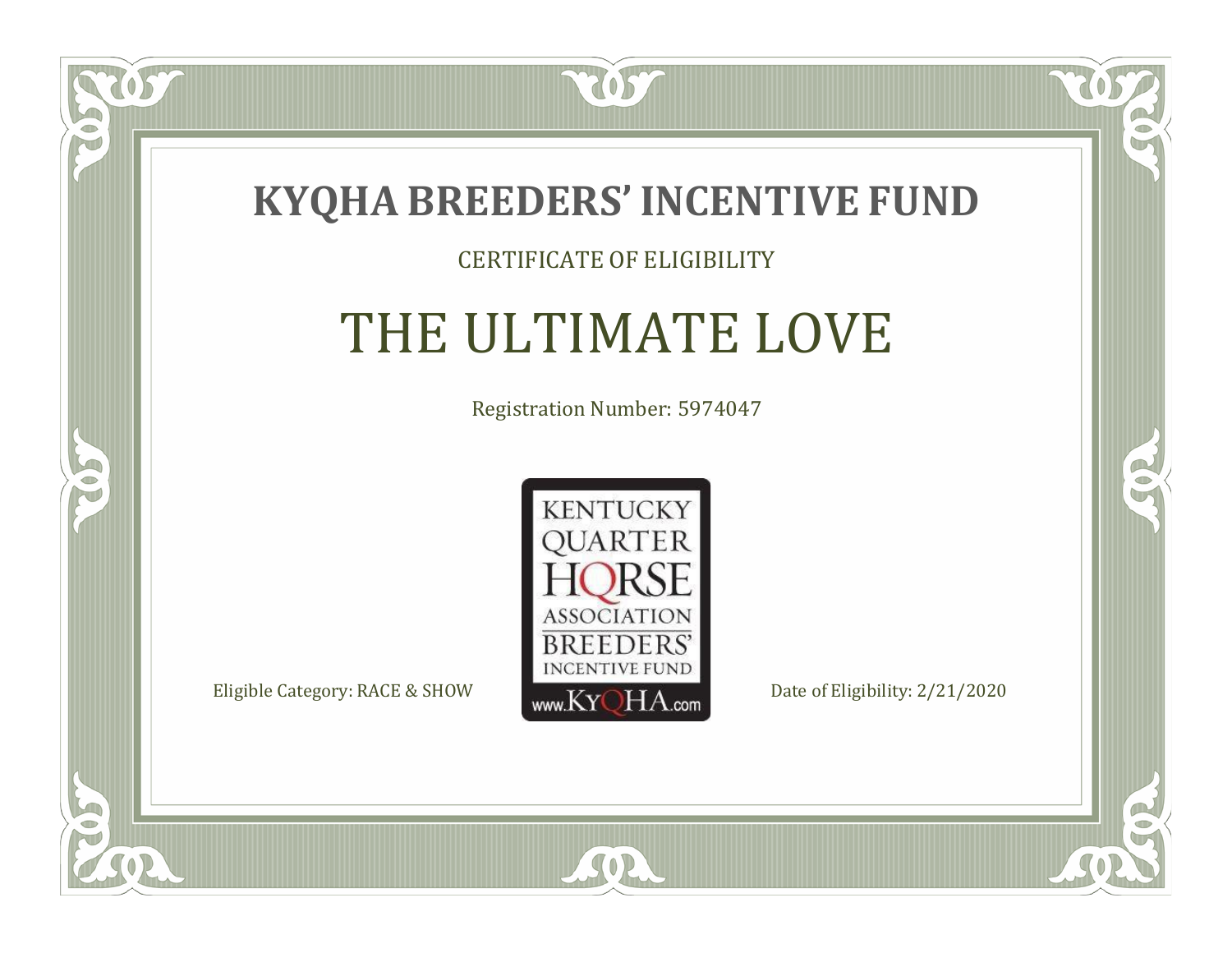# KYQHA BREEDERS' INCENTIVE FUND

CERTIFICATE OF ELIGIBILITY

## THE ULTIMATE LOVE

Registration Number: 5974047

KENTUCKY QUARTER HORSE ASSOCIATION BREEDERS' INCENTIVE FUND www.KyQHA.com

Eligible Category: RACE & SHOW

Date of Eligibility: 2/21/2020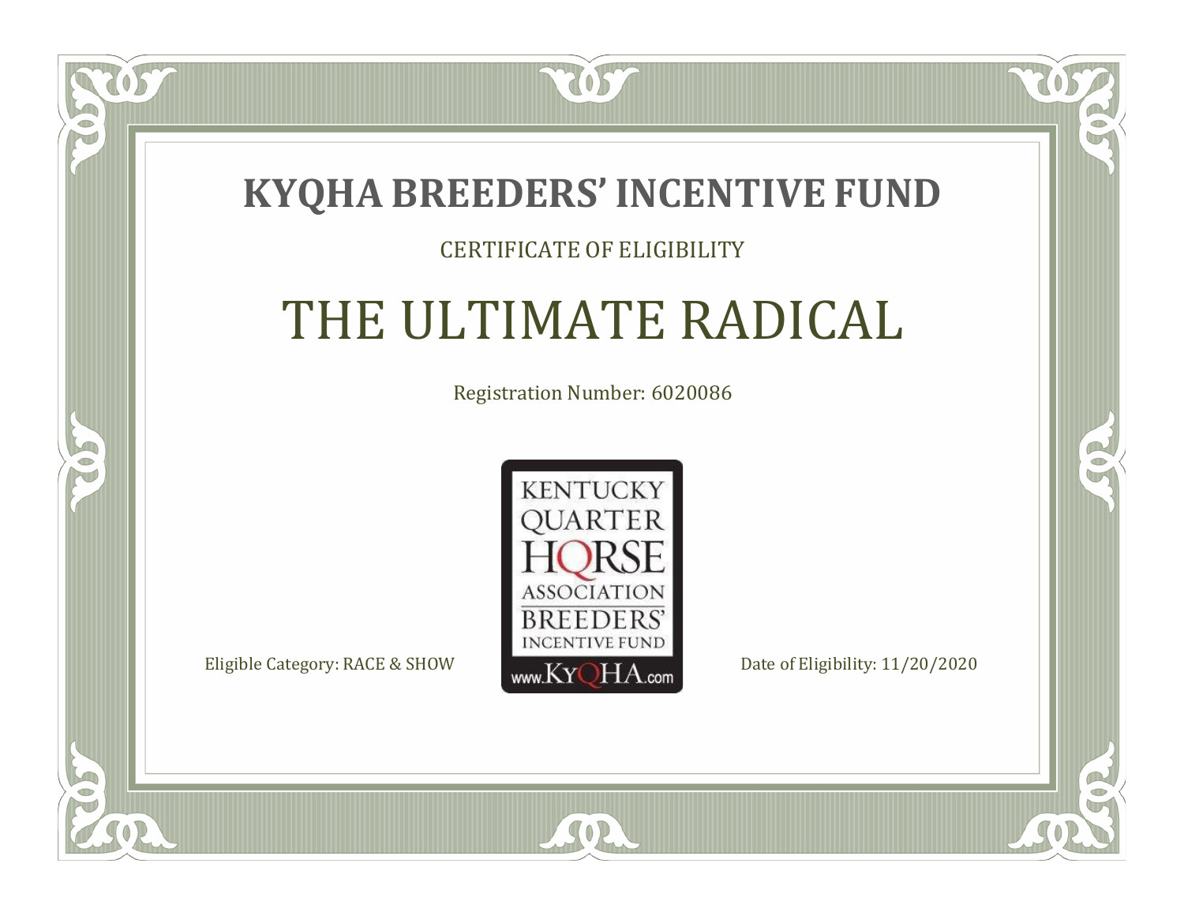# KYQHA BREEDERS' INCENTIVE FUND

CERTIFICATE OF ELIGIBILITY

## THE ULTIMATE RADICAL

Registration Number: 6020086

KENTUCKY QUARTER HORSE ASSOCIATION BREEDERS' INCENTIVE FUND

www.KyQHA.com

Eligible Category: RACE & SHOW

Date of Eligibility: 11/20/2020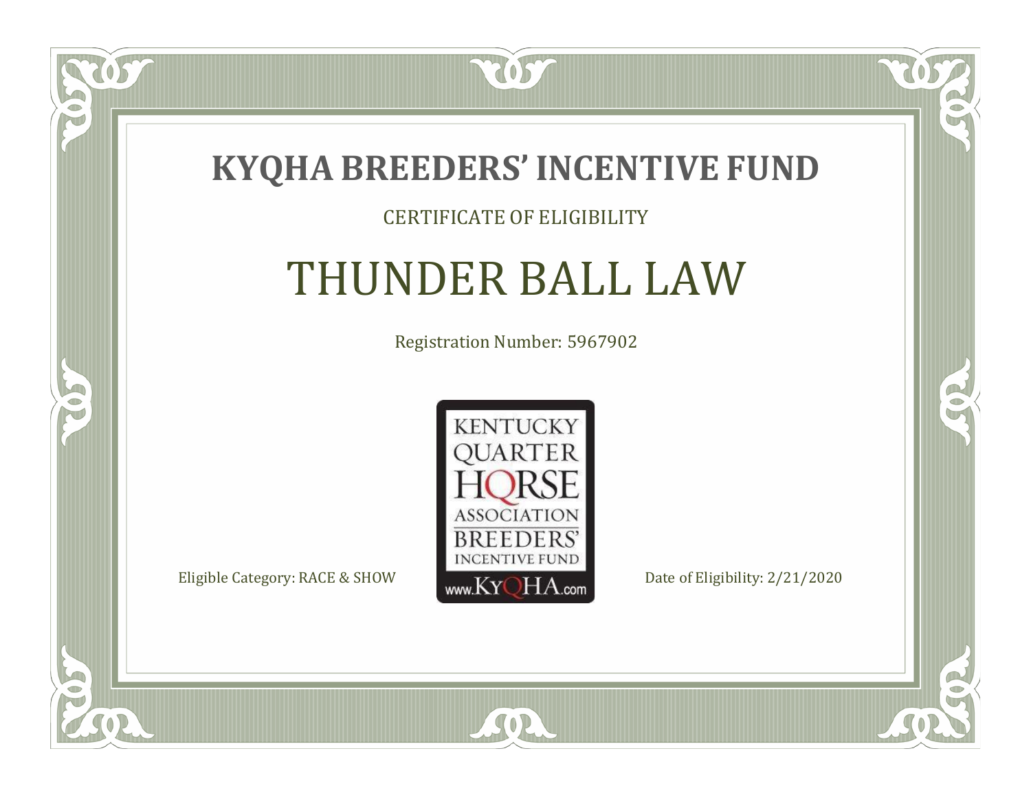# KYQHA BREEDERS' INCENTIVE FUND

CERTIFICATE OF ELIGIBILITY

## THUNDER BALL LAW

Registration Number: 5967902

KENTUCKY QUARTER HORSE ASSOCIATION BREEDERS' INCENTIVE FUND www.KyQHA.com

Eligible Category: RACE & SHOW

Date of Eligibility: 2/21/2020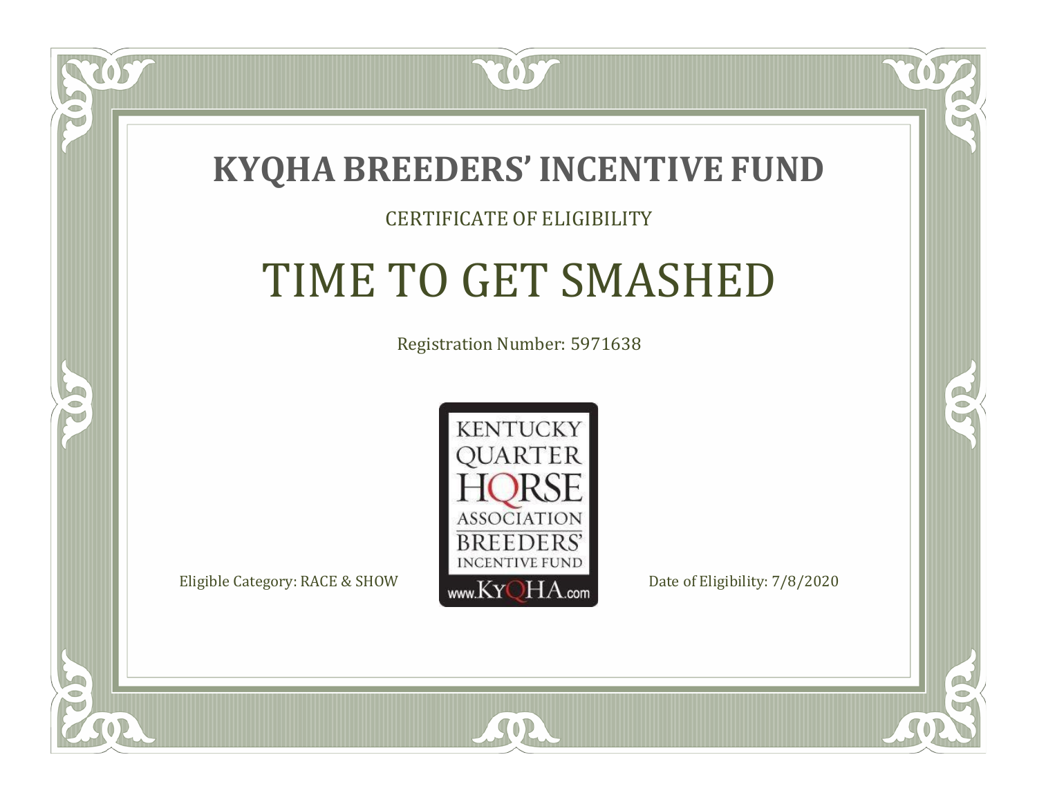# KYQHA BREEDERS' INCENTIVE FUND

CERTIFICATE OF ELIGIBILITY

## TIME TO GET SMASHED

Registration Number: 5971638

KENTUCKY QUARTER HORSE ASSOCIATION BREEDERS' INCENTIVE FUND www.KyQHA.com

Eligible Category: RACE & SHOW

Date of Eligibility: 7/8/2020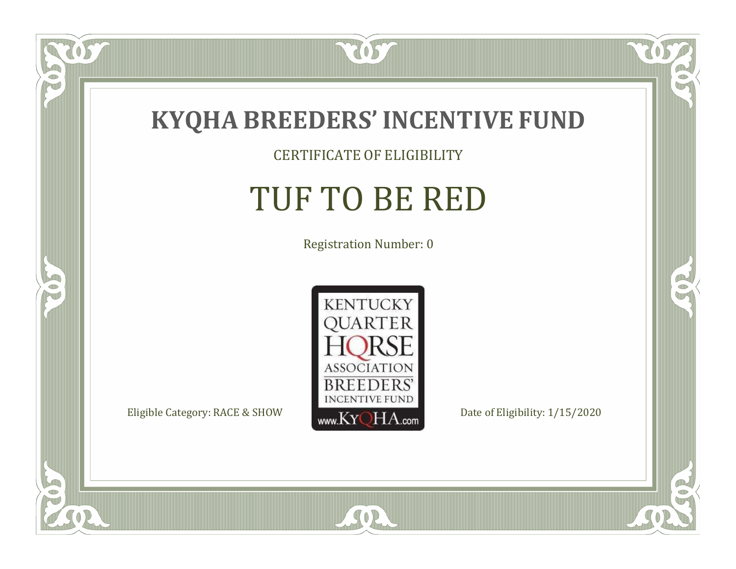# KYQHA BREEDERS' INCENTIVE FUND

CERTIFICATE OF ELIGIBILITY

## TUF TO BE RED

Registration Number: 0

KENTUCKY QUARTER HORSE ASSOCIATION BREEDERS' INCENTIVE FUND www.KyQHA.com

Eligible Category: RACE & SHOW

Date of Eligibility: 1/15/2020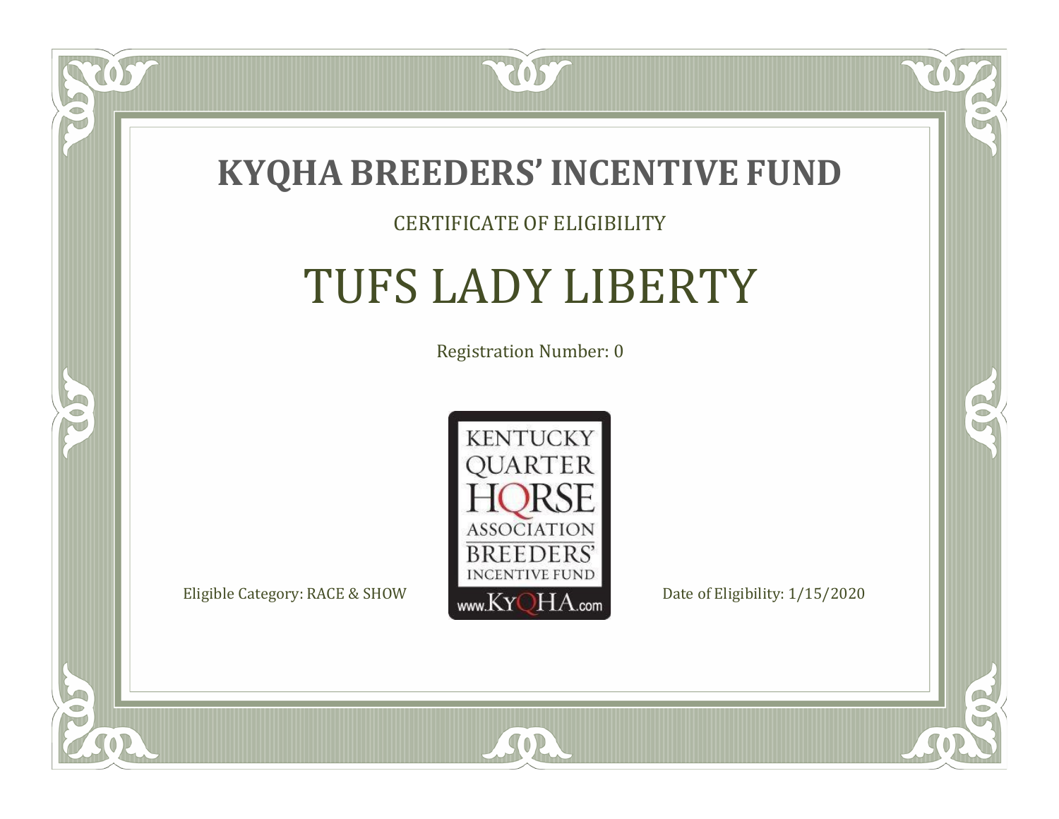# KYQHA BREEDERS' INCENTIVE FUND

CERTIFICATE OF ELIGIBILITY

## TUFS LADY LIBERTY

Registration Number: 0

KENTUCKY QUARTER HORSE ASSOCIATION BREEDERS' INCENTIVE FUND www.KyQHA.com

Eligible Category: RACE & SHOW

Date of Eligibility: 1/15/2020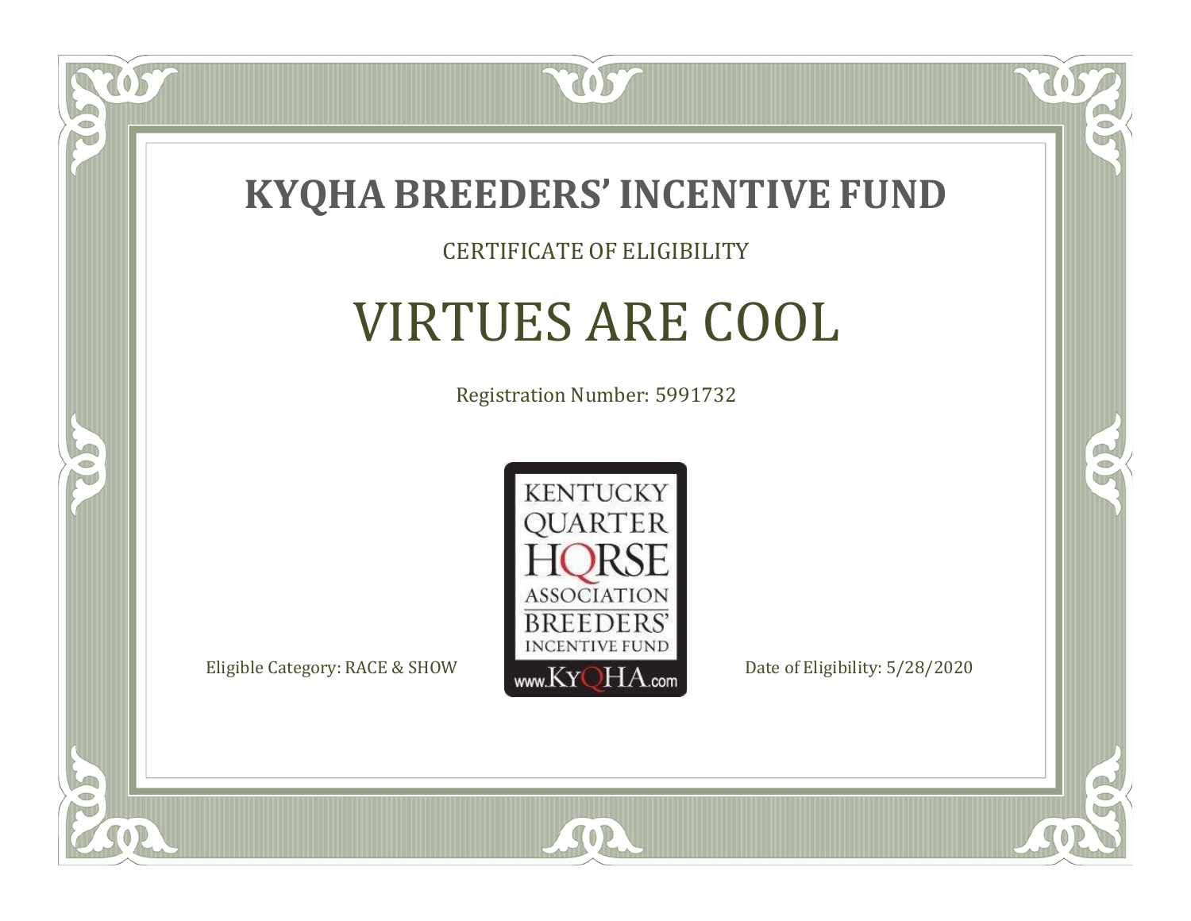# KYQHA BREEDERS' INCENTIVE FUND

CERTIFICATE OF ELIGIBILITY

## VIRTUES ARE COOL

Registration Number: 5991732

KENTUCKY QUARTER HORSE ASSOCIATION BREEDERS' INCENTIVE FUND www.KyQHA.com

Eligible Category: RACE & SHOW

Date of Eligibility: 5/28/2020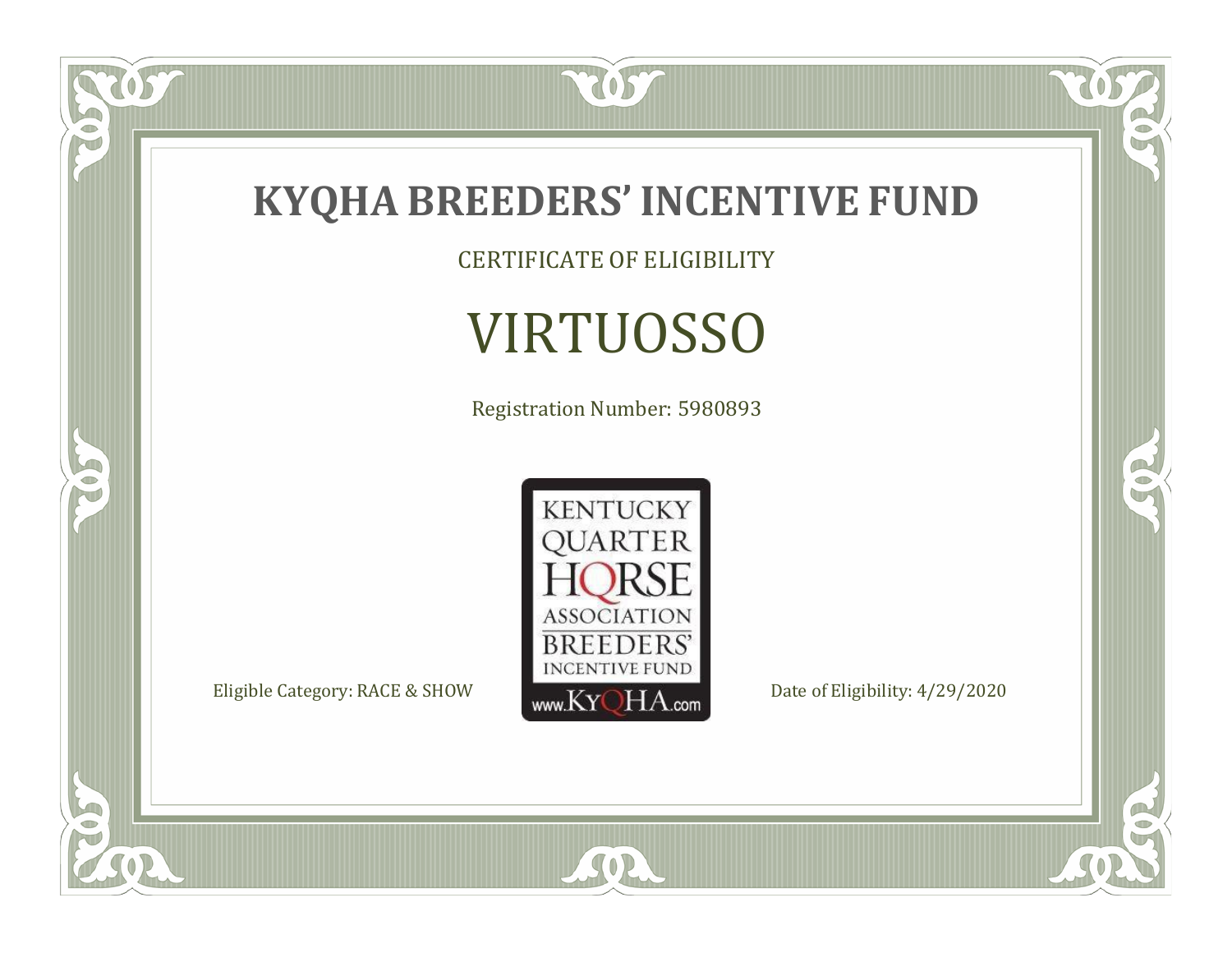# KYQHA BREEDERS' INCENTIVE FUND

CERTIFICATE OF ELIGIBILITY

## VIRTUOSSO

Registration Number: 5980893

KENTUCKY QUARTER HORSE ASSOCIATION BREEDERS' INCENTIVE FUND www.KyQHA.com

Eligible Category: RACE & SHOW

Date of Eligibility: 4/29/2020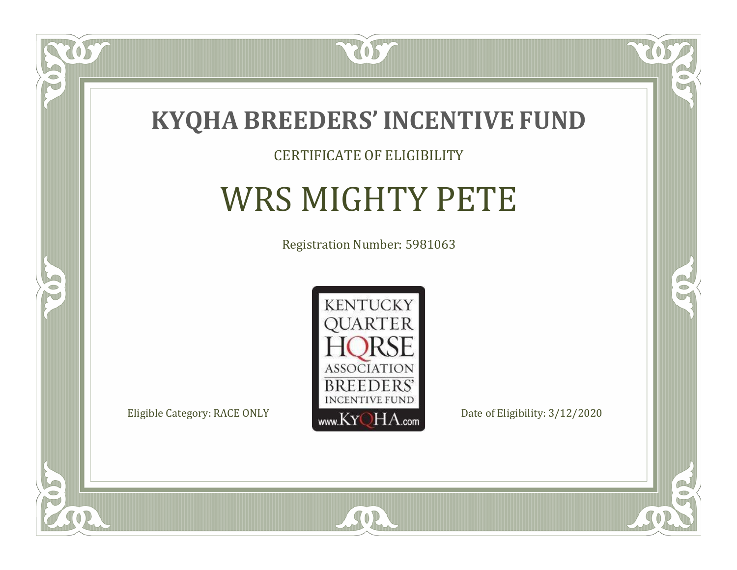# KYQHA BREEDERS' INCENTIVE FUND

CERTIFICATE OF ELIGIBILITY

## WRS MIGHTY PETE

Registration Number: 5981063

KENTUCKY QUARTER HORSE ASSOCIATION BREEDERS' INCENTIVE FUND www.KyQHA.com

Eligible Category: RACE ONLY

Date of Eligibility: 3/12/2020